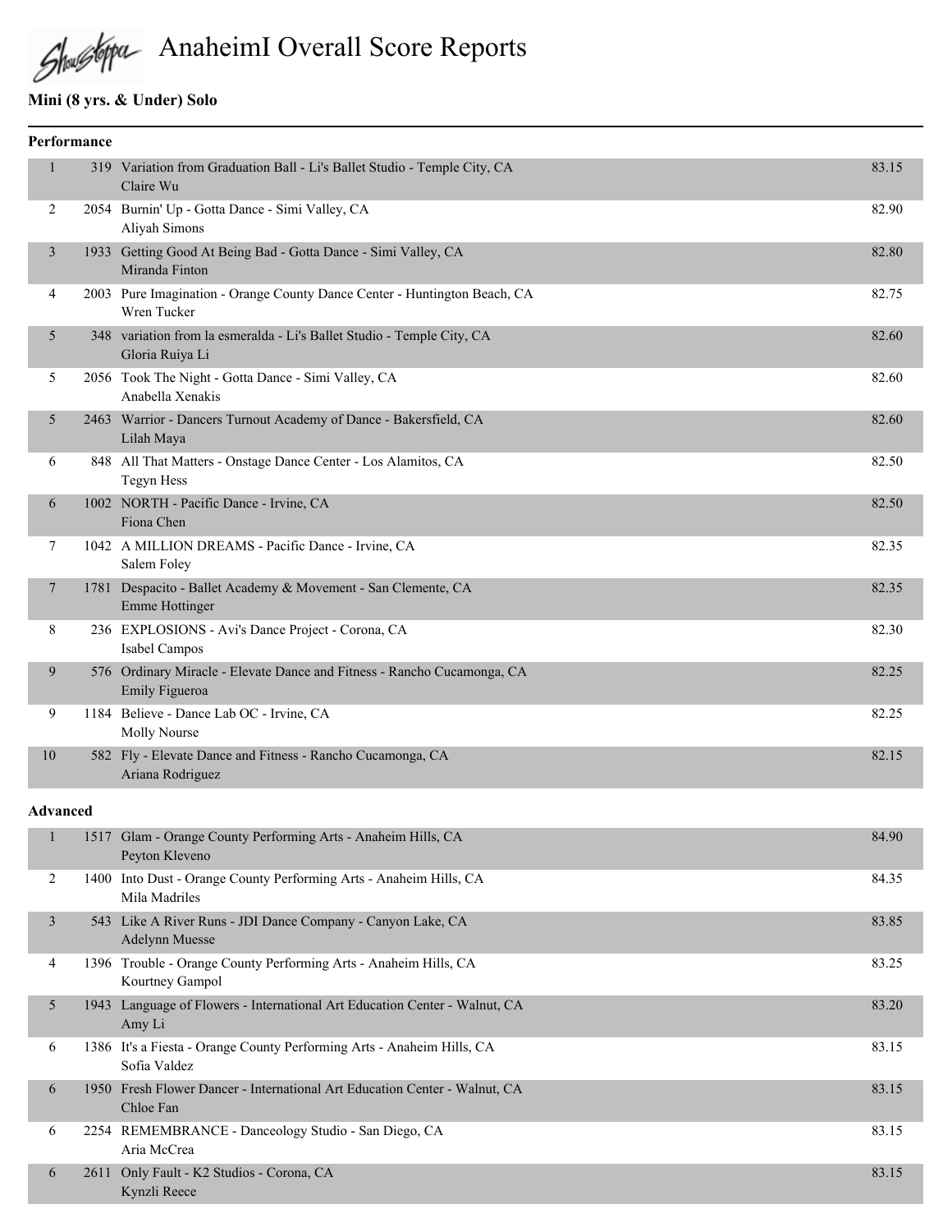# AnaheimI Overall Score Reports

## Mini (8 yrs. & Under) Solo

### Performance

| Place | No. | Entry | Score |
|---|---|---|---|
| 1 | 319 | Variation from Graduation Ball - Li's Ballet Studio - Temple City, CA<br>Claire Wu | 83.15 |
| 2 | 2054 | Burnin' Up - Gotta Dance - Simi Valley, CA<br>Aliyah Simons | 82.90 |
| 3 | 1933 | Getting Good At Being Bad - Gotta Dance - Simi Valley, CA<br>Miranda Finton | 82.80 |
| 4 | 2003 | Pure Imagination - Orange County Dance Center - Huntington Beach, CA<br>Wren Tucker | 82.75 |
| 5 | 348 | variation from la esmeralda - Li's Ballet Studio - Temple City, CA<br>Gloria Ruiya Li | 82.60 |
| 5 | 2056 | Took The Night - Gotta Dance - Simi Valley, CA<br>Anabella Xenakis | 82.60 |
| 5 | 2463 | Warrior - Dancers Turnout Academy of Dance - Bakersfield, CA<br>Lilah Maya | 82.60 |
| 6 | 848 | All That Matters - Onstage Dance Center - Los Alamitos, CA<br>Tegyn Hess | 82.50 |
| 6 | 1002 | NORTH - Pacific Dance - Irvine, CA<br>Fiona Chen | 82.50 |
| 7 | 1042 | A MILLION DREAMS - Pacific Dance - Irvine, CA<br>Salem Foley | 82.35 |
| 7 | 1781 | Despacito - Ballet Academy & Movement - San Clemente, CA<br>Emme Hottinger | 82.35 |
| 8 | 236 | EXPLOSIONS - Avi's Dance Project - Corona, CA<br>Isabel Campos | 82.30 |
| 9 | 576 | Ordinary Miracle - Elevate Dance and Fitness - Rancho Cucamonga, CA<br>Emily Figueroa | 82.25 |
| 9 | 1184 | Believe - Dance Lab OC - Irvine, CA<br>Molly Nourse | 82.25 |
| 10 | 582 | Fly - Elevate Dance and Fitness - Rancho Cucamonga, CA<br>Ariana Rodriguez | 82.15 |

### Advanced

| Place | No. | Entry | Score |
|---|---|---|---|
| 1 | 1517 | Glam - Orange County Performing Arts - Anaheim Hills, CA<br>Peyton Kleveno | 84.90 |
| 2 | 1400 | Into Dust - Orange County Performing Arts - Anaheim Hills, CA<br>Mila Madriles | 84.35 |
| 3 | 543 | Like A River Runs - JDI Dance Company - Canyon Lake, CA<br>Adelynn Muesse | 83.85 |
| 4 | 1396 | Trouble - Orange County Performing Arts - Anaheim Hills, CA<br>Kourtney Gampol | 83.25 |
| 5 | 1943 | Language of Flowers - International Art Education Center - Walnut, CA<br>Amy Li | 83.20 |
| 6 | 1386 | It's a Fiesta - Orange County Performing Arts - Anaheim Hills, CA<br>Sofia Valdez | 83.15 |
| 6 | 1950 | Fresh Flower Dancer - International Art Education Center - Walnut, CA<br>Chloe Fan | 83.15 |
| 6 | 2254 | REMEMBRANCE - Danceology Studio - San Diego, CA<br>Aria McCrea | 83.15 |
| 6 | 2611 | Only Fault - K2 Studios - Corona, CA<br>Kynzli Reece | 83.15 |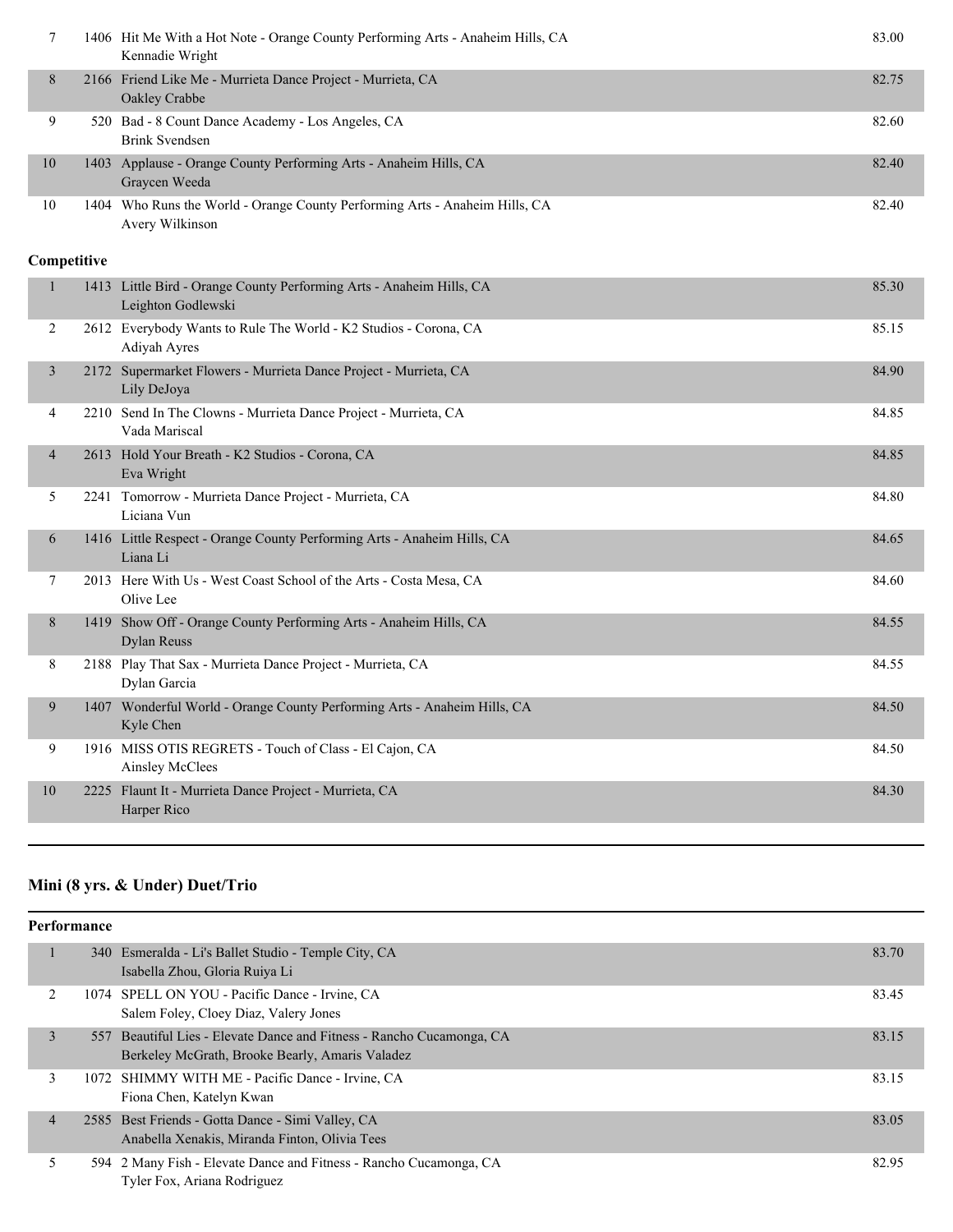| Place | No. | Entry | Score |
|---|---|---|---|
| 7 | 1406 | Hit Me With a Hot Note - Orange County Performing Arts - Anaheim Hills, CA<br>Kennadie Wright | 83.00 |
| 8 | 2166 | Friend Like Me - Murrieta Dance Project - Murrieta, CA<br>Oakley Crabbe | 82.75 |
| 9 | 520 | Bad - 8 Count Dance Academy - Los Angeles, CA<br>Brink Svendsen | 82.60 |
| 10 | 1403 | Applause - Orange County Performing Arts - Anaheim Hills, CA<br>Graycen Weeda | 82.40 |
| 10 | 1404 | Who Runs the World - Orange County Performing Arts - Anaheim Hills, CA<br>Avery Wilkinson | 82.40 |

**Competitive**

| Place | No. | Entry | Score |
|---|---|---|---|
| 1 | 1413 | Little Bird - Orange County Performing Arts - Anaheim Hills, CA<br>Leighton Godlewski | 85.30 |
| 2 | 2612 | Everybody Wants to Rule The World - K2 Studios - Corona, CA<br>Adiyah Ayres | 85.15 |
| 3 | 2172 | Supermarket Flowers - Murrieta Dance Project - Murrieta, CA<br>Lily DeJoya | 84.90 |
| 4 | 2210 | Send In The Clowns - Murrieta Dance Project - Murrieta, CA<br>Vada Mariscal | 84.85 |
| 4 | 2613 | Hold Your Breath - K2 Studios - Corona, CA<br>Eva Wright | 84.85 |
| 5 | 2241 | Tomorrow - Murrieta Dance Project - Murrieta, CA<br>Liciana Vun | 84.80 |
| 6 | 1416 | Little Respect - Orange County Performing Arts - Anaheim Hills, CA<br>Liana Li | 84.65 |
| 7 | 2013 | Here With Us - West Coast School of the Arts - Costa Mesa, CA<br>Olive Lee | 84.60 |
| 8 | 1419 | Show Off - Orange County Performing Arts - Anaheim Hills, CA<br>Dylan Reuss | 84.55 |
| 8 | 2188 | Play That Sax - Murrieta Dance Project - Murrieta, CA<br>Dylan Garcia | 84.55 |
| 9 | 1407 | Wonderful World - Orange County Performing Arts - Anaheim Hills, CA<br>Kyle Chen | 84.50 |
| 9 | 1916 | MISS OTIS REGRETS - Touch of Class - El Cajon, CA<br>Ainsley McClees | 84.50 |
| 10 | 2225 | Flaunt It - Murrieta Dance Project - Murrieta, CA<br>Harper Rico | 84.30 |

## Mini (8 yrs. & Under) Duet/Trio

**Performance**

| Place | No. | Entry | Score |
|---|---|---|---|
| 1 | 340 | Esmeralda - Li's Ballet Studio - Temple City, CA<br>Isabella Zhou, Gloria Ruiya Li | 83.70 |
| 2 | 1074 | SPELL ON YOU - Pacific Dance - Irvine, CA<br>Salem Foley, Cloey Diaz, Valery Jones | 83.45 |
| 3 | 557 | Beautiful Lies - Elevate Dance and Fitness - Rancho Cucamonga, CA<br>Berkeley McGrath, Brooke Bearly, Amaris Valadez | 83.15 |
| 3 | 1072 | SHIMMY WITH ME - Pacific Dance - Irvine, CA<br>Fiona Chen, Katelyn Kwan | 83.15 |
| 4 | 2585 | Best Friends - Gotta Dance - Simi Valley, CA<br>Anabella Xenakis, Miranda Finton, Olivia Tees | 83.05 |
| 5 | 594 | 2 Many Fish - Elevate Dance and Fitness - Rancho Cucamonga, CA<br>Tyler Fox, Ariana Rodriguez | 82.95 |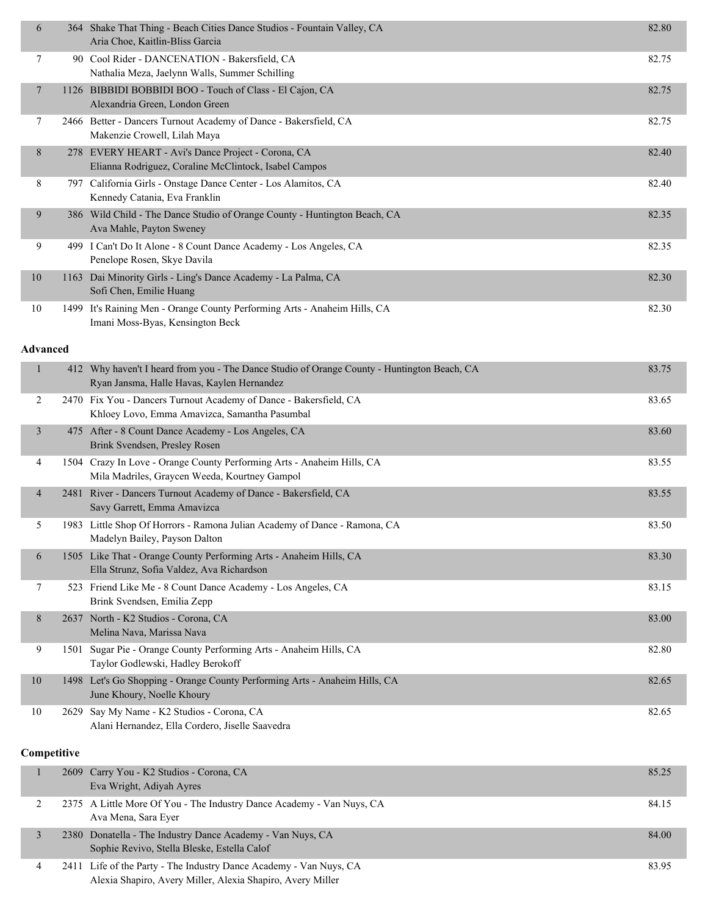| Place | No. | Entry | Score |
|---|---|---|---|
| 6 | 364 | Shake That Thing - Beach Cities Dance Studios - Fountain Valley, CA<br>Aria Choe, Kaitlin-Bliss Garcia | 82.80 |
| 7 | 90 | Cool Rider - DANCENATION - Bakersfield, CA<br>Nathalia Meza, Jaelynn Walls, Summer Schilling | 82.75 |
| 7 | 1126 | BIBBIDI BOBBIDI BOO - Touch of Class - El Cajon, CA<br>Alexandria Green, London Green | 82.75 |
| 7 | 2466 | Better - Dancers Turnout Academy of Dance - Bakersfield, CA<br>Makenzie Crowell, Lilah Maya | 82.75 |
| 8 | 278 | EVERY HEART - Avi's Dance Project - Corona, CA<br>Elianna Rodriguez, Coraline McClintock, Isabel Campos | 82.40 |
| 8 | 797 | California Girls - Onstage Dance Center - Los Alamitos, CA<br>Kennedy Catania, Eva Franklin | 82.40 |
| 9 | 386 | Wild Child - The Dance Studio of Orange County - Huntington Beach, CA<br>Ava Mahle, Payton Sweney | 82.35 |
| 9 | 499 | I Can't Do It Alone - 8 Count Dance Academy - Los Angeles, CA<br>Penelope Rosen, Skye Davila | 82.35 |
| 10 | 1163 | Dai Minority Girls - Ling's Dance Academy - La Palma, CA<br>Sofi Chen, Emilie Huang | 82.30 |
| 10 | 1499 | It's Raining Men - Orange County Performing Arts - Anaheim Hills, CA<br>Imani Moss-Byas, Kensington Beck | 82.30 |

**Advanced**

| Place | No. | Entry | Score |
|---|---|---|---|
| 1 | 412 | Why haven't I heard from you - The Dance Studio of Orange County - Huntington Beach, CA<br>Ryan Jansma, Halle Havas, Kaylen Hernandez | 83.75 |
| 2 | 2470 | Fix You - Dancers Turnout Academy of Dance - Bakersfield, CA<br>Khloey Lovo, Emma Amavizca, Samantha Pasumbal | 83.65 |
| 3 | 475 | After - 8 Count Dance Academy - Los Angeles, CA<br>Brink Svendsen, Presley Rosen | 83.60 |
| 4 | 1504 | Crazy In Love - Orange County Performing Arts - Anaheim Hills, CA<br>Mila Madriles, Graycen Weeda, Kourtney Gampol | 83.55 |
| 4 | 2481 | River - Dancers Turnout Academy of Dance - Bakersfield, CA<br>Savy Garrett, Emma Amavizca | 83.55 |
| 5 | 1983 | Little Shop Of Horrors - Ramona Julian Academy of Dance - Ramona, CA<br>Madelyn Bailey, Payson Dalton | 83.50 |
| 6 | 1505 | Like That - Orange County Performing Arts - Anaheim Hills, CA<br>Ella Strunz, Sofia Valdez, Ava Richardson | 83.30 |
| 7 | 523 | Friend Like Me - 8 Count Dance Academy - Los Angeles, CA<br>Brink Svendsen, Emilia Zepp | 83.15 |
| 8 | 2637 | North - K2 Studios - Corona, CA<br>Melina Nava, Marissa Nava | 83.00 |
| 9 | 1501 | Sugar Pie - Orange County Performing Arts - Anaheim Hills, CA<br>Taylor Godlewski, Hadley Berokoff | 82.80 |
| 10 | 1498 | Let's Go Shopping - Orange County Performing Arts - Anaheim Hills, CA<br>June Khoury, Noelle Khoury | 82.65 |
| 10 | 2629 | Say My Name - K2 Studios - Corona, CA<br>Alani Hernandez, Ella Cordero, Jiselle Saavedra | 82.65 |

**Competitive**

| Place | No. | Entry | Score |
|---|---|---|---|
| 1 | 2609 | Carry You - K2 Studios - Corona, CA<br>Eva Wright, Adiyah Ayres | 85.25 |
| 2 | 2375 | A Little More Of You - The Industry Dance Academy - Van Nuys, CA<br>Ava Mena, Sara Eyer | 84.15 |
| 3 | 2380 | Donatella - The Industry Dance Academy - Van Nuys, CA<br>Sophie Revivo, Stella Bleske, Estella Calof | 84.00 |
| 4 | 2411 | Life of the Party - The Industry Dance Academy - Van Nuys, CA<br>Alexia Shapiro, Avery Miller, Alexia Shapiro, Avery Miller | 83.95 |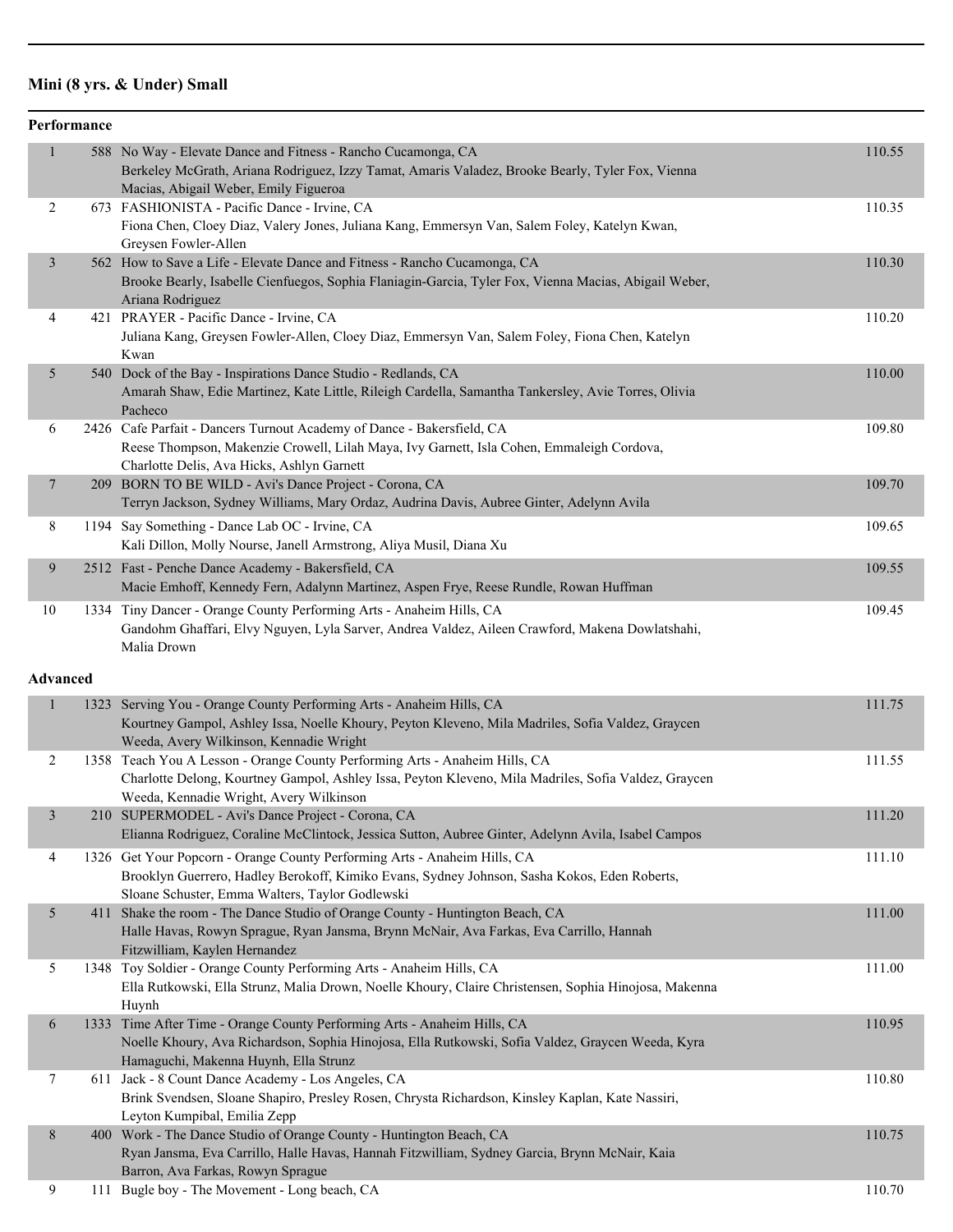## Mini (8 yrs. & Under) Small

### Performance

| Place | No. | Entry | Score |
|---|---|---|---|
| 1 | 588 | No Way - Elevate Dance and Fitness - Rancho Cucamonga, CA<br>Berkeley McGrath, Ariana Rodriguez, Izzy Tamat, Amaris Valadez, Brooke Bearly, Tyler Fox, Vienna Macias, Abigail Weber, Emily Figueroa | 110.55 |
| 2 | 673 | FASHIONISTA - Pacific Dance - Irvine, CA<br>Fiona Chen, Cloey Diaz, Valery Jones, Juliana Kang, Emmersyn Van, Salem Foley, Katelyn Kwan, Greysen Fowler-Allen | 110.35 |
| 3 | 562 | How to Save a Life - Elevate Dance and Fitness - Rancho Cucamonga, CA<br>Brooke Bearly, Isabelle Cienfuegos, Sophia Flaniagin-Garcia, Tyler Fox, Vienna Macias, Abigail Weber, Ariana Rodriguez | 110.30 |
| 4 | 421 | PRAYER - Pacific Dance - Irvine, CA<br>Juliana Kang, Greysen Fowler-Allen, Cloey Diaz, Emmersyn Van, Salem Foley, Fiona Chen, Katelyn Kwan | 110.20 |
| 5 | 540 | Dock of the Bay - Inspirations Dance Studio - Redlands, CA<br>Amarah Shaw, Edie Martinez, Kate Little, Rileigh Cardella, Samantha Tankersley, Avie Torres, Olivia Pacheco | 110.00 |
| 6 | 2426 | Cafe Parfait - Dancers Turnout Academy of Dance - Bakersfield, CA<br>Reese Thompson, Makenzie Crowell, Lilah Maya, Ivy Garnett, Isla Cohen, Emmaleigh Cordova, Charlotte Delis, Ava Hicks, Ashlyn Garnett | 109.80 |
| 7 | 209 | BORN TO BE WILD - Avi's Dance Project - Corona, CA<br>Terryn Jackson, Sydney Williams, Mary Ordaz, Audrina Davis, Aubree Ginter, Adelynn Avila | 109.70 |
| 8 | 1194 | Say Something - Dance Lab OC - Irvine, CA<br>Kali Dillon, Molly Nourse, Janell Armstrong, Aliya Musil, Diana Xu | 109.65 |
| 9 | 2512 | Fast - Penche Dance Academy - Bakersfield, CA<br>Macie Emhoff, Kennedy Fern, Adalynn Martinez, Aspen Frye, Reese Rundle, Rowan Huffman | 109.55 |
| 10 | 1334 | Tiny Dancer - Orange County Performing Arts - Anaheim Hills, CA<br>Gandohm Ghaffari, Elvy Nguyen, Lyla Sarver, Andrea Valdez, Aileen Crawford, Makena Dowlatshahi, Malia Drown | 109.45 |

### Advanced

| Place | No. | Entry | Score |
|---|---|---|---|
| 1 | 1323 | Serving You - Orange County Performing Arts - Anaheim Hills, CA<br>Kourtney Gampol, Ashley Issa, Noelle Khoury, Peyton Kleveno, Mila Madriles, Sofia Valdez, Graycen Weeda, Avery Wilkinson, Kennadie Wright | 111.75 |
| 2 | 1358 | Teach You A Lesson - Orange County Performing Arts - Anaheim Hills, CA<br>Charlotte Delong, Kourtney Gampol, Ashley Issa, Peyton Kleveno, Mila Madriles, Sofia Valdez, Graycen Weeda, Kennadie Wright, Avery Wilkinson | 111.55 |
| 3 | 210 | SUPERMODEL - Avi's Dance Project - Corona, CA<br>Elianna Rodriguez, Coraline McClintock, Jessica Sutton, Aubree Ginter, Adelynn Avila, Isabel Campos | 111.20 |
| 4 | 1326 | Get Your Popcorn - Orange County Performing Arts - Anaheim Hills, CA<br>Brooklyn Guerrero, Hadley Berokoff, Kimiko Evans, Sydney Johnson, Sasha Kokos, Eden Roberts, Sloane Schuster, Emma Walters, Taylor Godlewski | 111.10 |
| 5 | 411 | Shake the room - The Dance Studio of Orange County - Huntington Beach, CA<br>Halle Havas, Rowyn Sprague, Ryan Jansma, Brynn McNair, Ava Farkas, Eva Carrillo, Hannah Fitzwilliam, Kaylen Hernandez | 111.00 |
| 5 | 1348 | Toy Soldier - Orange County Performing Arts - Anaheim Hills, CA<br>Ella Rutkowski, Ella Strunz, Malia Drown, Noelle Khoury, Claire Christensen, Sophia Hinojosa, Makenna Huynh | 111.00 |
| 6 | 1333 | Time After Time - Orange County Performing Arts - Anaheim Hills, CA<br>Noelle Khoury, Ava Richardson, Sophia Hinojosa, Ella Rutkowski, Sofia Valdez, Graycen Weeda, Kyra Hamaguchi, Makenna Huynh, Ella Strunz | 110.95 |
| 7 | 611 | Jack - 8 Count Dance Academy - Los Angeles, CA<br>Brink Svendsen, Sloane Shapiro, Presley Rosen, Chrysta Richardson, Kinsley Kaplan, Kate Nassiri, Leyton Kumpibal, Emilia Zepp | 110.80 |
| 8 | 400 | Work - The Dance Studio of Orange County - Huntington Beach, CA<br>Ryan Jansma, Eva Carrillo, Halle Havas, Hannah Fitzwilliam, Sydney Garcia, Brynn McNair, Kaia Barron, Ava Farkas, Rowyn Sprague | 110.75 |
| 9 | 111 | Bugle boy - The Movement - Long beach, CA | 110.70 |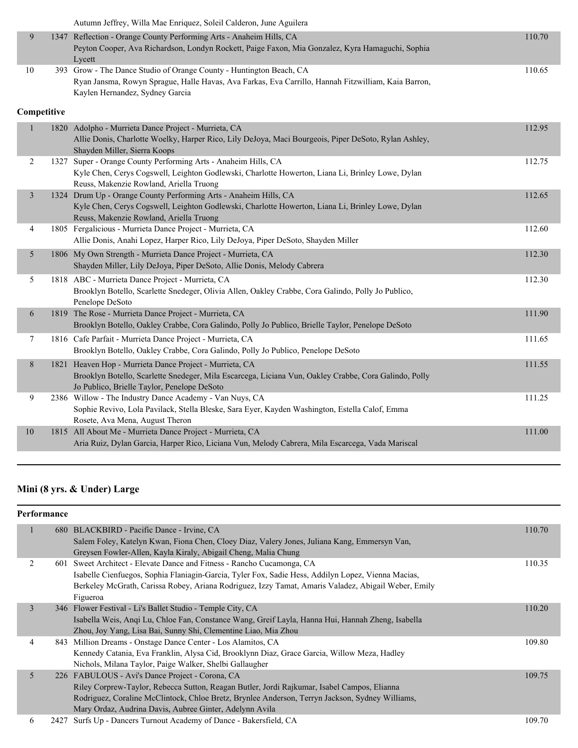Autumn Jeffrey, Willa Mae Enriquez, Soleil Calderon, June Aguilera

| | | | |
|---|---|---|---|
| 9 | 1347 | Reflection - Orange County Performing Arts - Anaheim Hills, CA<br>Peyton Cooper, Ava Richardson, Londyn Rockett, Paige Faxon, Mia Gonzalez, Kyra Hamaguchi, Sophia Lycett | 110.70 |
| 10 | 393 | Grow - The Dance Studio of Orange County - Huntington Beach, CA<br>Ryan Jansma, Rowyn Sprague, Halle Havas, Ava Farkas, Eva Carrillo, Hannah Fitzwilliam, Kaia Barron, Kaylen Hernandez, Sydney Garcia | 110.65 |

**Competitive**

| | | | |
|---|---|---|---|
| 1 | 1820 | Adolpho - Murrieta Dance Project - Murrieta, CA<br>Allie Donis, Charlotte Woelky, Harper Rico, Lily DeJoya, Maci Bourgeois, Piper DeSoto, Rylan Ashley, Shayden Miller, Sierra Koops | 112.95 |
| 2 | 1327 | Super - Orange County Performing Arts - Anaheim Hills, CA<br>Kyle Chen, Cerys Cogswell, Leighton Godlewski, Charlotte Howerton, Liana Li, Brinley Lowe, Dylan Reuss, Makenzie Rowland, Ariella Truong | 112.75 |
| 3 | 1324 | Drum Up - Orange County Performing Arts - Anaheim Hills, CA<br>Kyle Chen, Cerys Cogswell, Leighton Godlewski, Charlotte Howerton, Liana Li, Brinley Lowe, Dylan Reuss, Makenzie Rowland, Ariella Truong | 112.65 |
| 4 | 1805 | Fergalicious - Murrieta Dance Project - Murrieta, CA<br>Allie Donis, Anahi Lopez, Harper Rico, Lily DeJoya, Piper DeSoto, Shayden Miller | 112.60 |
| 5 | 1806 | My Own Strength - Murrieta Dance Project - Murrieta, CA<br>Shayden Miller, Lily DeJoya, Piper DeSoto, Allie Donis, Melody Cabrera | 112.30 |
| 5 | 1818 | ABC - Murrieta Dance Project - Murrieta, CA<br>Brooklyn Botello, Scarlette Snedeger, Olivia Allen, Oakley Crabbe, Cora Galindo, Polly Jo Publico, Penelope DeSoto | 112.30 |
| 6 | 1819 | The Rose - Murrieta Dance Project - Murrieta, CA<br>Brooklyn Botello, Oakley Crabbe, Cora Galindo, Polly Jo Publico, Brielle Taylor, Penelope DeSoto | 111.90 |
| 7 | 1816 | Cafe Parfait - Murrieta Dance Project - Murrieta, CA<br>Brooklyn Botello, Oakley Crabbe, Cora Galindo, Polly Jo Publico, Penelope DeSoto | 111.65 |
| 8 | 1821 | Heaven Hop - Murrieta Dance Project - Murrieta, CA<br>Brooklyn Botello, Scarlette Snedeger, Mila Escarcega, Liciana Vun, Oakley Crabbe, Cora Galindo, Polly Jo Publico, Brielle Taylor, Penelope DeSoto | 111.55 |
| 9 | 2386 | Willow - The Industry Dance Academy - Van Nuys, CA<br>Sophie Revivo, Lola Pavilack, Stella Bleske, Sara Eyer, Kayden Washington, Estella Calof, Emma Rosete, Ava Mena, August Theron | 111.25 |
| 10 | 1815 | All About Me - Murrieta Dance Project - Murrieta, CA<br>Aria Ruiz, Dylan Garcia, Harper Rico, Liciana Vun, Melody Cabrera, Mila Escarcega, Vada Mariscal | 111.00 |

## Mini (8 yrs. & Under) Large

**Performance**

| | | | |
|---|---|---|---|
| 1 | 680 | BLACKBIRD - Pacific Dance - Irvine, CA<br>Salem Foley, Katelyn Kwan, Fiona Chen, Cloey Diaz, Valery Jones, Juliana Kang, Emmersyn Van, Greysen Fowler-Allen, Kayla Kiraly, Abigail Cheng, Malia Chung | 110.70 |
| 2 | 601 | Sweet Architect - Elevate Dance and Fitness - Rancho Cucamonga, CA<br>Isabelle Cienfuegos, Sophia Flaniagin-Garcia, Tyler Fox, Sadie Hess, Addilyn Lopez, Vienna Macias, Berkeley McGrath, Carissa Robey, Ariana Rodriguez, Izzy Tamat, Amaris Valadez, Abigail Weber, Emily Figueroa | 110.35 |
| 3 | 346 | Flower Festival - Li's Ballet Studio - Temple City, CA<br>Isabella Weis, Anqi Lu, Chloe Fan, Constance Wang, Greif Layla, Hanna Hui, Hannah Zheng, Isabella Zhou, Joy Yang, Lisa Bai, Sunny Shi, Clementine Liao, Mia Zhou | 110.20 |
| 4 | 843 | Million Dreams - Onstage Dance Center - Los Alamitos, CA<br>Kennedy Catania, Eva Franklin, Alysa Cid, Brooklynn Diaz, Grace Garcia, Willow Meza, Hadley Nichols, Milana Taylor, Paige Walker, Shelbi Gallaugher | 109.80 |
| 5 | 226 | FABULOUS - Avi's Dance Project - Corona, CA<br>Riley Corprew-Taylor, Rebecca Sutton, Reagan Butler, Jordi Rajkumar, Isabel Campos, Elianna Rodriguez, Coraline McClintock, Chloe Bretz, Brynlee Anderson, Terryn Jackson, Sydney Williams, Mary Ordaz, Audrina Davis, Aubree Ginter, Adelynn Avila | 109.75 |
| 6 | 2427 | Surfs Up - Dancers Turnout Academy of Dance - Bakersfield, CA | 109.70 |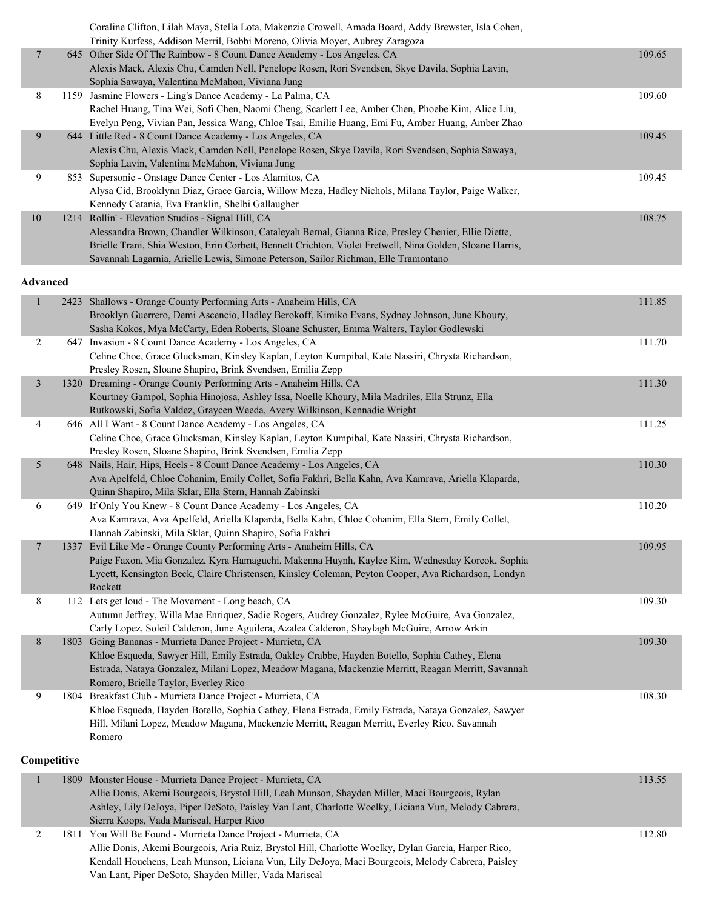| | | | |
|---|---|---|---|
| | | Coraline Clifton, Lilah Maya, Stella Lota, Makenzie Crowell, Amada Board, Addy Brewster, Isla Cohen, Trinity Kurfess, Addison Merril, Bobbi Moreno, Olivia Moyer, Aubrey Zaragoza | |
| 7 | 645 | Other Side Of The Rainbow - 8 Count Dance Academy - Los Angeles, CA<br>Alexis Mack, Alexis Chu, Camden Nell, Penelope Rosen, Rori Svendsen, Skye Davila, Sophia Lavin, Sophia Sawaya, Valentina McMahon, Viviana Jung | 109.65 |
| 8 | 1159 | Jasmine Flowers - Ling's Dance Academy - La Palma, CA<br>Rachel Huang, Tina Wei, Sofi Chen, Naomi Cheng, Scarlett Lee, Amber Chen, Phoebe Kim, Alice Liu, Evelyn Peng, Vivian Pan, Jessica Wang, Chloe Tsai, Emilie Huang, Emi Fu, Amber Huang, Amber Zhao | 109.60 |
| 9 | 644 | Little Red - 8 Count Dance Academy - Los Angeles, CA<br>Alexis Chu, Alexis Mack, Camden Nell, Penelope Rosen, Skye Davila, Rori Svendsen, Sophia Sawaya, Sophia Lavin, Valentina McMahon, Viviana Jung | 109.45 |
| 9 | 853 | Supersonic - Onstage Dance Center - Los Alamitos, CA<br>Alysa Cid, Brooklynn Diaz, Grace Garcia, Willow Meza, Hadley Nichols, Milana Taylor, Paige Walker, Kennedy Catania, Eva Franklin, Shelbi Gallaugher | 109.45 |
| 10 | 1214 | Rollin' - Elevation Studios - Signal Hill, CA<br>Alessandra Brown, Chandler Wilkinson, Cataleyah Bernal, Gianna Rice, Presley Chenier, Ellie Diette, Brielle Trani, Shia Weston, Erin Corbett, Bennett Crichton, Violet Fretwell, Nina Golden, Sloane Harris, Savannah Lagarnia, Arielle Lewis, Simone Peterson, Sailor Richman, Elle Tramontano | 108.75 |

**Advanced**

| | | | |
|---|---|---|---|
| 1 | 2423 | Shallows - Orange County Performing Arts - Anaheim Hills, CA<br>Brooklyn Guerrero, Demi Ascencio, Hadley Berokoff, Kimiko Evans, Sydney Johnson, June Khoury, Sasha Kokos, Mya McCarty, Eden Roberts, Sloane Schuster, Emma Walters, Taylor Godlewski | 111.85 |
| 2 | 647 | Invasion - 8 Count Dance Academy - Los Angeles, CA<br>Celine Choe, Grace Glucksman, Kinsley Kaplan, Leyton Kumpibal, Kate Nassiri, Chrysta Richardson, Presley Rosen, Sloane Shapiro, Brink Svendsen, Emilia Zepp | 111.70 |
| 3 | 1320 | Dreaming - Orange County Performing Arts - Anaheim Hills, CA<br>Kourtney Gampol, Sophia Hinojosa, Ashley Issa, Noelle Khoury, Mila Madriles, Ella Strunz, Ella Rutkowski, Sofia Valdez, Graycen Weeda, Avery Wilkinson, Kennadie Wright | 111.30 |
| 4 | 646 | All I Want - 8 Count Dance Academy - Los Angeles, CA<br>Celine Choe, Grace Glucksman, Kinsley Kaplan, Leyton Kumpibal, Kate Nassiri, Chrysta Richardson, Presley Rosen, Sloane Shapiro, Brink Svendsen, Emilia Zepp | 111.25 |
| 5 | 648 | Nails, Hair, Hips, Heels - 8 Count Dance Academy - Los Angeles, CA<br>Ava Apelfeld, Chloe Cohanim, Emily Collet, Sofia Fakhri, Bella Kahn, Ava Kamrava, Ariella Klaparda, Quinn Shapiro, Mila Sklar, Ella Stern, Hannah Zabinski | 110.30 |
| 6 | 649 | If Only You Knew - 8 Count Dance Academy - Los Angeles, CA<br>Ava Kamrava, Ava Apelfeld, Ariella Klaparda, Bella Kahn, Chloe Cohanim, Ella Stern, Emily Collet, Hannah Zabinski, Mila Sklar, Quinn Shapiro, Sofia Fakhri | 110.20 |
| 7 | 1337 | Evil Like Me - Orange County Performing Arts - Anaheim Hills, CA<br>Paige Faxon, Mia Gonzalez, Kyra Hamaguchi, Makenna Huynh, Kaylee Kim, Wednesday Korcok, Sophia Lycett, Kensington Beck, Claire Christensen, Kinsley Coleman, Peyton Cooper, Ava Richardson, Londyn Rockett | 109.95 |
| 8 | 112 | Lets get loud - The Movement - Long beach, CA<br>Autumn Jeffrey, Willa Mae Enriquez, Sadie Rogers, Audrey Gonzalez, Rylee McGuire, Ava Gonzalez, Carly Lopez, Soleil Calderon, June Aguilera, Azalea Calderon, Shaylagh McGuire, Arrow Arkin | 109.30 |
| 8 | 1803 | Going Bananas - Murrieta Dance Project - Murrieta, CA<br>Khloe Esqueda, Sawyer Hill, Emily Estrada, Oakley Crabbe, Hayden Botello, Sophia Cathey, Elena Estrada, Nataya Gonzalez, Milani Lopez, Meadow Magana, Mackenzie Merritt, Reagan Merritt, Savannah Romero, Brielle Taylor, Everley Rico | 109.30 |
| 9 | 1804 | Breakfast Club - Murrieta Dance Project - Murrieta, CA<br>Khloe Esqueda, Hayden Botello, Sophia Cathey, Elena Estrada, Emily Estrada, Nataya Gonzalez, Sawyer Hill, Milani Lopez, Meadow Magana, Mackenzie Merritt, Reagan Merritt, Everley Rico, Savannah Romero | 108.30 |

**Competitive**

| | | | |
|---|---|---|---|
| 1 | 1809 | Monster House - Murrieta Dance Project - Murrieta, CA<br>Allie Donis, Akemi Bourgeois, Brystol Hill, Leah Munson, Shayden Miller, Maci Bourgeois, Rylan Ashley, Lily DeJoya, Piper DeSoto, Paisley Van Lant, Charlotte Woelky, Liciana Vun, Melody Cabrera, Sierra Koops, Vada Mariscal, Harper Rico | 113.55 |
| 2 | 1811 | You Will Be Found - Murrieta Dance Project - Murrieta, CA<br>Allie Donis, Akemi Bourgeois, Aria Ruiz, Brystol Hill, Charlotte Woelky, Dylan Garcia, Harper Rico, Kendall Houchens, Leah Munson, Liciana Vun, Lily DeJoya, Maci Bourgeois, Melody Cabrera, Paisley Van Lant, Piper DeSoto, Shayden Miller, Vada Mariscal | 112.80 |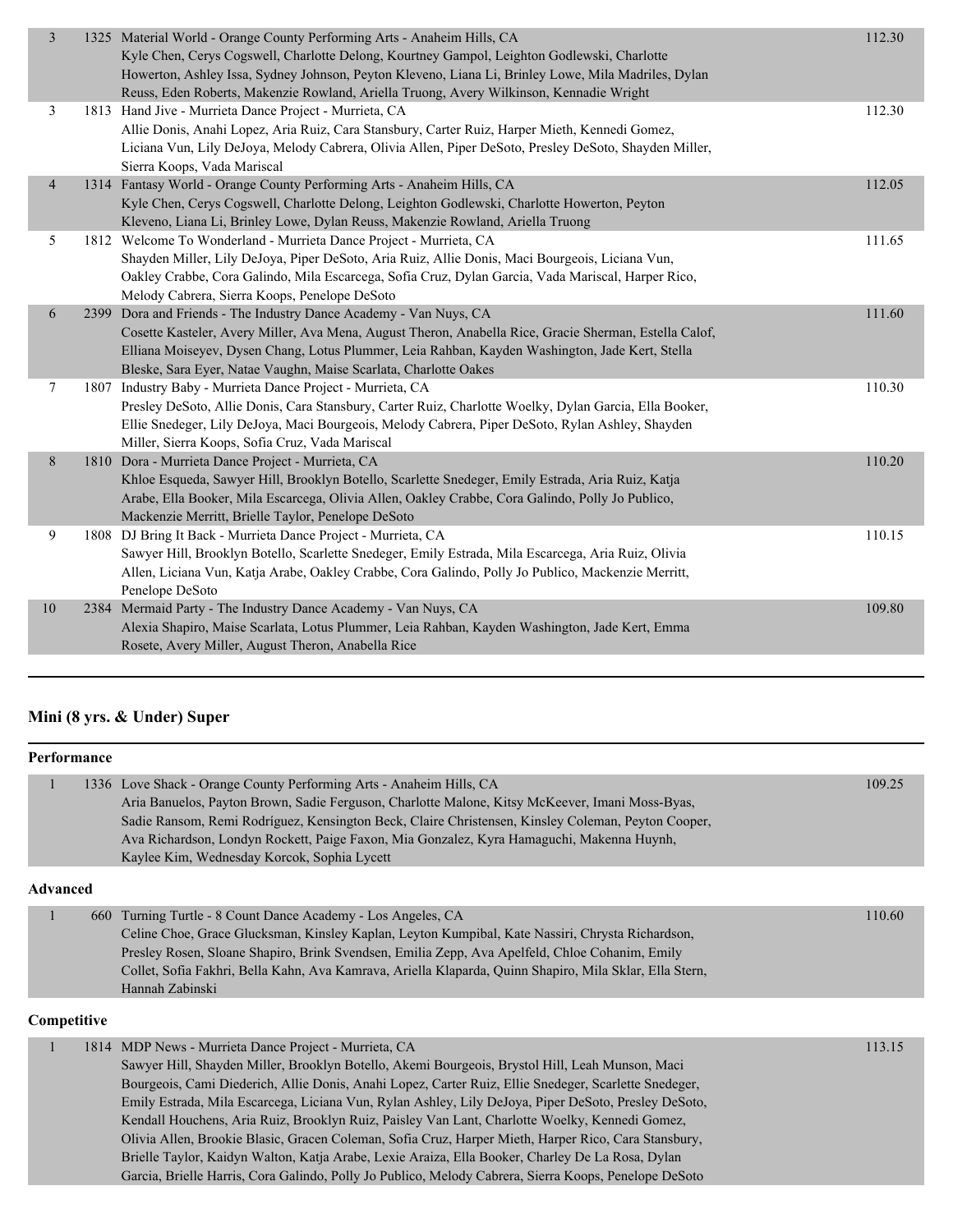| Place | No. | Entry | Score |
|---|---|---|---|
| 3 | 1325 | Material World - Orange County Performing Arts - Anaheim Hills, CA<br>Kyle Chen, Cerys Cogswell, Charlotte Delong, Kourtney Gampol, Leighton Godlewski, Charlotte Howerton, Ashley Issa, Sydney Johnson, Peyton Kleveno, Liana Li, Brinley Lowe, Mila Madriles, Dylan Reuss, Eden Roberts, Makenzie Rowland, Ariella Truong, Avery Wilkinson, Kennadie Wright | 112.30 |
| 3 | 1813 | Hand Jive - Murrieta Dance Project - Murrieta, CA<br>Allie Donis, Anahi Lopez, Aria Ruiz, Cara Stansbury, Carter Ruiz, Harper Mieth, Kennedi Gomez, Liciana Vun, Lily DeJoya, Melody Cabrera, Olivia Allen, Piper DeSoto, Presley DeSoto, Shayden Miller, Sierra Koops, Vada Mariscal | 112.30 |
| 4 | 1314 | Fantasy World - Orange County Performing Arts - Anaheim Hills, CA<br>Kyle Chen, Cerys Cogswell, Charlotte Delong, Leighton Godlewski, Charlotte Howerton, Peyton Kleveno, Liana Li, Brinley Lowe, Dylan Reuss, Makenzie Rowland, Ariella Truong | 112.05 |
| 5 | 1812 | Welcome To Wonderland - Murrieta Dance Project - Murrieta, CA<br>Shayden Miller, Lily DeJoya, Piper DeSoto, Aria Ruiz, Allie Donis, Maci Bourgeois, Liciana Vun, Oakley Crabbe, Cora Galindo, Mila Escarcega, Sofia Cruz, Dylan Garcia, Vada Mariscal, Harper Rico, Melody Cabrera, Sierra Koops, Penelope DeSoto | 111.65 |
| 6 | 2399 | Dora and Friends - The Industry Dance Academy - Van Nuys, CA<br>Cosette Kasteler, Avery Miller, Ava Mena, August Theron, Anabella Rice, Gracie Sherman, Estella Calof, Elliana Moiseyev, Dysen Chang, Lotus Plummer, Leia Rahban, Kayden Washington, Jade Kert, Stella Bleske, Sara Eyer, Natae Vaughn, Maise Scarlata, Charlotte Oakes | 111.60 |
| 7 | 1807 | Industry Baby - Murrieta Dance Project - Murrieta, CA<br>Presley DeSoto, Allie Donis, Cara Stansbury, Carter Ruiz, Charlotte Woelky, Dylan Garcia, Ella Booker, Ellie Snedeger, Lily DeJoya, Maci Bourgeois, Melody Cabrera, Piper DeSoto, Rylan Ashley, Shayden Miller, Sierra Koops, Sofia Cruz, Vada Mariscal | 110.30 |
| 8 | 1810 | Dora - Murrieta Dance Project - Murrieta, CA<br>Khloe Esqueda, Sawyer Hill, Brooklyn Botello, Scarlette Snedeger, Emily Estrada, Aria Ruiz, Katja Arabe, Ella Booker, Mila Escarcega, Olivia Allen, Oakley Crabbe, Cora Galindo, Polly Jo Publico, Mackenzie Merritt, Brielle Taylor, Penelope DeSoto | 110.20 |
| 9 | 1808 | DJ Bring It Back - Murrieta Dance Project - Murrieta, CA<br>Sawyer Hill, Brooklyn Botello, Scarlette Snedeger, Emily Estrada, Mila Escarcega, Aria Ruiz, Olivia Allen, Liciana Vun, Katja Arabe, Oakley Crabbe, Cora Galindo, Polly Jo Publico, Mackenzie Merritt, Penelope DeSoto | 110.15 |
| 10 | 2384 | Mermaid Party - The Industry Dance Academy - Van Nuys, CA<br>Alexia Shapiro, Maise Scarlata, Lotus Plummer, Leia Rahban, Kayden Washington, Jade Kert, Emma Rosete, Avery Miller, August Theron, Anabella Rice | 109.80 |

## Mini (8 yrs. & Under) Super

### Performance

| Place | No. | Entry | Score |
|---|---|---|---|
| 1 | 1336 | Love Shack - Orange County Performing Arts - Anaheim Hills, CA<br>Aria Banuelos, Payton Brown, Sadie Ferguson, Charlotte Malone, Kitsy McKeever, Imani Moss-Byas, Sadie Ransom, Remi Rodríguez, Kensington Beck, Claire Christensen, Kinsley Coleman, Peyton Cooper, Ava Richardson, Londyn Rockett, Paige Faxon, Mia Gonzalez, Kyra Hamaguchi, Makenna Huynh, Kaylee Kim, Wednesday Korcok, Sophia Lycett | 109.25 |

### Advanced

| Place | No. | Entry | Score |
|---|---|---|---|
| 1 | 660 | Turning Turtle - 8 Count Dance Academy - Los Angeles, CA<br>Celine Choe, Grace Glucksman, Kinsley Kaplan, Leyton Kumpibal, Kate Nassiri, Chrysta Richardson, Presley Rosen, Sloane Shapiro, Brink Svendsen, Emilia Zepp, Ava Apelfeld, Chloe Cohanim, Emily Collet, Sofia Fakhri, Bella Kahn, Ava Kamrava, Ariella Klaparda, Quinn Shapiro, Mila Sklar, Ella Stern, Hannah Zabinski | 110.60 |

### Competitive

| Place | No. | Entry | Score |
|---|---|---|---|
| 1 | 1814 | MDP News - Murrieta Dance Project - Murrieta, CA<br>Sawyer Hill, Shayden Miller, Brooklyn Botello, Akemi Bourgeois, Brystol Hill, Leah Munson, Maci Bourgeois, Cami Diederich, Allie Donis, Anahi Lopez, Carter Ruiz, Ellie Snedeger, Scarlette Snedeger, Emily Estrada, Mila Escarcega, Liciana Vun, Rylan Ashley, Lily DeJoya, Piper DeSoto, Presley DeSoto, Kendall Houchens, Aria Ruiz, Brooklyn Ruiz, Paisley Van Lant, Charlotte Woelky, Kennedi Gomez, Olivia Allen, Brookie Blasic, Gracen Coleman, Sofia Cruz, Harper Mieth, Harper Rico, Cara Stansbury, Brielle Taylor, Kaidyn Walton, Katja Arabe, Lexie Araiza, Ella Booker, Charley De La Rosa, Dylan Garcia, Brielle Harris, Cora Galindo, Polly Jo Publico, Melody Cabrera, Sierra Koops, Penelope DeSoto | 113.15 |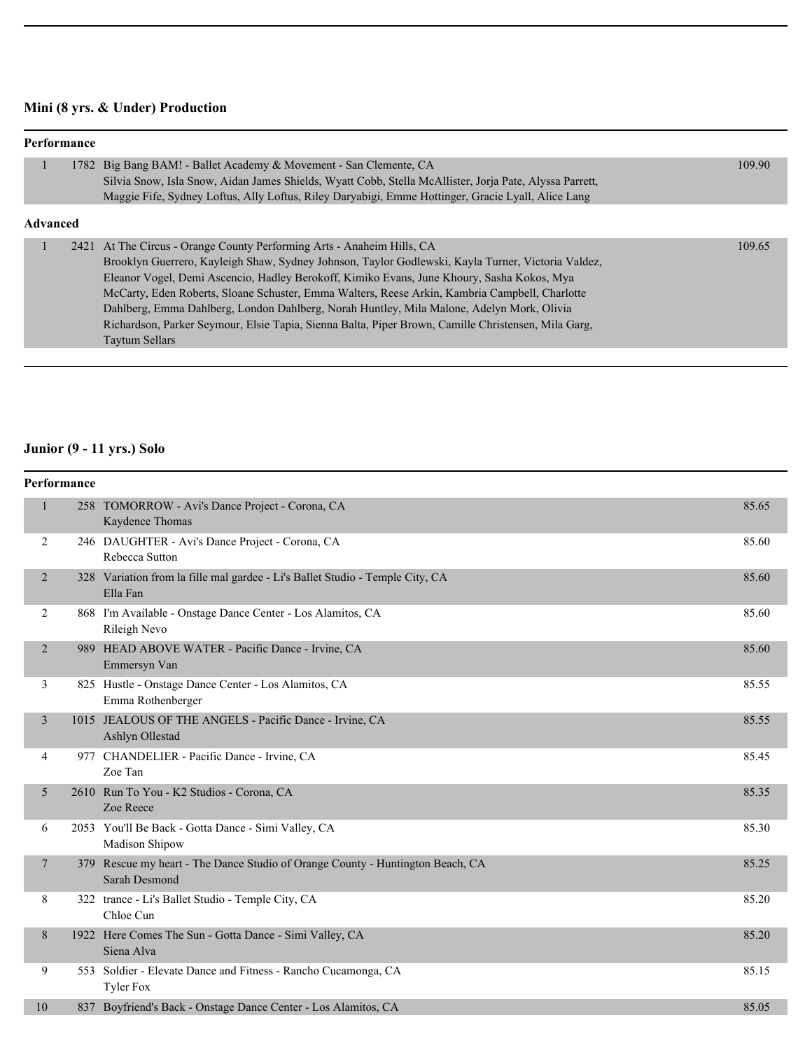## Mini (8 yrs. & Under) Production

### Performance

| Place | No. | Entry | Score |
|---|---|---|---|
| 1 | 1782 | Big Bang BAM! - Ballet Academy & Movement - San Clemente, CA<br>Silvia Snow, Isla Snow, Aidan James Shields, Wyatt Cobb, Stella McAllister, Jorja Pate, Alyssa Parrett, Maggie Fife, Sydney Loftus, Ally Loftus, Riley Daryabigi, Emme Hottinger, Gracie Lyall, Alice Lang | 109.90 |

### Advanced

| Place | No. | Entry | Score |
|---|---|---|---|
| 1 | 2421 | At The Circus - Orange County Performing Arts - Anaheim Hills, CA<br>Brooklyn Guerrero, Kayleigh Shaw, Sydney Johnson, Taylor Godlewski, Kayla Turner, Victoria Valdez, Eleanor Vogel, Demi Ascencio, Hadley Berokoff, Kimiko Evans, June Khoury, Sasha Kokos, Mya McCarty, Eden Roberts, Sloane Schuster, Emma Walters, Reese Arkin, Kambria Campbell, Charlotte Dahlberg, Emma Dahlberg, London Dahlberg, Norah Huntley, Mila Malone, Adelyn Mork, Olivia Richardson, Parker Seymour, Elsie Tapia, Sienna Balta, Piper Brown, Camille Christensen, Mila Garg, Taytum Sellars | 109.65 |

## Junior (9 - 11 yrs.) Solo

### Performance

| Place | No. | Entry | Score |
|---|---|---|---|
| 1 | 258 | TOMORROW - Avi's Dance Project - Corona, CA<br>Kaydence Thomas | 85.65 |
| 2 | 246 | DAUGHTER - Avi's Dance Project - Corona, CA<br>Rebecca Sutton | 85.60 |
| 2 | 328 | Variation from la fille mal gardee - Li's Ballet Studio - Temple City, CA<br>Ella Fan | 85.60 |
| 2 | 868 | I'm Available - Onstage Dance Center - Los Alamitos, CA<br>Rileigh Nevo | 85.60 |
| 2 | 989 | HEAD ABOVE WATER - Pacific Dance - Irvine, CA<br>Emmersyn Van | 85.60 |
| 3 | 825 | Hustle - Onstage Dance Center - Los Alamitos, CA<br>Emma Rothenberger | 85.55 |
| 3 | 1015 | JEALOUS OF THE ANGELS - Pacific Dance - Irvine, CA<br>Ashlyn Ollestad | 85.55 |
| 4 | 977 | CHANDELIER - Pacific Dance - Irvine, CA<br>Zoe Tan | 85.45 |
| 5 | 2610 | Run To You - K2 Studios - Corona, CA<br>Zoe Reece | 85.35 |
| 6 | 2053 | You'll Be Back - Gotta Dance - Simi Valley, CA<br>Madison Shipow | 85.30 |
| 7 | 379 | Rescue my heart - The Dance Studio of Orange County - Huntington Beach, CA<br>Sarah Desmond | 85.25 |
| 8 | 322 | trance - Li's Ballet Studio - Temple City, CA<br>Chloe Cun | 85.20 |
| 8 | 1922 | Here Comes The Sun - Gotta Dance - Simi Valley, CA<br>Siena Alva | 85.20 |
| 9 | 553 | Soldier - Elevate Dance and Fitness - Rancho Cucamonga, CA<br>Tyler Fox | 85.15 |
| 10 | 837 | Boyfriend's Back - Onstage Dance Center - Los Alamitos, CA | 85.05 |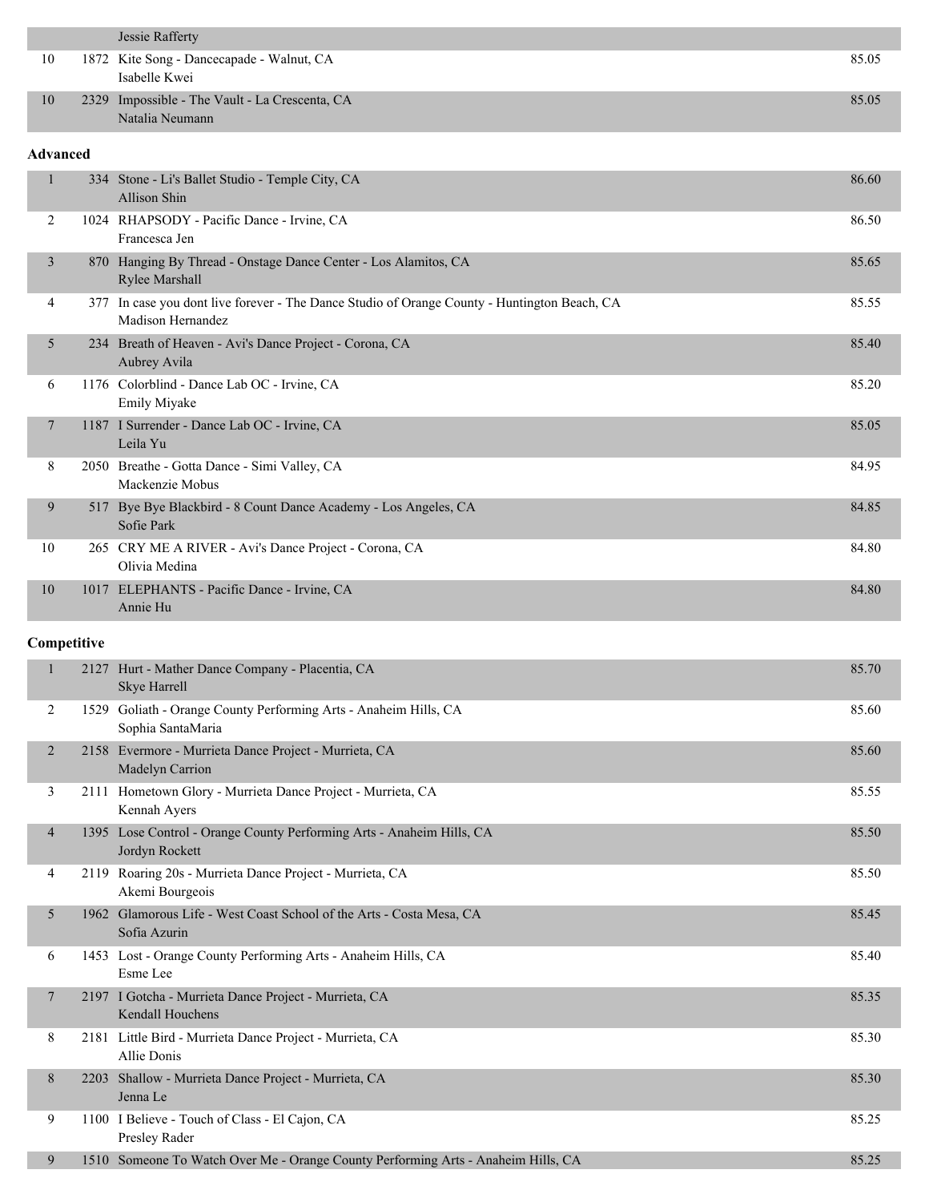| Place | # | Entry | Score |
|---|---|---|---|
| | | Jessie Rafferty | |
| 10 | 1872 | Kite Song - Dancecapade - Walnut, CA<br>Isabelle Kwei | 85.05 |
| 10 | 2329 | Impossible - The Vault - La Crescenta, CA<br>Natalia Neumann | 85.05 |

**Advanced**

| Place | # | Entry | Score |
|---|---|---|---|
| 1 | 334 | Stone - Li's Ballet Studio - Temple City, CA<br>Allison Shin | 86.60 |
| 2 | 1024 | RHAPSODY - Pacific Dance - Irvine, CA<br>Francesca Jen | 86.50 |
| 3 | 870 | Hanging By Thread - Onstage Dance Center - Los Alamitos, CA<br>Rylee Marshall | 85.65 |
| 4 | 377 | In case you dont live forever - The Dance Studio of Orange County - Huntington Beach, CA<br>Madison Hernandez | 85.55 |
| 5 | 234 | Breath of Heaven - Avi's Dance Project - Corona, CA<br>Aubrey Avila | 85.40 |
| 6 | 1176 | Colorblind - Dance Lab OC - Irvine, CA<br>Emily Miyake | 85.20 |
| 7 | 1187 | I Surrender - Dance Lab OC - Irvine, CA<br>Leila Yu | 85.05 |
| 8 | 2050 | Breathe - Gotta Dance - Simi Valley, CA<br>Mackenzie Mobus | 84.95 |
| 9 | 517 | Bye Bye Blackbird - 8 Count Dance Academy - Los Angeles, CA<br>Sofie Park | 84.85 |
| 10 | 265 | CRY ME A RIVER - Avi's Dance Project - Corona, CA<br>Olivia Medina | 84.80 |
| 10 | 1017 | ELEPHANTS - Pacific Dance - Irvine, CA<br>Annie Hu | 84.80 |

**Competitive**

| Place | # | Entry | Score |
|---|---|---|---|
| 1 | 2127 | Hurt - Mather Dance Company - Placentia, CA<br>Skye Harrell | 85.70 |
| 2 | 1529 | Goliath - Orange County Performing Arts - Anaheim Hills, CA<br>Sophia SantaMaria | 85.60 |
| 2 | 2158 | Evermore - Murrieta Dance Project - Murrieta, CA<br>Madelyn Carrion | 85.60 |
| 3 | 2111 | Hometown Glory - Murrieta Dance Project - Murrieta, CA<br>Kennah Ayers | 85.55 |
| 4 | 1395 | Lose Control - Orange County Performing Arts - Anaheim Hills, CA<br>Jordyn Rockett | 85.50 |
| 4 | 2119 | Roaring 20s - Murrieta Dance Project - Murrieta, CA<br>Akemi Bourgeois | 85.50 |
| 5 | 1962 | Glamorous Life - West Coast School of the Arts - Costa Mesa, CA<br>Sofia Azurin | 85.45 |
| 6 | 1453 | Lost - Orange County Performing Arts - Anaheim Hills, CA<br>Esme Lee | 85.40 |
| 7 | 2197 | I Gotcha - Murrieta Dance Project - Murrieta, CA<br>Kendall Houchens | 85.35 |
| 8 | 2181 | Little Bird - Murrieta Dance Project - Murrieta, CA<br>Allie Donis | 85.30 |
| 8 | 2203 | Shallow - Murrieta Dance Project - Murrieta, CA<br>Jenna Le | 85.30 |
| 9 | 1100 | I Believe - Touch of Class - El Cajon, CA<br>Presley Rader | 85.25 |
| 9 | 1510 | Someone To Watch Over Me - Orange County Performing Arts - Anaheim Hills, CA | 85.25 |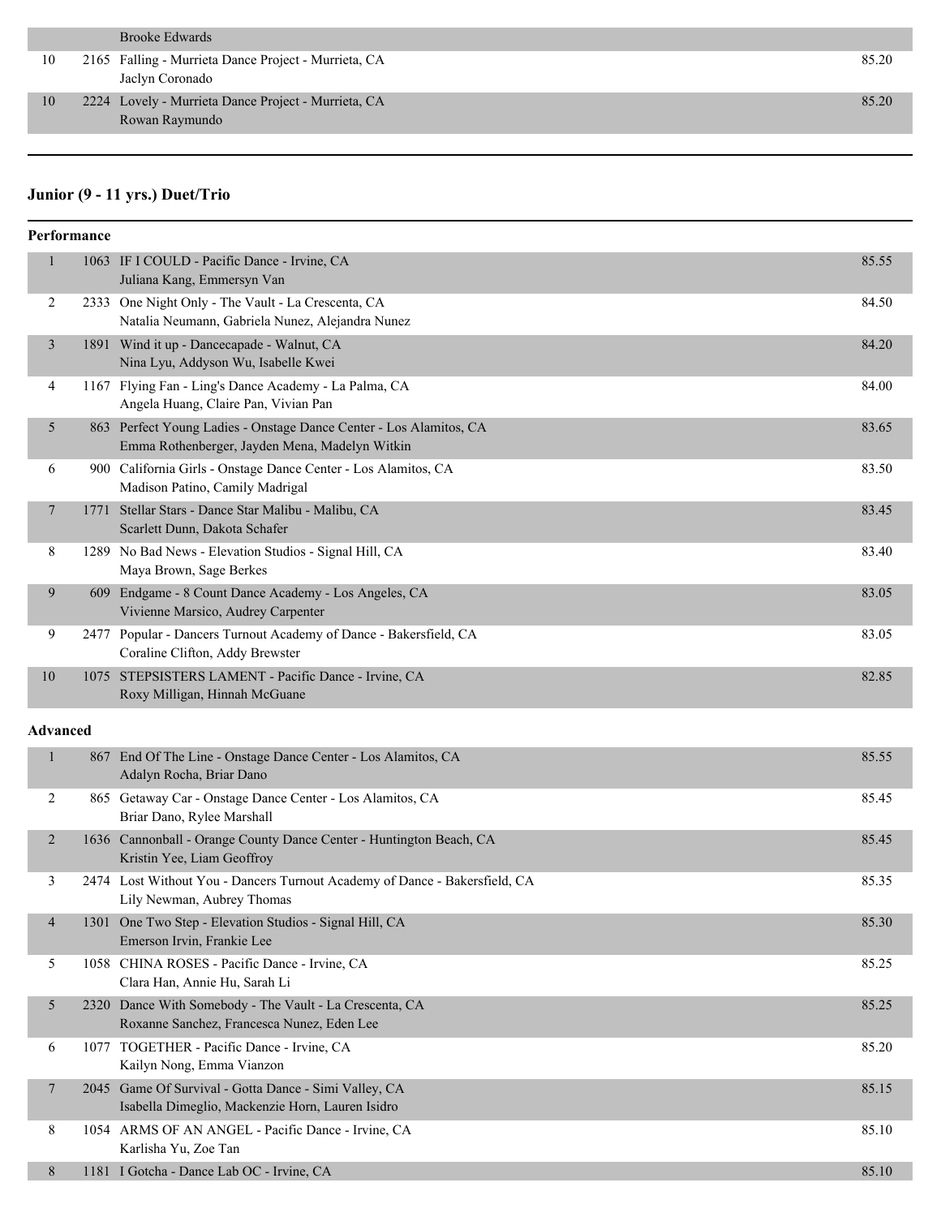| | | | |
|---|---|---|---|
| | | Brooke Edwards | |
| 10 | 2165 | Falling - Murrieta Dance Project - Murrieta, CA<br>Jaclyn Coronado | 85.20 |
| 10 | 2224 | Lovely - Murrieta Dance Project - Murrieta, CA<br>Rowan Raymundo | 85.20 |

## Junior (9 - 11 yrs.) Duet/Trio

**Performance**

| Place | No. | Routine | Score |
|---|---|---|---|
| 1 | 1063 | IF I COULD - Pacific Dance - Irvine, CA<br>Juliana Kang, Emmersyn Van | 85.55 |
| 2 | 2333 | One Night Only - The Vault - La Crescenta, CA<br>Natalia Neumann, Gabriela Nunez, Alejandra Nunez | 84.50 |
| 3 | 1891 | Wind it up - Dancecapade - Walnut, CA<br>Nina Lyu, Addyson Wu, Isabelle Kwei | 84.20 |
| 4 | 1167 | Flying Fan - Ling's Dance Academy - La Palma, CA<br>Angela Huang, Claire Pan, Vivian Pan | 84.00 |
| 5 | 863 | Perfect Young Ladies - Onstage Dance Center - Los Alamitos, CA<br>Emma Rothenberger, Jayden Mena, Madelyn Witkin | 83.65 |
| 6 | 900 | California Girls - Onstage Dance Center - Los Alamitos, CA<br>Madison Patino, Camily Madrigal | 83.50 |
| 7 | 1771 | Stellar Stars - Dance Star Malibu - Malibu, CA<br>Scarlett Dunn, Dakota Schafer | 83.45 |
| 8 | 1289 | No Bad News - Elevation Studios - Signal Hill, CA<br>Maya Brown, Sage Berkes | 83.40 |
| 9 | 609 | Endgame - 8 Count Dance Academy - Los Angeles, CA<br>Vivienne Marsico, Audrey Carpenter | 83.05 |
| 9 | 2477 | Popular - Dancers Turnout Academy of Dance - Bakersfield, CA<br>Coraline Clifton, Addy Brewster | 83.05 |
| 10 | 1075 | STEPSISTERS LAMENT - Pacific Dance - Irvine, CA<br>Roxy Milligan, Hinnah McGuane | 82.85 |

**Advanced**

| Place | No. | Routine | Score |
|---|---|---|---|
| 1 | 867 | End Of The Line - Onstage Dance Center - Los Alamitos, CA<br>Adalyn Rocha, Briar Dano | 85.55 |
| 2 | 865 | Getaway Car - Onstage Dance Center - Los Alamitos, CA<br>Briar Dano, Rylee Marshall | 85.45 |
| 2 | 1636 | Cannonball - Orange County Dance Center - Huntington Beach, CA<br>Kristin Yee, Liam Geoffroy | 85.45 |
| 3 | 2474 | Lost Without You - Dancers Turnout Academy of Dance - Bakersfield, CA<br>Lily Newman, Aubrey Thomas | 85.35 |
| 4 | 1301 | One Two Step - Elevation Studios - Signal Hill, CA<br>Emerson Irvin, Frankie Lee | 85.30 |
| 5 | 1058 | CHINA ROSES - Pacific Dance - Irvine, CA<br>Clara Han, Annie Hu, Sarah Li | 85.25 |
| 5 | 2320 | Dance With Somebody - The Vault - La Crescenta, CA<br>Roxanne Sanchez, Francesca Nunez, Eden Lee | 85.25 |
| 6 | 1077 | TOGETHER - Pacific Dance - Irvine, CA<br>Kailyn Nong, Emma Vianzon | 85.20 |
| 7 | 2045 | Game Of Survival - Gotta Dance - Simi Valley, CA<br>Isabella Dimeglio, Mackenzie Horn, Lauren Isidro | 85.15 |
| 8 | 1054 | ARMS OF AN ANGEL - Pacific Dance - Irvine, CA<br>Karlisha Yu, Zoe Tan | 85.10 |
| 8 | 1181 | I Gotcha - Dance Lab OC - Irvine, CA | 85.10 |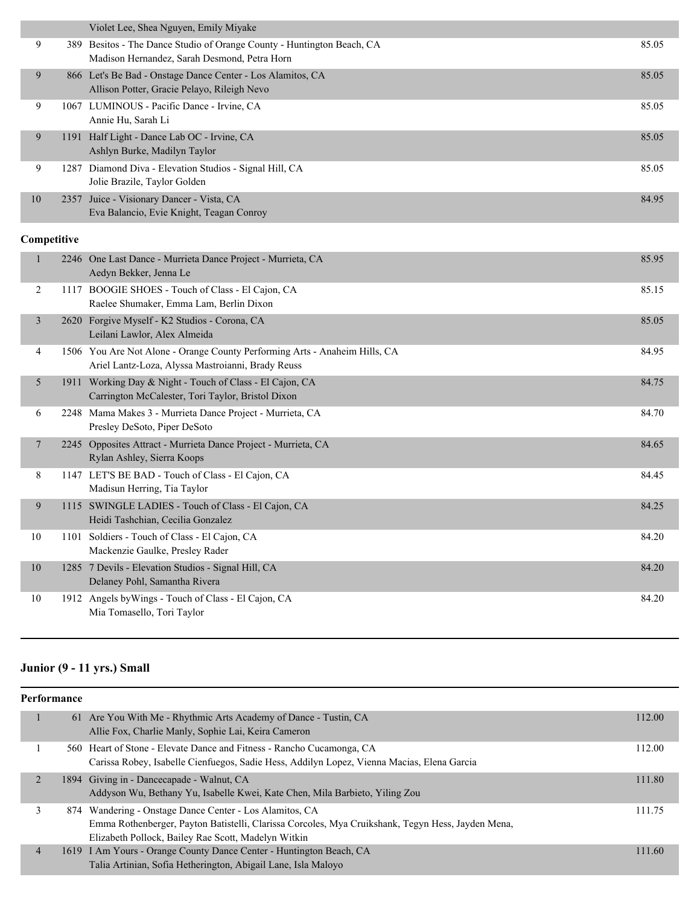| Place | No. | Routine / Studio / Dancers | Score |
|---|---|---|---|
| | | Violet Lee, Shea Nguyen, Emily Miyake | |
| 9 | 389 | Besitos - The Dance Studio of Orange County - Huntington Beach, CA<br>Madison Hernandez, Sarah Desmond, Petra Horn | 85.05 |
| 9 | 866 | Let's Be Bad - Onstage Dance Center - Los Alamitos, CA<br>Allison Potter, Gracie Pelayo, Rileigh Nevo | 85.05 |
| 9 | 1067 | LUMINOUS - Pacific Dance - Irvine, CA<br>Annie Hu, Sarah Li | 85.05 |
| 9 | 1191 | Half Light - Dance Lab OC - Irvine, CA<br>Ashlyn Burke, Madilyn Taylor | 85.05 |
| 9 | 1287 | Diamond Diva - Elevation Studios - Signal Hill, CA<br>Jolie Brazile, Taylor Golden | 85.05 |
| 10 | 2357 | Juice - Visionary Dancer - Vista, CA<br>Eva Balancio, Evie Knight, Teagan Conroy | 84.95 |

**Competitive**

| Place | No. | Routine / Studio / Dancers | Score |
|---|---|---|---|
| 1 | 2246 | One Last Dance - Murrieta Dance Project - Murrieta, CA<br>Aedyn Bekker, Jenna Le | 85.95 |
| 2 | 1117 | BOOGIE SHOES - Touch of Class - El Cajon, CA<br>Raelee Shumaker, Emma Lam, Berlin Dixon | 85.15 |
| 3 | 2620 | Forgive Myself - K2 Studios - Corona, CA<br>Leilani Lawlor, Alex Almeida | 85.05 |
| 4 | 1506 | You Are Not Alone - Orange County Performing Arts - Anaheim Hills, CA<br>Ariel Lantz-Loza, Alyssa Mastroianni, Brady Reuss | 84.95 |
| 5 | 1911 | Working Day & Night - Touch of Class - El Cajon, CA<br>Carrington McCalester, Tori Taylor, Bristol Dixon | 84.75 |
| 6 | 2248 | Mama Makes 3 - Murrieta Dance Project - Murrieta, CA<br>Presley DeSoto, Piper DeSoto | 84.70 |
| 7 | 2245 | Opposites Attract - Murrieta Dance Project - Murrieta, CA<br>Rylan Ashley, Sierra Koops | 84.65 |
| 8 | 1147 | LET'S BE BAD - Touch of Class - El Cajon, CA<br>Madisun Herring, Tia Taylor | 84.45 |
| 9 | 1115 | SWINGLE LADIES - Touch of Class - El Cajon, CA<br>Heidi Tashchian, Cecilia Gonzalez | 84.25 |
| 10 | 1101 | Soldiers - Touch of Class - El Cajon, CA<br>Mackenzie Gaulke, Presley Rader | 84.20 |
| 10 | 1285 | 7 Devils - Elevation Studios - Signal Hill, CA<br>Delaney Pohl, Samantha Rivera | 84.20 |
| 10 | 1912 | Angels byWings - Touch of Class - El Cajon, CA<br>Mia Tomasello, Tori Taylor | 84.20 |

## Junior (9 - 11 yrs.) Small

**Performance**

| Place | No. | Routine / Studio / Dancers | Score |
|---|---|---|---|
| 1 | 61 | Are You With Me - Rhythmic Arts Academy of Dance - Tustin, CA<br>Allie Fox, Charlie Manly, Sophie Lai, Keira Cameron | 112.00 |
| 1 | 560 | Heart of Stone - Elevate Dance and Fitness - Rancho Cucamonga, CA<br>Carissa Robey, Isabelle Cienfuegos, Sadie Hess, Addilyn Lopez, Vienna Macias, Elena Garcia | 112.00 |
| 2 | 1894 | Giving in - Dancecapade - Walnut, CA<br>Addyson Wu, Bethany Yu, Isabelle Kwei, Kate Chen, Mila Barbieto, Yiling Zou | 111.80 |
| 3 | 874 | Wandering - Onstage Dance Center - Los Alamitos, CA<br>Emma Rothenberger, Payton Batistelli, Clarissa Corcoles, Mya Cruikshank, Tegyn Hess, Jayden Mena, Elizabeth Pollock, Bailey Rae Scott, Madelyn Witkin | 111.75 |
| 4 | 1619 | I Am Yours - Orange County Dance Center - Huntington Beach, CA<br>Talia Artinian, Sofia Hetherington, Abigail Lane, Isla Maloyo | 111.60 |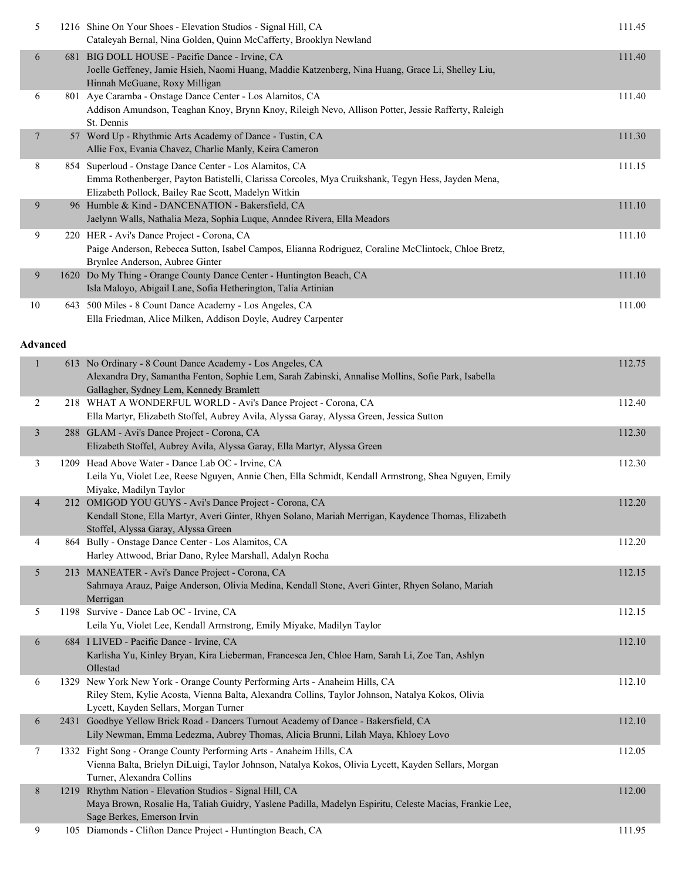| | | | |
|---|---|---|---|
| 5 | 1216 | Shine On Your Shoes - Elevation Studios - Signal Hill, CA<br>Cataleyah Bernal, Nina Golden, Quinn McCafferty, Brooklyn Newland | 111.45 |
| 6 | 681 | BIG DOLL HOUSE - Pacific Dance - Irvine, CA<br>Joelle Geffeney, Jamie Hsieh, Naomi Huang, Maddie Katzenberg, Nina Huang, Grace Li, Shelley Liu, Hinnah McGuane, Roxy Milligan | 111.40 |
| 6 | 801 | Aye Caramba - Onstage Dance Center - Los Alamitos, CA<br>Addison Amundson, Teaghan Knoy, Brynn Knoy, Rileigh Nevo, Allison Potter, Jessie Rafferty, Raleigh St. Dennis | 111.40 |
| 7 | 57 | Word Up - Rhythmic Arts Academy of Dance - Tustin, CA<br>Allie Fox, Evania Chavez, Charlie Manly, Keira Cameron | 111.30 |
| 8 | 854 | Superloud - Onstage Dance Center - Los Alamitos, CA<br>Emma Rothenberger, Payton Batistelli, Clarissa Corcoles, Mya Cruikshank, Tegyn Hess, Jayden Mena, Elizabeth Pollock, Bailey Rae Scott, Madelyn Witkin | 111.15 |
| 9 | 96 | Humble & Kind - DANCENATION - Bakersfield, CA<br>Jaelynn Walls, Nathalia Meza, Sophia Luque, Anndee Rivera, Ella Meadors | 111.10 |
| 9 | 220 | HER - Avi's Dance Project - Corona, CA<br>Paige Anderson, Rebecca Sutton, Isabel Campos, Elianna Rodriguez, Coraline McClintock, Chloe Bretz, Brynlee Anderson, Aubree Ginter | 111.10 |
| 9 | 1620 | Do My Thing - Orange County Dance Center - Huntington Beach, CA<br>Isla Maloyo, Abigail Lane, Sofia Hetherington, Talia Artinian | 111.10 |
| 10 | 643 | 500 Miles - 8 Count Dance Academy - Los Angeles, CA<br>Ella Friedman, Alice Milken, Addison Doyle, Audrey Carpenter | 111.00 |

**Advanced**

| | | | |
|---|---|---|---|
| 1 | 613 | No Ordinary - 8 Count Dance Academy - Los Angeles, CA<br>Alexandra Dry, Samantha Fenton, Sophie Lem, Sarah Zabinski, Annalise Mollins, Sofie Park, Isabella Gallagher, Sydney Lem, Kennedy Bramlett | 112.75 |
| 2 | 218 | WHAT A WONDERFUL WORLD - Avi's Dance Project - Corona, CA<br>Ella Martyr, Elizabeth Stoffel, Aubrey Avila, Alyssa Garay, Alyssa Green, Jessica Sutton | 112.40 |
| 3 | 288 | GLAM - Avi's Dance Project - Corona, CA<br>Elizabeth Stoffel, Aubrey Avila, Alyssa Garay, Ella Martyr, Alyssa Green | 112.30 |
| 3 | 1209 | Head Above Water - Dance Lab OC - Irvine, CA<br>Leila Yu, Violet Lee, Reese Nguyen, Annie Chen, Ella Schmidt, Kendall Armstrong, Shea Nguyen, Emily Miyake, Madilyn Taylor | 112.30 |
| 4 | 212 | OMIGOD YOU GUYS - Avi's Dance Project - Corona, CA<br>Kendall Stone, Ella Martyr, Averi Ginter, Rhyen Solano, Mariah Merrigan, Kaydence Thomas, Elizabeth Stoffel, Alyssa Garay, Alyssa Green | 112.20 |
| 4 | 864 | Bully - Onstage Dance Center - Los Alamitos, CA<br>Harley Attwood, Briar Dano, Rylee Marshall, Adalyn Rocha | 112.20 |
| 5 | 213 | MANEATER - Avi's Dance Project - Corona, CA<br>Sahmaya Arauz, Paige Anderson, Olivia Medina, Kendall Stone, Averi Ginter, Rhyen Solano, Mariah Merrigan | 112.15 |
| 5 | 1198 | Survive - Dance Lab OC - Irvine, CA<br>Leila Yu, Violet Lee, Kendall Armstrong, Emily Miyake, Madilyn Taylor | 112.15 |
| 6 | 684 | I LIVED - Pacific Dance - Irvine, CA<br>Karlisha Yu, Kinley Bryan, Kira Lieberman, Francesca Jen, Chloe Ham, Sarah Li, Zoe Tan, Ashlyn Ollestad | 112.10 |
| 6 | 1329 | New York New York - Orange County Performing Arts - Anaheim Hills, CA<br>Riley Stem, Kylie Acosta, Vienna Balta, Alexandra Collins, Taylor Johnson, Natalya Kokos, Olivia Lycett, Kayden Sellars, Morgan Turner | 112.10 |
| 6 | 2431 | Goodbye Yellow Brick Road - Dancers Turnout Academy of Dance - Bakersfield, CA<br>Lily Newman, Emma Ledezma, Aubrey Thomas, Alicia Brunni, Lilah Maya, Khloey Lovo | 112.10 |
| 7 | 1332 | Fight Song - Orange County Performing Arts - Anaheim Hills, CA<br>Vienna Balta, Brielyn DiLuigi, Taylor Johnson, Natalya Kokos, Olivia Lycett, Kayden Sellars, Morgan Turner, Alexandra Collins | 112.05 |
| 8 | 1219 | Rhythm Nation - Elevation Studios - Signal Hill, CA<br>Maya Brown, Rosalie Ha, Taliah Guidry, Yaslene Padilla, Madelyn Espiritu, Celeste Macias, Frankie Lee, Sage Berkes, Emerson Irvin | 112.00 |
| 9 | 105 | Diamonds - Clifton Dance Project - Huntington Beach, CA | 111.95 |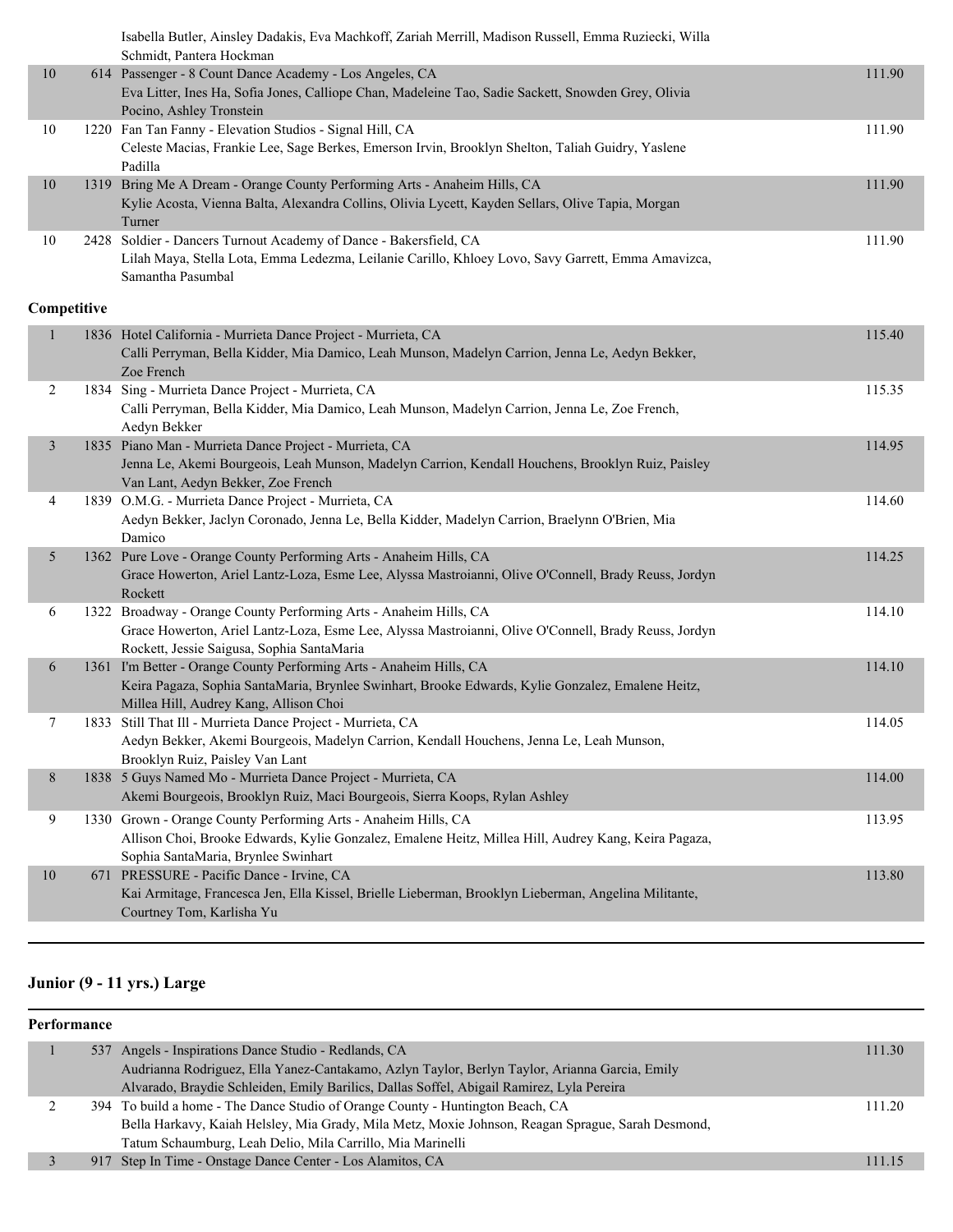| | | | |
|---|---|---|---|
| | | Isabella Butler, Ainsley Dadakis, Eva Machkoff, Zariah Merrill, Madison Russell, Emma Ruziecki, Willa Schmidt, Pantera Hockman | |
| 10 | 614 | Passenger - 8 Count Dance Academy - Los Angeles, CA<br>Eva Litter, Ines Ha, Sofia Jones, Calliope Chan, Madeleine Tao, Sadie Sackett, Snowden Grey, Olivia Pocino, Ashley Tronstein | 111.90 |
| 10 | 1220 | Fan Tan Fanny - Elevation Studios - Signal Hill, CA<br>Celeste Macias, Frankie Lee, Sage Berkes, Emerson Irvin, Brooklyn Shelton, Taliah Guidry, Yaslene Padilla | 111.90 |
| 10 | 1319 | Bring Me A Dream - Orange County Performing Arts - Anaheim Hills, CA<br>Kylie Acosta, Vienna Balta, Alexandra Collins, Olivia Lycett, Kayden Sellars, Olive Tapia, Morgan Turner | 111.90 |
| 10 | 2428 | Soldier - Dancers Turnout Academy of Dance - Bakersfield, CA<br>Lilah Maya, Stella Lota, Emma Ledezma, Leilanie Carillo, Khloey Lovo, Savy Garrett, Emma Amavizca, Samantha Pasumbal | 111.90 |

**Competitive**

| | | | |
|---|---|---|---|
| 1 | 1836 | Hotel California - Murrieta Dance Project - Murrieta, CA<br>Calli Perryman, Bella Kidder, Mia Damico, Leah Munson, Madelyn Carrion, Jenna Le, Aedyn Bekker, Zoe French | 115.40 |
| 2 | 1834 | Sing - Murrieta Dance Project - Murrieta, CA<br>Calli Perryman, Bella Kidder, Mia Damico, Leah Munson, Madelyn Carrion, Jenna Le, Zoe French, Aedyn Bekker | 115.35 |
| 3 | 1835 | Piano Man - Murrieta Dance Project - Murrieta, CA<br>Jenna Le, Akemi Bourgeois, Leah Munson, Madelyn Carrion, Kendall Houchens, Brooklyn Ruiz, Paisley Van Lant, Aedyn Bekker, Zoe French | 114.95 |
| 4 | 1839 | O.M.G. - Murrieta Dance Project - Murrieta, CA<br>Aedyn Bekker, Jaclyn Coronado, Jenna Le, Bella Kidder, Madelyn Carrion, Braelynn O'Brien, Mia Damico | 114.60 |
| 5 | 1362 | Pure Love - Orange County Performing Arts - Anaheim Hills, CA<br>Grace Howerton, Ariel Lantz-Loza, Esme Lee, Alyssa Mastroianni, Olive O'Connell, Brady Reuss, Jordyn Rockett | 114.25 |
| 6 | 1322 | Broadway - Orange County Performing Arts - Anaheim Hills, CA<br>Grace Howerton, Ariel Lantz-Loza, Esme Lee, Alyssa Mastroianni, Olive O'Connell, Brady Reuss, Jordyn Rockett, Jessie Saigusa, Sophia SantaMaria | 114.10 |
| 6 | 1361 | I'm Better - Orange County Performing Arts - Anaheim Hills, CA<br>Keira Pagaza, Sophia SantaMaria, Brynlee Swinhart, Brooke Edwards, Kylie Gonzalez, Emalene Heitz, Millea Hill, Audrey Kang, Allison Choi | 114.10 |
| 7 | 1833 | Still That Ill - Murrieta Dance Project - Murrieta, CA<br>Aedyn Bekker, Akemi Bourgeois, Madelyn Carrion, Kendall Houchens, Jenna Le, Leah Munson, Brooklyn Ruiz, Paisley Van Lant | 114.05 |
| 8 | 1838 | 5 Guys Named Mo - Murrieta Dance Project - Murrieta, CA<br>Akemi Bourgeois, Brooklyn Ruiz, Maci Bourgeois, Sierra Koops, Rylan Ashley | 114.00 |
| 9 | 1330 | Grown - Orange County Performing Arts - Anaheim Hills, CA<br>Allison Choi, Brooke Edwards, Kylie Gonzalez, Emalene Heitz, Millea Hill, Audrey Kang, Keira Pagaza, Sophia SantaMaria, Brynlee Swinhart | 113.95 |
| 10 | 671 | PRESSURE - Pacific Dance - Irvine, CA<br>Kai Armitage, Francesca Jen, Ella Kissel, Brielle Lieberman, Brooklyn Lieberman, Angelina Militante, Courtney Tom, Karlisha Yu | 113.80 |

## Junior (9 - 11 yrs.) Large

**Performance**

| | | | |
|---|---|---|---|
| 1 | 537 | Angels - Inspirations Dance Studio - Redlands, CA<br>Audrianna Rodriguez, Ella Yanez-Cantakamo, Azlyn Taylor, Berlyn Taylor, Arianna Garcia, Emily Alvarado, Braydie Schleiden, Emily Barilics, Dallas Soffel, Abigail Ramirez, Lyla Pereira | 111.30 |
| 2 | 394 | To build a home - The Dance Studio of Orange County - Huntington Beach, CA<br>Bella Harkavy, Kaiah Helsley, Mia Grady, Mila Metz, Moxie Johnson, Reagan Sprague, Sarah Desmond, Tatum Schaumburg, Leah Delio, Mila Carrillo, Mia Marinelli | 111.20 |
| 3 | 917 | Step In Time - Onstage Dance Center - Los Alamitos, CA | 111.15 |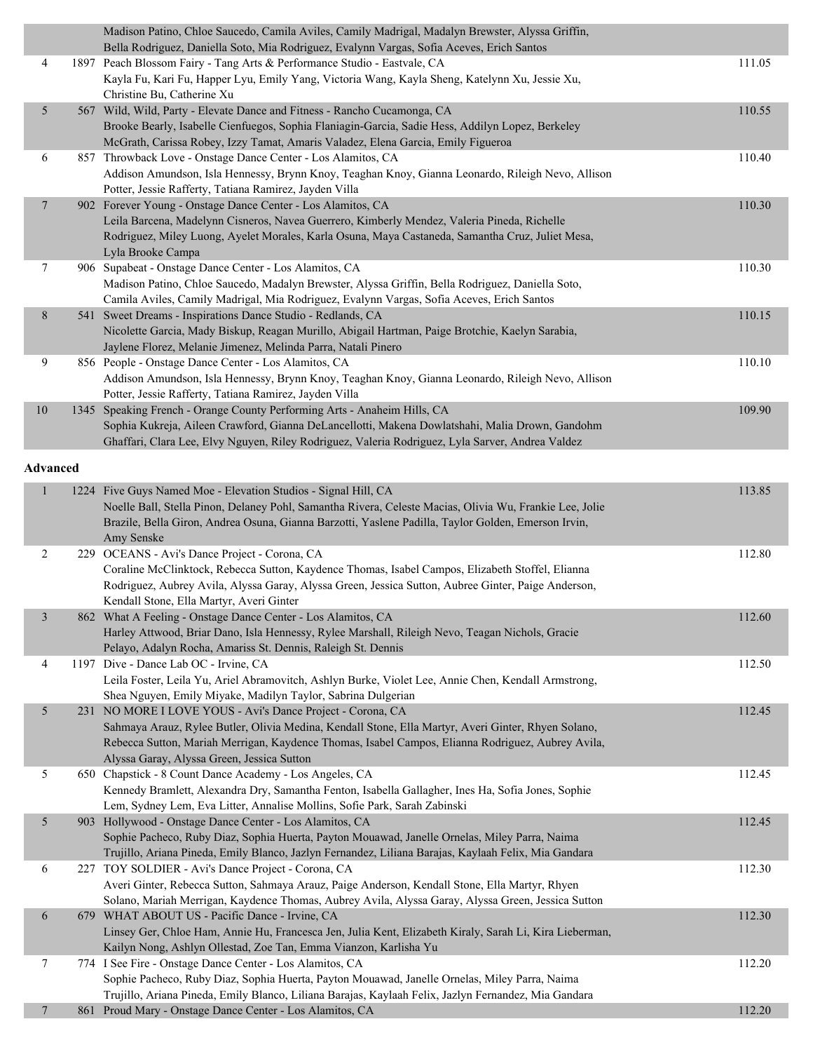| Place | No. | Entry | Score |
|---|---|---|---|
| | | Madison Patino, Chloe Saucedo, Camila Aviles, Camily Madrigal, Madalyn Brewster, Alyssa Griffin, Bella Rodriguez, Daniella Soto, Mia Rodriguez, Evalynn Vargas, Sofia Aceves, Erich Santos | |
| 4 | 1897 | Peach Blossom Fairy - Tang Arts & Performance Studio - Eastvale, CA<br>Kayla Fu, Kari Fu, Happer Lyu, Emily Yang, Victoria Wang, Kayla Sheng, Katelynn Xu, Jessie Xu, Christine Bu, Catherine Xu | 111.05 |
| 5 | 567 | Wild, Wild, Party - Elevate Dance and Fitness - Rancho Cucamonga, CA<br>Brooke Bearly, Isabelle Cienfuegos, Sophia Flaniagin-Garcia, Sadie Hess, Addilyn Lopez, Berkeley McGrath, Carissa Robey, Izzy Tamat, Amaris Valadez, Elena Garcia, Emily Figueroa | 110.55 |
| 6 | 857 | Throwback Love - Onstage Dance Center - Los Alamitos, CA<br>Addison Amundson, Isla Hennessy, Brynn Knoy, Teaghan Knoy, Gianna Leonardo, Rileigh Nevo, Allison Potter, Jessie Rafferty, Tatiana Ramirez, Jayden Villa | 110.40 |
| 7 | 902 | Forever Young - Onstage Dance Center - Los Alamitos, CA<br>Leila Barcena, Madelynn Cisneros, Navea Guerrero, Kimberly Mendez, Valeria Pineda, Richelle Rodriguez, Miley Luong, Ayelet Morales, Karla Osuna, Maya Castaneda, Samantha Cruz, Juliet Mesa, Lyla Brooke Campa | 110.30 |
| 7 | 906 | Supabeat - Onstage Dance Center - Los Alamitos, CA<br>Madison Patino, Chloe Saucedo, Madalyn Brewster, Alyssa Griffin, Bella Rodriguez, Daniella Soto, Camila Aviles, Camily Madrigal, Mia Rodriguez, Evalynn Vargas, Sofia Aceves, Erich Santos | 110.30 |
| 8 | 541 | Sweet Dreams - Inspirations Dance Studio - Redlands, CA<br>Nicolette Garcia, Mady Biskup, Reagan Murillo, Abigail Hartman, Paige Brotchie, Kaelyn Sarabia, Jaylene Florez, Melanie Jimenez, Melinda Parra, Natali Pinero | 110.15 |
| 9 | 856 | People - Onstage Dance Center - Los Alamitos, CA<br>Addison Amundson, Isla Hennessy, Brynn Knoy, Teaghan Knoy, Gianna Leonardo, Rileigh Nevo, Allison Potter, Jessie Rafferty, Tatiana Ramirez, Jayden Villa | 110.10 |
| 10 | 1345 | Speaking French - Orange County Performing Arts - Anaheim Hills, CA<br>Sophia Kukreja, Aileen Crawford, Gianna DeLancellotti, Makena Dowlatshahi, Malia Drown, Gandohm Ghaffari, Clara Lee, Elvy Nguyen, Riley Rodriguez, Valeria Rodriguez, Lyla Sarver, Andrea Valdez | 109.90 |

**Advanced**

| Place | No. | Entry | Score |
|---|---|---|---|
| 1 | 1224 | Five Guys Named Moe - Elevation Studios - Signal Hill, CA<br>Noelle Ball, Stella Pinon, Delaney Pohl, Samantha Rivera, Celeste Macias, Olivia Wu, Frankie Lee, Jolie Brazile, Bella Giron, Andrea Osuna, Gianna Barzotti, Yaslene Padilla, Taylor Golden, Emerson Irvin, Amy Senske | 113.85 |
| 2 | 229 | OCEANS - Avi's Dance Project - Corona, CA<br>Coraline McClinktock, Rebecca Sutton, Kaydence Thomas, Isabel Campos, Elizabeth Stoffel, Elianna Rodriguez, Aubrey Avila, Alyssa Garay, Alyssa Green, Jessica Sutton, Aubree Ginter, Paige Anderson, Kendall Stone, Ella Martyr, Averi Ginter | 112.80 |
| 3 | 862 | What A Feeling - Onstage Dance Center - Los Alamitos, CA<br>Harley Attwood, Briar Dano, Isla Hennessy, Rylee Marshall, Rileigh Nevo, Teagan Nichols, Gracie Pelayo, Adalyn Rocha, Amariss St. Dennis, Raleigh St. Dennis | 112.60 |
| 4 | 1197 | Dive - Dance Lab OC - Irvine, CA<br>Leila Foster, Leila Yu, Ariel Abramovitch, Ashlyn Burke, Violet Lee, Annie Chen, Kendall Armstrong, Shea Nguyen, Emily Miyake, Madilyn Taylor, Sabrina Dulgerian | 112.50 |
| 5 | 231 | NO MORE I LOVE YOUS - Avi's Dance Project - Corona, CA<br>Sahmaya Arauz, Rylee Butler, Olivia Medina, Kendall Stone, Ella Martyr, Averi Ginter, Rhyen Solano, Rebecca Sutton, Mariah Merrigan, Kaydence Thomas, Isabel Campos, Elianna Rodriguez, Aubrey Avila, Alyssa Garay, Alyssa Green, Jessica Sutton | 112.45 |
| 5 | 650 | Chapstick - 8 Count Dance Academy - Los Angeles, CA<br>Kennedy Bramlett, Alexandra Dry, Samantha Fenton, Isabella Gallagher, Ines Ha, Sofia Jones, Sophie Lem, Sydney Lem, Eva Litter, Annalise Mollins, Sofie Park, Sarah Zabinski | 112.45 |
| 5 | 903 | Hollywood - Onstage Dance Center - Los Alamitos, CA<br>Sophie Pacheco, Ruby Diaz, Sophia Huerta, Payton Mouawad, Janelle Ornelas, Miley Parra, Naima Trujillo, Ariana Pineda, Emily Blanco, Jazlyn Fernandez, Liliana Barajas, Kaylaah Felix, Mia Gandara | 112.45 |
| 6 | 227 | TOY SOLDIER - Avi's Dance Project - Corona, CA<br>Averi Ginter, Rebecca Sutton, Sahmaya Arauz, Paige Anderson, Kendall Stone, Ella Martyr, Rhyen Solano, Mariah Merrigan, Kaydence Thomas, Aubrey Avila, Alyssa Garay, Alyssa Green, Jessica Sutton | 112.30 |
| 6 | 679 | WHAT ABOUT US - Pacific Dance - Irvine, CA<br>Linsey Ger, Chloe Ham, Annie Hu, Francesca Jen, Julia Kent, Elizabeth Kiraly, Sarah Li, Kira Lieberman, Kailyn Nong, Ashlyn Ollestad, Zoe Tan, Emma Vianzon, Karlisha Yu | 112.30 |
| 7 | 774 | I See Fire - Onstage Dance Center - Los Alamitos, CA<br>Sophie Pacheco, Ruby Diaz, Sophia Huerta, Payton Mouawad, Janelle Ornelas, Miley Parra, Naima Trujillo, Ariana Pineda, Emily Blanco, Liliana Barajas, Kaylaah Felix, Jazlyn Fernandez, Mia Gandara | 112.20 |
| 7 | 861 | Proud Mary - Onstage Dance Center - Los Alamitos, CA | 112.20 |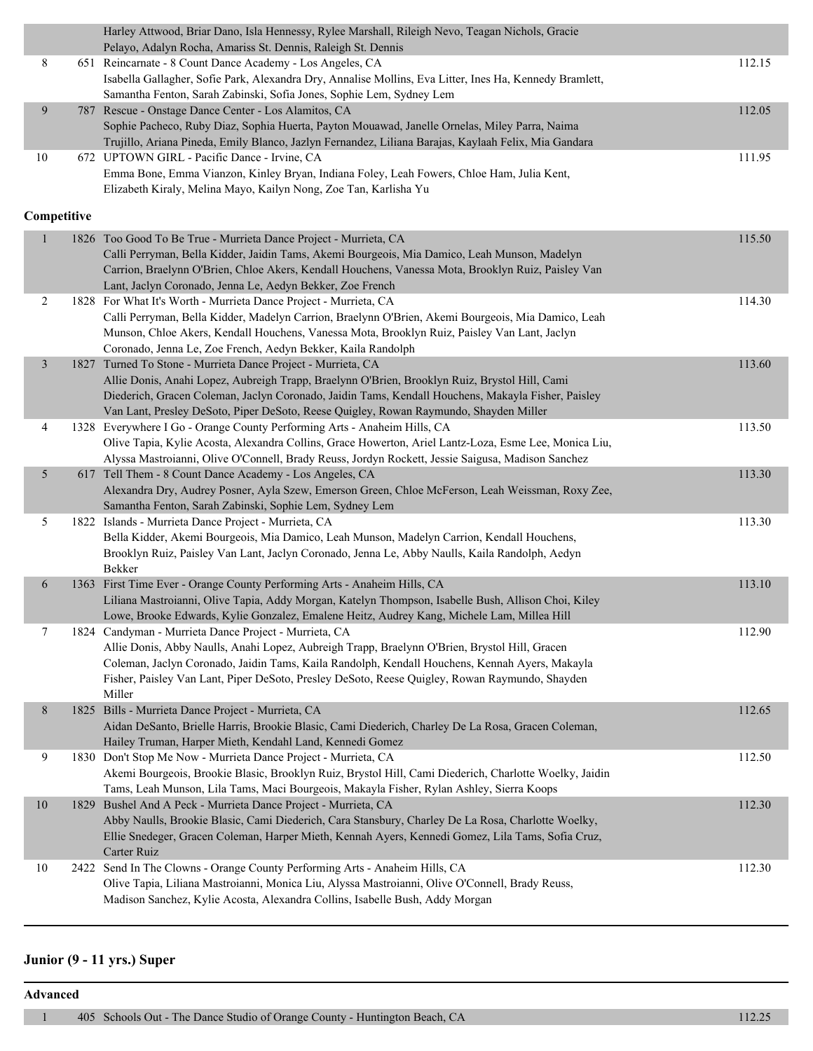| Place | No. | Entry | Score |
|---|---|---|---|
| | | Harley Attwood, Briar Dano, Isla Hennessy, Rylee Marshall, Rileigh Nevo, Teagan Nichols, Gracie Pelayo, Adalyn Rocha, Amariss St. Dennis, Raleigh St. Dennis | |
| 8 | 651 | Reincarnate - 8 Count Dance Academy - Los Angeles, CA<br>Isabella Gallagher, Sofie Park, Alexandra Dry, Annalise Mollins, Eva Litter, Ines Ha, Kennedy Bramlett, Samantha Fenton, Sarah Zabinski, Sofia Jones, Sophie Lem, Sydney Lem | 112.15 |
| 9 | 787 | Rescue - Onstage Dance Center - Los Alamitos, CA<br>Sophie Pacheco, Ruby Diaz, Sophia Huerta, Payton Mouawad, Janelle Ornelas, Miley Parra, Naima Trujillo, Ariana Pineda, Emily Blanco, Jazlyn Fernandez, Liliana Barajas, Kaylaah Felix, Mia Gandara | 112.05 |
| 10 | 672 | UPTOWN GIRL - Pacific Dance - Irvine, CA<br>Emma Bone, Emma Vianzon, Kinley Bryan, Indiana Foley, Leah Fowers, Chloe Ham, Julia Kent, Elizabeth Kiraly, Melina Mayo, Kailyn Nong, Zoe Tan, Karlisha Yu | 111.95 |

**Competitive**

| Place | No. | Entry | Score |
|---|---|---|---|
| 1 | 1826 | Too Good To Be True - Murrieta Dance Project - Murrieta, CA<br>Calli Perryman, Bella Kidder, Jaidin Tams, Akemi Bourgeois, Mia Damico, Leah Munson, Madelyn Carrion, Braelynn O'Brien, Chloe Akers, Kendall Houchens, Vanessa Mota, Brooklyn Ruiz, Paisley Van Lant, Jaclyn Coronado, Jenna Le, Aedyn Bekker, Zoe French | 115.50 |
| 2 | 1828 | For What It's Worth - Murrieta Dance Project - Murrieta, CA<br>Calli Perryman, Bella Kidder, Madelyn Carrion, Braelynn O'Brien, Akemi Bourgeois, Mia Damico, Leah Munson, Chloe Akers, Kendall Houchens, Vanessa Mota, Brooklyn Ruiz, Paisley Van Lant, Jaclyn Coronado, Jenna Le, Zoe French, Aedyn Bekker, Kaila Randolph | 114.30 |
| 3 | 1827 | Turned To Stone - Murrieta Dance Project - Murrieta, CA<br>Allie Donis, Anahi Lopez, Aubreigh Trapp, Braelynn O'Brien, Brooklyn Ruiz, Brystol Hill, Cami Diederich, Gracen Coleman, Jaclyn Coronado, Jaidin Tams, Kendall Houchens, Makayla Fisher, Paisley Van Lant, Presley DeSoto, Piper DeSoto, Reese Quigley, Rowan Raymundo, Shayden Miller | 113.60 |
| 4 | 1328 | Everywhere I Go - Orange County Performing Arts - Anaheim Hills, CA<br>Olive Tapia, Kylie Acosta, Alexandra Collins, Grace Howerton, Ariel Lantz-Loza, Esme Lee, Monica Liu, Alyssa Mastroianni, Olive O'Connell, Brady Reuss, Jordyn Rockett, Jessie Saigusa, Madison Sanchez | 113.50 |
| 5 | 617 | Tell Them - 8 Count Dance Academy - Los Angeles, CA<br>Alexandra Dry, Audrey Posner, Ayla Szew, Emerson Green, Chloe McFerson, Leah Weissman, Roxy Zee, Samantha Fenton, Sarah Zabinski, Sophie Lem, Sydney Lem | 113.30 |
| 5 | 1822 | Islands - Murrieta Dance Project - Murrieta, CA<br>Bella Kidder, Akemi Bourgeois, Mia Damico, Leah Munson, Madelyn Carrion, Kendall Houchens, Brooklyn Ruiz, Paisley Van Lant, Jaclyn Coronado, Jenna Le, Abby Naulls, Kaila Randolph, Aedyn Bekker | 113.30 |
| 6 | 1363 | First Time Ever - Orange County Performing Arts - Anaheim Hills, CA<br>Liliana Mastroianni, Olive Tapia, Addy Morgan, Katelyn Thompson, Isabelle Bush, Allison Choi, Kiley Lowe, Brooke Edwards, Kylie Gonzalez, Emalene Heitz, Audrey Kang, Michele Lam, Millea Hill | 113.10 |
| 7 | 1824 | Candyman - Murrieta Dance Project - Murrieta, CA<br>Allie Donis, Abby Naulls, Anahi Lopez, Aubreigh Trapp, Braelynn O'Brien, Brystol Hill, Gracen Coleman, Jaclyn Coronado, Jaidin Tams, Kaila Randolph, Kendall Houchens, Kennah Ayers, Makayla Fisher, Paisley Van Lant, Piper DeSoto, Presley DeSoto, Reese Quigley, Rowan Raymundo, Shayden Miller | 112.90 |
| 8 | 1825 | Bills - Murrieta Dance Project - Murrieta, CA<br>Aidan DeSanto, Brielle Harris, Brookie Blasic, Cami Diederich, Charley De La Rosa, Gracen Coleman, Hailey Truman, Harper Mieth, Kendahl Land, Kennedi Gomez | 112.65 |
| 9 | 1830 | Don't Stop Me Now - Murrieta Dance Project - Murrieta, CA<br>Akemi Bourgeois, Brookie Blasic, Brooklyn Ruiz, Brystol Hill, Cami Diederich, Charlotte Woelky, Jaidin Tams, Leah Munson, Lila Tams, Maci Bourgeois, Makayla Fisher, Rylan Ashley, Sierra Koops | 112.50 |
| 10 | 1829 | Bushel And A Peck - Murrieta Dance Project - Murrieta, CA<br>Abby Naulls, Brookie Blasic, Cami Diederich, Cara Stansbury, Charley De La Rosa, Charlotte Woelky, Ellie Snedeger, Gracen Coleman, Harper Mieth, Kennah Ayers, Kennedi Gomez, Lila Tams, Sofia Cruz, Carter Ruiz | 112.30 |
| 10 | 2422 | Send In The Clowns - Orange County Performing Arts - Anaheim Hills, CA<br>Olive Tapia, Liliana Mastroianni, Monica Liu, Alyssa Mastroianni, Olive O'Connell, Brady Reuss, Madison Sanchez, Kylie Acosta, Alexandra Collins, Isabelle Bush, Addy Morgan | 112.30 |

## Junior (9 - 11 yrs.) Super

**Advanced**

| Place | No. | Entry | Score |
|---|---|---|---|
| 1 | 405 | Schools Out - The Dance Studio of Orange County - Huntington Beach, CA | 112.25 |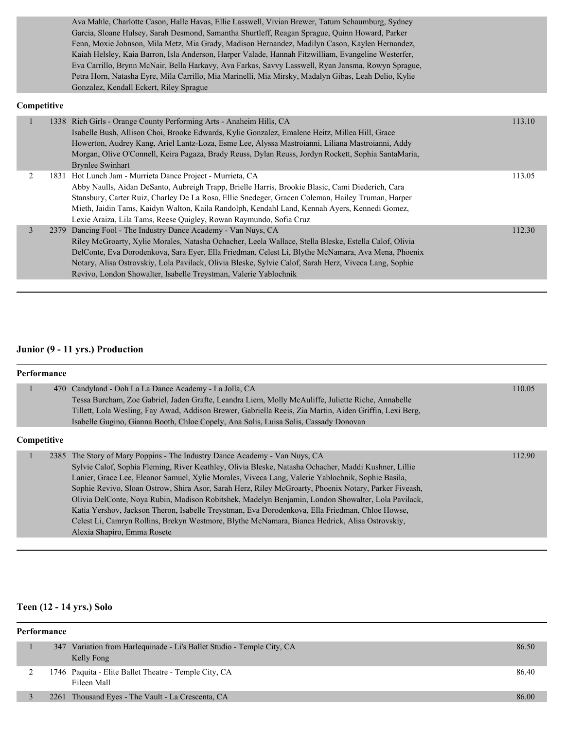| | | | |
|---|---|---|---|
| | | Ava Mahle, Charlotte Cason, Halle Havas, Ellie Lasswell, Vivian Brewer, Tatum Schaumburg, Sydney Garcia, Sloane Hulsey, Sarah Desmond, Samantha Shurtleff, Reagan Sprague, Quinn Howard, Parker Fenn, Moxie Johnson, Mila Metz, Mia Grady, Madison Hernandez, Madilyn Cason, Kaylen Hernandez, Kaiah Helsley, Kaia Barron, Isla Anderson, Harper Valade, Hannah Fitzwilliam, Evangeline Westerfer, Eva Carrillo, Brynn McNair, Bella Harkavy, Ava Farkas, Savvy Lasswell, Ryan Jansma, Rowyn Sprague, Petra Horn, Natasha Eyre, Mila Carrillo, Mia Marinelli, Mia Mirsky, Madalyn Gibas, Leah Delio, Kylie Gonzalez, Kendall Eckert, Riley Sprague | |

**Competitive**

| | | | |
|---|---|---|---|
| 1 | 1338 | Rich Girls - Orange County Performing Arts - Anaheim Hills, CA<br>Isabelle Bush, Allison Choi, Brooke Edwards, Kylie Gonzalez, Emalene Heitz, Millea Hill, Grace Howerton, Audrey Kang, Ariel Lantz-Loza, Esme Lee, Alyssa Mastroianni, Liliana Mastroianni, Addy Morgan, Olive O'Connell, Keira Pagaza, Brady Reuss, Dylan Reuss, Jordyn Rockett, Sophia SantaMaria, Brynlee Swinhart | 113.10 |
| 2 | 1831 | Hot Lunch Jam - Murrieta Dance Project - Murrieta, CA<br>Abby Naulls, Aidan DeSanto, Aubreigh Trapp, Brielle Harris, Brookie Blasic, Cami Diederich, Cara Stansbury, Carter Ruiz, Charley De La Rosa, Ellie Snedeger, Gracen Coleman, Hailey Truman, Harper Mieth, Jaidin Tams, Kaidyn Walton, Kaila Randolph, Kendahl Land, Kennah Ayers, Kennedi Gomez, Lexie Araiza, Lila Tams, Reese Quigley, Rowan Raymundo, Sofia Cruz | 113.05 |
| 3 | 2379 | Dancing Fool - The Industry Dance Academy - Van Nuys, CA<br>Riley McGroarty, Xylie Morales, Natasha Ochacher, Leela Wallace, Stella Bleske, Estella Calof, Olivia DelConte, Eva Dorodenkova, Sara Eyer, Ella Friedman, Celest Li, Blythe McNamara, Ava Mena, Phoenix Notary, Alisa Ostrovskiy, Lola Pavilack, Olivia Bleske, Sylvie Calof, Sarah Herz, Viveca Lang, Sophie Revivo, London Showalter, Isabelle Treystman, Valerie Yablochnik | 112.30 |

## Junior (9 - 11 yrs.) Production

**Performance**

| | | | |
|---|---|---|---|
| 1 | 470 | Candyland - Ooh La La Dance Academy - La Jolla, CA<br>Tessa Burcham, Zoe Gabriel, Jaden Grafte, Leandra Liem, Molly McAuliffe, Juliette Riche, Annabelle Tillett, Lola Wesling, Fay Awad, Addison Brewer, Gabriella Reeis, Zia Martin, Aiden Griffin, Lexi Berg, Isabelle Gugino, Gianna Booth, Chloe Copely, Ana Solis, Luisa Solis, Cassady Donovan | 110.05 |

**Competitive**

| | | | |
|---|---|---|---|
| 1 | 2385 | The Story of Mary Poppins - The Industry Dance Academy - Van Nuys, CA<br>Sylvie Calof, Sophia Fleming, River Keathley, Olivia Bleske, Natasha Ochacher, Maddi Kushner, Lillie Lanier, Grace Lee, Eleanor Samuel, Xylie Morales, Viveca Lang, Valerie Yablochnik, Sophie Basila, Sophie Revivo, Sloan Ostrow, Shira Asor, Sarah Herz, Riley McGroarty, Phoenix Notary, Parker Fiveash, Olivia DelConte, Noya Rubin, Madison Robitshek, Madelyn Benjamin, London Showalter, Lola Pavilack, Katia Yershov, Jackson Theron, Isabelle Treystman, Eva Dorodenkova, Ella Friedman, Chloe Howse, Celest Li, Camryn Rollins, Brekyn Westmore, Blythe McNamara, Bianca Hedrick, Alisa Ostrovskiy, Alexia Shapiro, Emma Rosete | 112.90 |

## Teen (12 - 14 yrs.) Solo

**Performance**

| | | | |
|---|---|---|---|
| 1 | 347 | Variation from Harlequinade - Li's Ballet Studio - Temple City, CA<br>Kelly Fong | 86.50 |
| 2 | 1746 | Paquita - Elite Ballet Theatre - Temple City, CA<br>Eileen Mall | 86.40 |
| 3 | 2261 | Thousand Eyes - The Vault - La Crescenta, CA | 86.00 |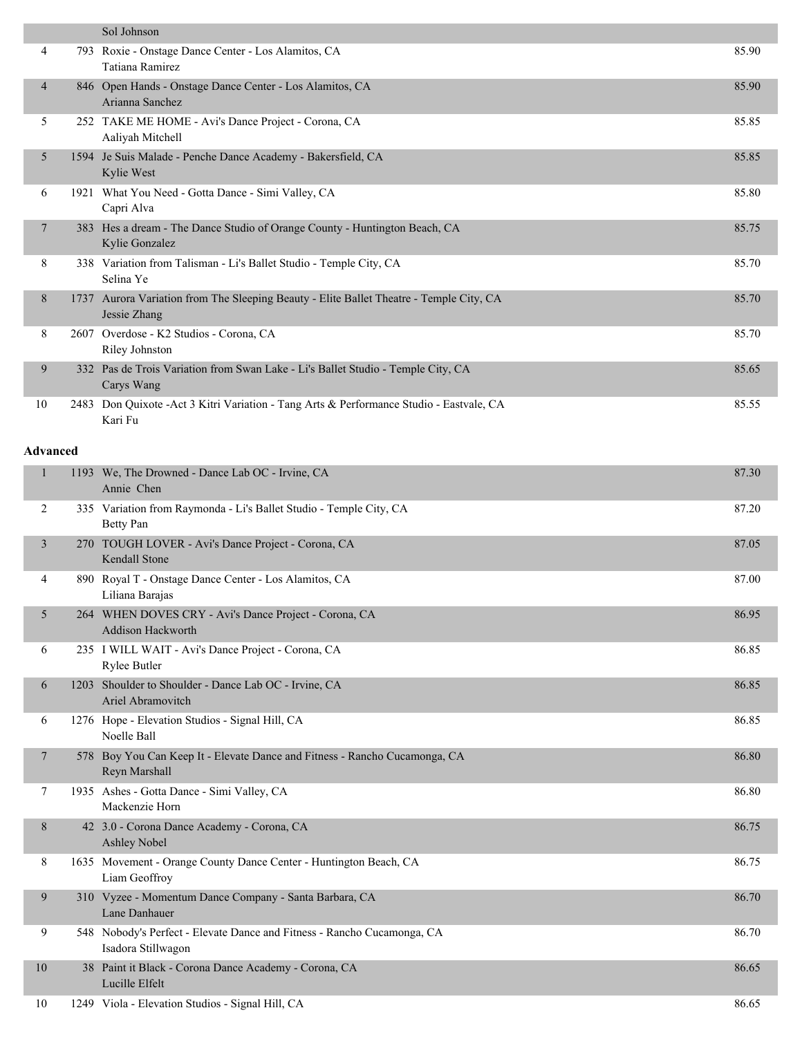| | | | |
|---|---|---|---|
| | | Sol Johnson | |
| 4 | 793 | Roxie - Onstage Dance Center - Los Alamitos, CA<br>Tatiana Ramirez | 85.90 |
| 4 | 846 | Open Hands - Onstage Dance Center - Los Alamitos, CA<br>Arianna Sanchez | 85.90 |
| 5 | 252 | TAKE ME HOME - Avi's Dance Project - Corona, CA<br>Aaliyah Mitchell | 85.85 |
| 5 | 1594 | Je Suis Malade - Penche Dance Academy - Bakersfield, CA<br>Kylie West | 85.85 |
| 6 | 1921 | What You Need - Gotta Dance - Simi Valley, CA<br>Capri Alva | 85.80 |
| 7 | 383 | Hes a dream - The Dance Studio of Orange County - Huntington Beach, CA<br>Kylie Gonzalez | 85.75 |
| 8 | 338 | Variation from Talisman - Li's Ballet Studio - Temple City, CA<br>Selina Ye | 85.70 |
| 8 | 1737 | Aurora Variation from The Sleeping Beauty - Elite Ballet Theatre - Temple City, CA<br>Jessie Zhang | 85.70 |
| 8 | 2607 | Overdose - K2 Studios - Corona, CA<br>Riley Johnston | 85.70 |
| 9 | 332 | Pas de Trois Variation from Swan Lake - Li's Ballet Studio - Temple City, CA<br>Carys Wang | 85.65 |
| 10 | 2483 | Don Quixote -Act 3 Kitri Variation - Tang Arts & Performance Studio - Eastvale, CA<br>Kari Fu | 85.55 |

**Advanced**

| | | | |
|---|---|---|---|
| 1 | 1193 | We, The Drowned - Dance Lab OC - Irvine, CA<br>Annie Chen | 87.30 |
| 2 | 335 | Variation from Raymonda - Li's Ballet Studio - Temple City, CA<br>Betty Pan | 87.20 |
| 3 | 270 | TOUGH LOVER - Avi's Dance Project - Corona, CA<br>Kendall Stone | 87.05 |
| 4 | 890 | Royal T - Onstage Dance Center - Los Alamitos, CA<br>Liliana Barajas | 87.00 |
| 5 | 264 | WHEN DOVES CRY - Avi's Dance Project - Corona, CA<br>Addison Hackworth | 86.95 |
| 6 | 235 | I WILL WAIT - Avi's Dance Project - Corona, CA<br>Rylee Butler | 86.85 |
| 6 | 1203 | Shoulder to Shoulder - Dance Lab OC - Irvine, CA<br>Ariel Abramovitch | 86.85 |
| 6 | 1276 | Hope - Elevation Studios - Signal Hill, CA<br>Noelle Ball | 86.85 |
| 7 | 578 | Boy You Can Keep It - Elevate Dance and Fitness - Rancho Cucamonga, CA<br>Reyn Marshall | 86.80 |
| 7 | 1935 | Ashes - Gotta Dance - Simi Valley, CA<br>Mackenzie Horn | 86.80 |
| 8 | 42 | 3.0 - Corona Dance Academy - Corona, CA<br>Ashley Nobel | 86.75 |
| 8 | 1635 | Movement - Orange County Dance Center - Huntington Beach, CA<br>Liam Geoffroy | 86.75 |
| 9 | 310 | Vyzee - Momentum Dance Company - Santa Barbara, CA<br>Lane Danhauer | 86.70 |
| 9 | 548 | Nobody's Perfect - Elevate Dance and Fitness - Rancho Cucamonga, CA<br>Isadora Stillwagon | 86.70 |
| 10 | 38 | Paint it Black - Corona Dance Academy - Corona, CA<br>Lucille Elfelt | 86.65 |
| 10 | 1249 | Viola - Elevation Studios - Signal Hill, CA | 86.65 |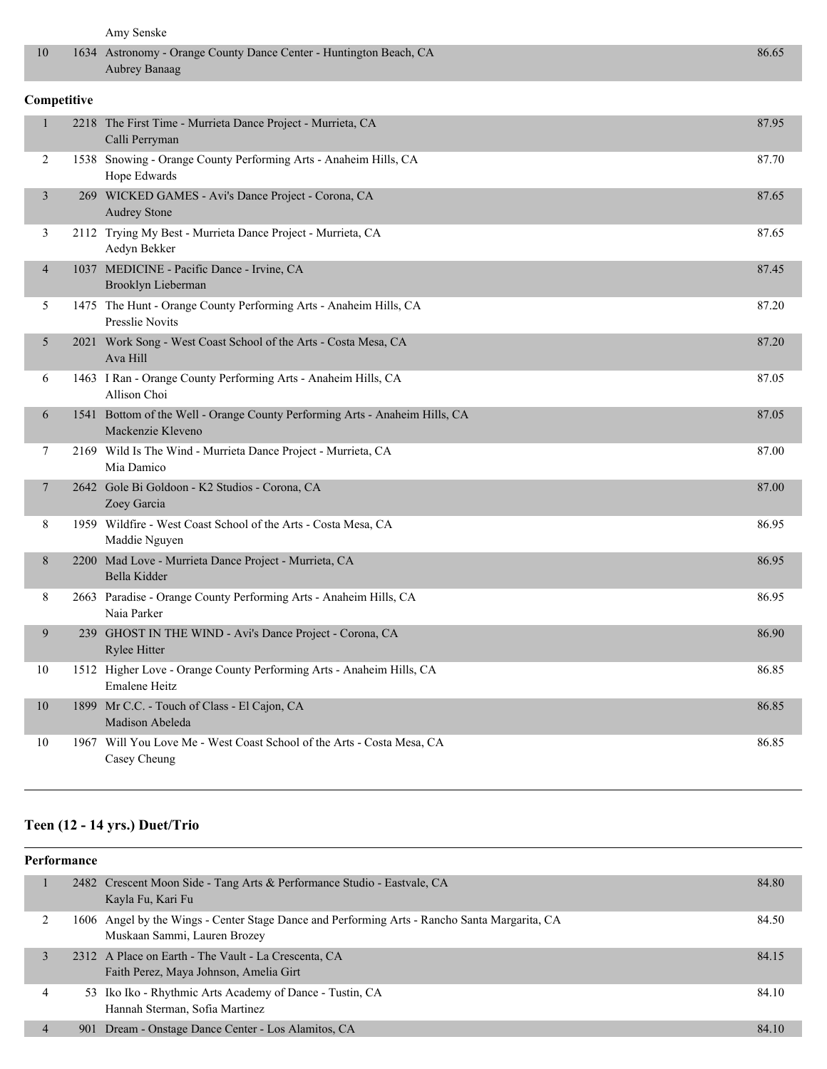| | | | |
|---|---|---|---|
| | | Amy Senske | |
| 10 | 1634 | Astronomy - Orange County Dance Center - Huntington Beach, CA<br>Aubrey Banaag | 86.65 |

**Competitive**

| | | | |
|---|---|---|---|
| 1 | 2218 | The First Time - Murrieta Dance Project - Murrieta, CA<br>Calli Perryman | 87.95 |
| 2 | 1538 | Snowing - Orange County Performing Arts - Anaheim Hills, CA<br>Hope Edwards | 87.70 |
| 3 | 269 | WICKED GAMES - Avi's Dance Project - Corona, CA<br>Audrey Stone | 87.65 |
| 3 | 2112 | Trying My Best - Murrieta Dance Project - Murrieta, CA<br>Aedyn Bekker | 87.65 |
| 4 | 1037 | MEDICINE - Pacific Dance - Irvine, CA<br>Brooklyn Lieberman | 87.45 |
| 5 | 1475 | The Hunt - Orange County Performing Arts - Anaheim Hills, CA<br>Presslie Novits | 87.20 |
| 5 | 2021 | Work Song - West Coast School of the Arts - Costa Mesa, CA<br>Ava Hill | 87.20 |
| 6 | 1463 | I Ran - Orange County Performing Arts - Anaheim Hills, CA<br>Allison Choi | 87.05 |
| 6 | 1541 | Bottom of the Well - Orange County Performing Arts - Anaheim Hills, CA<br>Mackenzie Kleveno | 87.05 |
| 7 | 2169 | Wild Is The Wind - Murrieta Dance Project - Murrieta, CA<br>Mia Damico | 87.00 |
| 7 | 2642 | Gole Bi Goldoon - K2 Studios - Corona, CA<br>Zoey Garcia | 87.00 |
| 8 | 1959 | Wildfire - West Coast School of the Arts - Costa Mesa, CA<br>Maddie Nguyen | 86.95 |
| 8 | 2200 | Mad Love - Murrieta Dance Project - Murrieta, CA<br>Bella Kidder | 86.95 |
| 8 | 2663 | Paradise - Orange County Performing Arts - Anaheim Hills, CA<br>Naia Parker | 86.95 |
| 9 | 239 | GHOST IN THE WIND - Avi's Dance Project - Corona, CA<br>Rylee Hitter | 86.90 |
| 10 | 1512 | Higher Love - Orange County Performing Arts - Anaheim Hills, CA<br>Emalene Heitz | 86.85 |
| 10 | 1899 | Mr C.C. - Touch of Class - El Cajon, CA<br>Madison Abeleda | 86.85 |
| 10 | 1967 | Will You Love Me - West Coast School of the Arts - Costa Mesa, CA<br>Casey Cheung | 86.85 |

## Teen (12 - 14 yrs.) Duet/Trio

**Performance**

| | | | |
|---|---|---|---|
| 1 | 2482 | Crescent Moon Side - Tang Arts & Performance Studio - Eastvale, CA<br>Kayla Fu, Kari Fu | 84.80 |
| 2 | 1606 | Angel by the Wings - Center Stage Dance and Performing Arts - Rancho Santa Margarita, CA<br>Muskaan Sammi, Lauren Brozey | 84.50 |
| 3 | 2312 | A Place on Earth - The Vault - La Crescenta, CA<br>Faith Perez, Maya Johnson, Amelia Girt | 84.15 |
| 4 | 53 | Iko Iko - Rhythmic Arts Academy of Dance - Tustin, CA<br>Hannah Sterman, Sofia Martinez | 84.10 |
| 4 | 901 | Dream - Onstage Dance Center - Los Alamitos, CA | 84.10 |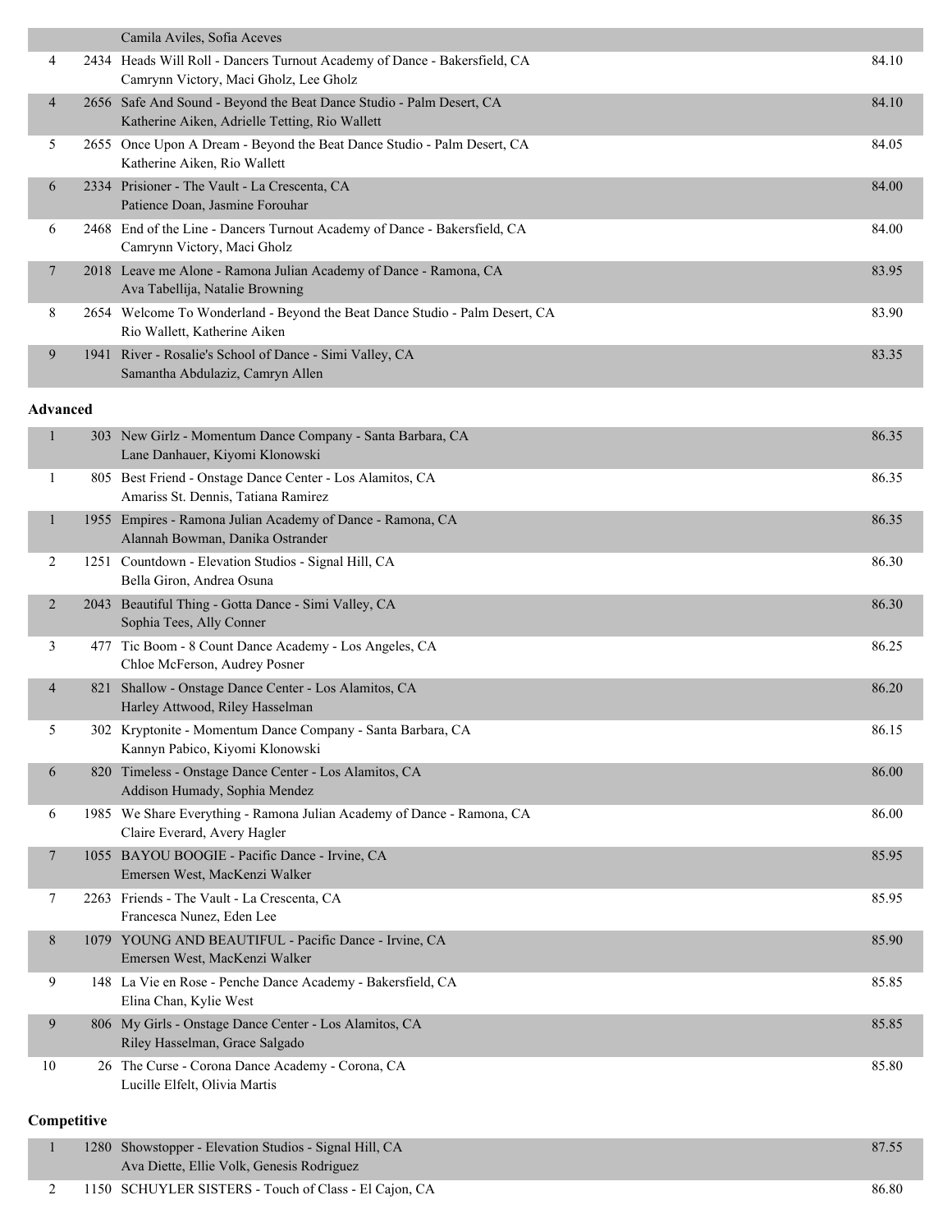| | | | |
|---|---|---|---|
| | | Camila Aviles, Sofia Aceves | |
| 4 | 2434 | Heads Will Roll - Dancers Turnout Academy of Dance - Bakersfield, CA<br>Camrynn Victory, Maci Gholz, Lee Gholz | 84.10 |
| 4 | 2656 | Safe And Sound - Beyond the Beat Dance Studio - Palm Desert, CA<br>Katherine Aiken, Adrielle Tetting, Rio Wallett | 84.10 |
| 5 | 2655 | Once Upon A Dream - Beyond the Beat Dance Studio - Palm Desert, CA<br>Katherine Aiken, Rio Wallett | 84.05 |
| 6 | 2334 | Prisioner - The Vault - La Crescenta, CA<br>Patience Doan, Jasmine Forouhar | 84.00 |
| 6 | 2468 | End of the Line - Dancers Turnout Academy of Dance - Bakersfield, CA<br>Camrynn Victory, Maci Gholz | 84.00 |
| 7 | 2018 | Leave me Alone - Ramona Julian Academy of Dance - Ramona, CA<br>Ava Tabellija, Natalie Browning | 83.95 |
| 8 | 2654 | Welcome To Wonderland - Beyond the Beat Dance Studio - Palm Desert, CA<br>Rio Wallett, Katherine Aiken | 83.90 |
| 9 | 1941 | River - Rosalie's School of Dance - Simi Valley, CA<br>Samantha Abdulaziz, Camryn Allen | 83.35 |

**Advanced**

| | | | |
|---|---|---|---|
| 1 | 303 | New Girlz - Momentum Dance Company - Santa Barbara, CA<br>Lane Danhauer, Kiyomi Klonowski | 86.35 |
| 1 | 805 | Best Friend - Onstage Dance Center - Los Alamitos, CA<br>Amariss St. Dennis, Tatiana Ramirez | 86.35 |
| 1 | 1955 | Empires - Ramona Julian Academy of Dance - Ramona, CA<br>Alannah Bowman, Danika Ostrander | 86.35 |
| 2 | 1251 | Countdown - Elevation Studios - Signal Hill, CA<br>Bella Giron, Andrea Osuna | 86.30 |
| 2 | 2043 | Beautiful Thing - Gotta Dance - Simi Valley, CA<br>Sophia Tees, Ally Conner | 86.30 |
| 3 | 477 | Tic Boom - 8 Count Dance Academy - Los Angeles, CA<br>Chloe McFerson, Audrey Posner | 86.25 |
| 4 | 821 | Shallow - Onstage Dance Center - Los Alamitos, CA<br>Harley Attwood, Riley Hasselman | 86.20 |
| 5 | 302 | Kryptonite - Momentum Dance Company - Santa Barbara, CA<br>Kannyn Pabico, Kiyomi Klonowski | 86.15 |
| 6 | 820 | Timeless - Onstage Dance Center - Los Alamitos, CA<br>Addison Humady, Sophia Mendez | 86.00 |
| 6 | 1985 | We Share Everything - Ramona Julian Academy of Dance - Ramona, CA<br>Claire Everard, Avery Hagler | 86.00 |
| 7 | 1055 | BAYOU BOOGIE - Pacific Dance - Irvine, CA<br>Emersen West, MacKenzi Walker | 85.95 |
| 7 | 2263 | Friends - The Vault - La Crescenta, CA<br>Francesca Nunez, Eden Lee | 85.95 |
| 8 | 1079 | YOUNG AND BEAUTIFUL - Pacific Dance - Irvine, CA<br>Emersen West, MacKenzi Walker | 85.90 |
| 9 | 148 | La Vie en Rose - Penche Dance Academy - Bakersfield, CA<br>Elina Chan, Kylie West | 85.85 |
| 9 | 806 | My Girls - Onstage Dance Center - Los Alamitos, CA<br>Riley Hasselman, Grace Salgado | 85.85 |
| 10 | 26 | The Curse - Corona Dance Academy - Corona, CA<br>Lucille Elfelt, Olivia Martis | 85.80 |

**Competitive**

| | | | |
|---|---|---|---|
| 1 | 1280 | Showstopper - Elevation Studios - Signal Hill, CA<br>Ava Diette, Ellie Volk, Genesis Rodriguez | 87.55 |
| 2 | 1150 | SCHUYLER SISTERS - Touch of Class - El Cajon, CA | 86.80 |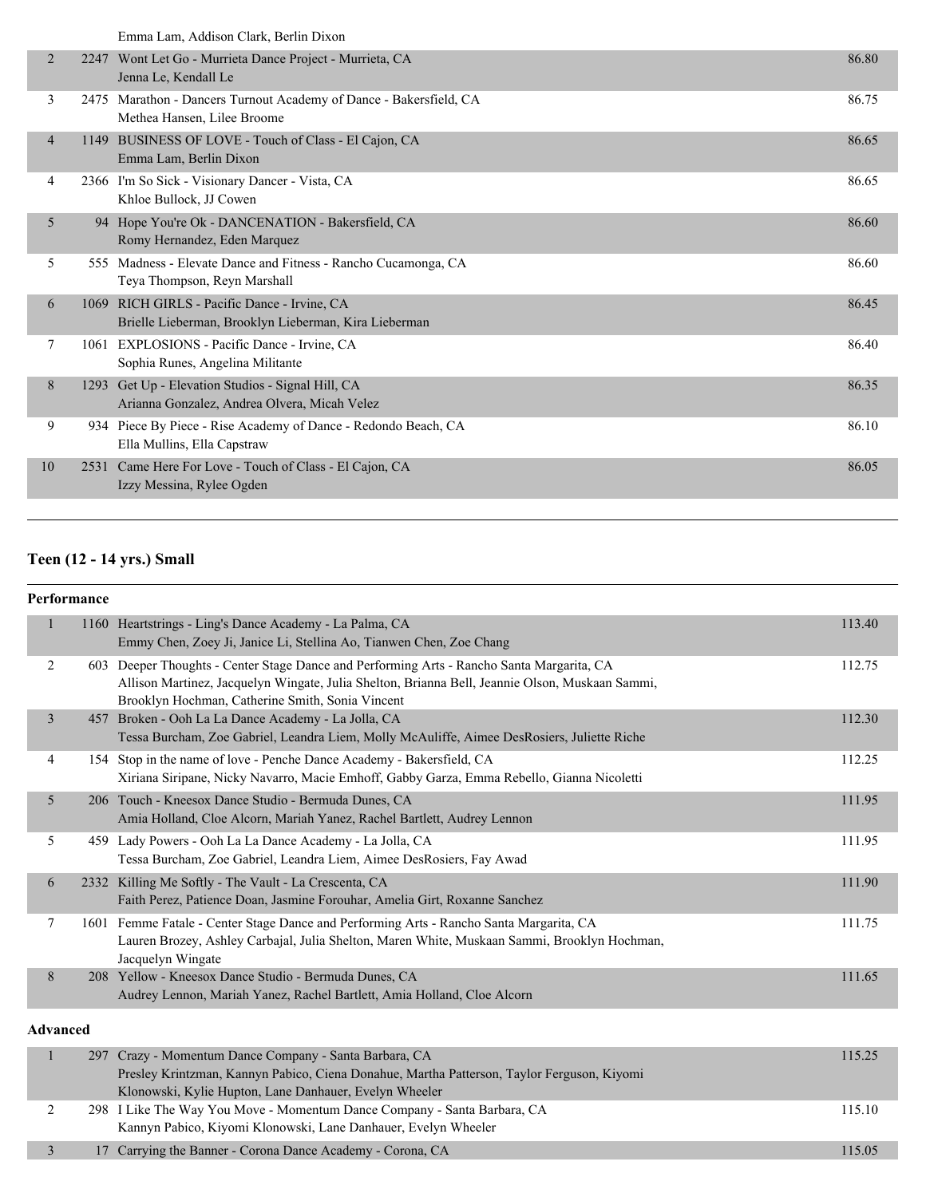| | | | |
|---|---|---|---|
| | | Emma Lam, Addison Clark, Berlin Dixon | |
| 2 | 2247 | Wont Let Go - Murrieta Dance Project - Murrieta, CA<br>Jenna Le, Kendall Le | 86.80 |
| 3 | 2475 | Marathon - Dancers Turnout Academy of Dance - Bakersfield, CA<br>Methea Hansen, Lilee Broome | 86.75 |
| 4 | 1149 | BUSINESS OF LOVE - Touch of Class - El Cajon, CA<br>Emma Lam, Berlin Dixon | 86.65 |
| 4 | 2366 | I'm So Sick - Visionary Dancer - Vista, CA<br>Khloe Bullock, JJ Cowen | 86.65 |
| 5 | 94 | Hope You're Ok - DANCENATION - Bakersfield, CA<br>Romy Hernandez, Eden Marquez | 86.60 |
| 5 | 555 | Madness - Elevate Dance and Fitness - Rancho Cucamonga, CA<br>Teya Thompson, Reyn Marshall | 86.60 |
| 6 | 1069 | RICH GIRLS - Pacific Dance - Irvine, CA<br>Brielle Lieberman, Brooklyn Lieberman, Kira Lieberman | 86.45 |
| 7 | 1061 | EXPLOSIONS - Pacific Dance - Irvine, CA<br>Sophia Runes, Angelina Militante | 86.40 |
| 8 | 1293 | Get Up - Elevation Studios - Signal Hill, CA<br>Arianna Gonzalez, Andrea Olvera, Micah Velez | 86.35 |
| 9 | 934 | Piece By Piece - Rise Academy of Dance - Redondo Beach, CA<br>Ella Mullins, Ella Capstraw | 86.10 |
| 10 | 2531 | Came Here For Love - Touch of Class - El Cajon, CA<br>Izzy Messina, Rylee Ogden | 86.05 |

## Teen (12 - 14 yrs.) Small

### Performance

| | | | |
|---|---|---|---|
| 1 | 1160 | Heartstrings - Ling's Dance Academy - La Palma, CA<br>Emmy Chen, Zoey Ji, Janice Li, Stellina Ao, Tianwen Chen, Zoe Chang | 113.40 |
| 2 | 603 | Deeper Thoughts - Center Stage Dance and Performing Arts - Rancho Santa Margarita, CA<br>Allison Martinez, Jacquelyn Wingate, Julia Shelton, Brianna Bell, Jeannie Olson, Muskaan Sammi, Brooklyn Hochman, Catherine Smith, Sonia Vincent | 112.75 |
| 3 | 457 | Broken - Ooh La La Dance Academy - La Jolla, CA<br>Tessa Burcham, Zoe Gabriel, Leandra Liem, Molly McAuliffe, Aimee DesRosiers, Juliette Riche | 112.30 |
| 4 | 154 | Stop in the name of love - Penche Dance Academy - Bakersfield, CA<br>Xiriana Siripane, Nicky Navarro, Macie Emhoff, Gabby Garza, Emma Rebello, Gianna Nicoletti | 112.25 |
| 5 | 206 | Touch - Kneesox Dance Studio - Bermuda Dunes, CA<br>Amia Holland, Cloe Alcorn, Mariah Yanez, Rachel Bartlett, Audrey Lennon | 111.95 |
| 5 | 459 | Lady Powers - Ooh La La Dance Academy - La Jolla, CA<br>Tessa Burcham, Zoe Gabriel, Leandra Liem, Aimee DesRosiers, Fay Awad | 111.95 |
| 6 | 2332 | Killing Me Softly - The Vault - La Crescenta, CA<br>Faith Perez, Patience Doan, Jasmine Forouhar, Amelia Girt, Roxanne Sanchez | 111.90 |
| 7 | 1601 | Femme Fatale - Center Stage Dance and Performing Arts - Rancho Santa Margarita, CA<br>Lauren Brozey, Ashley Carbajal, Julia Shelton, Maren White, Muskaan Sammi, Brooklyn Hochman, Jacquelyn Wingate | 111.75 |
| 8 | 208 | Yellow - Kneesox Dance Studio - Bermuda Dunes, CA<br>Audrey Lennon, Mariah Yanez, Rachel Bartlett, Amia Holland, Cloe Alcorn | 111.65 |

### Advanced

| | | | |
|---|---|---|---|
| 1 | 297 | Crazy - Momentum Dance Company - Santa Barbara, CA<br>Presley Krintzman, Kannyn Pabico, Ciena Donahue, Martha Patterson, Taylor Ferguson, Kiyomi Klonowski, Kylie Hupton, Lane Danhauer, Evelyn Wheeler | 115.25 |
| 2 | 298 | I Like The Way You Move - Momentum Dance Company - Santa Barbara, CA<br>Kannyn Pabico, Kiyomi Klonowski, Lane Danhauer, Evelyn Wheeler | 115.10 |
| 3 | 17 | Carrying the Banner - Corona Dance Academy - Corona, CA | 115.05 |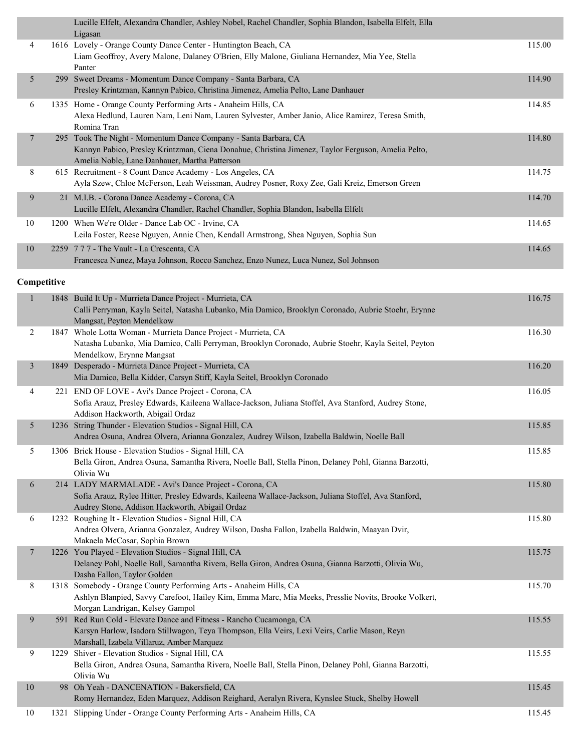| | | | |
|---|---|---|---|
| | | Lucille Elfelt, Alexandra Chandler, Ashley Nobel, Rachel Chandler, Sophia Blandon, Isabella Elfelt, Ella Ligasan | |
| 4 | 1616 | Lovely - Orange County Dance Center - Huntington Beach, CA<br>Liam Geoffroy, Avery Malone, Dalaney O'Brien, Elly Malone, Giuliana Hernandez, Mia Yee, Stella Panter | 115.00 |
| 5 | 299 | Sweet Dreams - Momentum Dance Company - Santa Barbara, CA<br>Presley Krintzman, Kannyn Pabico, Christina Jimenez, Amelia Pelto, Lane Danhauer | 114.90 |
| 6 | 1335 | Home - Orange County Performing Arts - Anaheim Hills, CA<br>Alexa Hedlund, Lauren Nam, Leni Nam, Lauren Sylvester, Amber Janio, Alice Ramirez, Teresa Smith, Romina Tran | 114.85 |
| 7 | 295 | Took The Night - Momentum Dance Company - Santa Barbara, CA<br>Kannyn Pabico, Presley Krintzman, Ciena Donahue, Christina Jimenez, Taylor Ferguson, Amelia Pelto, Amelia Noble, Lane Danhauer, Martha Patterson | 114.80 |
| 8 | 615 | Recruitment - 8 Count Dance Academy - Los Angeles, CA<br>Ayla Szew, Chloe McFerson, Leah Weissman, Audrey Posner, Roxy Zee, Gali Kreiz, Emerson Green | 114.75 |
| 9 | 21 | M.I.B. - Corona Dance Academy - Corona, CA<br>Lucille Elfelt, Alexandra Chandler, Rachel Chandler, Sophia Blandon, Isabella Elfelt | 114.70 |
| 10 | 1200 | When We're Older - Dance Lab OC - Irvine, CA<br>Leila Foster, Reese Nguyen, Annie Chen, Kendall Armstrong, Shea Nguyen, Sophia Sun | 114.65 |
| 10 | 2259 | 7 7 7 - The Vault - La Crescenta, CA<br>Francesca Nunez, Maya Johnson, Rocco Sanchez, Enzo Nunez, Luca Nunez, Sol Johnson | 114.65 |

**Competitive**

| | | | |
|---|---|---|---|
| 1 | 1848 | Build It Up - Murrieta Dance Project - Murrieta, CA<br>Calli Perryman, Kayla Seitel, Natasha Lubanko, Mia Damico, Brooklyn Coronado, Aubrie Stoehr, Erynne Mangsat, Peyton Mendelkow | 116.75 |
| 2 | 1847 | Whole Lotta Woman - Murrieta Dance Project - Murrieta, CA<br>Natasha Lubanko, Mia Damico, Calli Perryman, Brooklyn Coronado, Aubrie Stoehr, Kayla Seitel, Peyton Mendelkow, Erynne Mangsat | 116.30 |
| 3 | 1849 | Desperado - Murrieta Dance Project - Murrieta, CA<br>Mia Damico, Bella Kidder, Carsyn Stiff, Kayla Seitel, Brooklyn Coronado | 116.20 |
| 4 | 221 | END OF LOVE - Avi's Dance Project - Corona, CA<br>Sofia Arauz, Presley Edwards, Kaileena Wallace-Jackson, Juliana Stoffel, Ava Stanford, Audrey Stone, Addison Hackworth, Abigail Ordaz | 116.05 |
| 5 | 1236 | String Thunder - Elevation Studios - Signal Hill, CA<br>Andrea Osuna, Andrea Olvera, Arianna Gonzalez, Audrey Wilson, Izabella Baldwin, Noelle Ball | 115.85 |
| 5 | 1306 | Brick House - Elevation Studios - Signal Hill, CA<br>Bella Giron, Andrea Osuna, Samantha Rivera, Noelle Ball, Stella Pinon, Delaney Pohl, Gianna Barzotti, Olivia Wu | 115.85 |
| 6 | 214 | LADY MARMALADE - Avi's Dance Project - Corona, CA<br>Sofia Arauz, Rylee Hitter, Presley Edwards, Kaileena Wallace-Jackson, Juliana Stoffel, Ava Stanford, Audrey Stone, Addison Hackworth, Abigail Ordaz | 115.80 |
| 6 | 1232 | Roughing It - Elevation Studios - Signal Hill, CA<br>Andrea Olvera, Arianna Gonzalez, Audrey Wilson, Dasha Fallon, Izabella Baldwin, Maayan Dvir, Makaela McCosar, Sophia Brown | 115.80 |
| 7 | 1226 | You Played - Elevation Studios - Signal Hill, CA<br>Delaney Pohl, Noelle Ball, Samantha Rivera, Bella Giron, Andrea Osuna, Gianna Barzotti, Olivia Wu, Dasha Fallon, Taylor Golden | 115.75 |
| 8 | 1318 | Somebody - Orange County Performing Arts - Anaheim Hills, CA<br>Ashlyn Blanpied, Savvy Carefoot, Hailey Kim, Emma Marc, Mia Meeks, Presslie Novits, Brooke Volkert, Morgan Landrigan, Kelsey Gampol | 115.70 |
| 9 | 591 | Red Run Cold - Elevate Dance and Fitness - Rancho Cucamonga, CA<br>Karsyn Harlow, Isadora Stillwagon, Teya Thompson, Ella Veirs, Lexi Veirs, Carlie Mason, Reyn Marshall, Izabela Villaruz, Amber Marquez | 115.55 |
| 9 | 1229 | Shiver - Elevation Studios - Signal Hill, CA<br>Bella Giron, Andrea Osuna, Samantha Rivera, Noelle Ball, Stella Pinon, Delaney Pohl, Gianna Barzotti, Olivia Wu | 115.55 |
| 10 | 98 | Oh Yeah - DANCENATION - Bakersfield, CA<br>Romy Hernandez, Eden Marquez, Addison Reighard, Aeralyn Rivera, Kynslee Stuck, Shelby Howell | 115.45 |
| 10 | 1321 | Slipping Under - Orange County Performing Arts - Anaheim Hills, CA | 115.45 |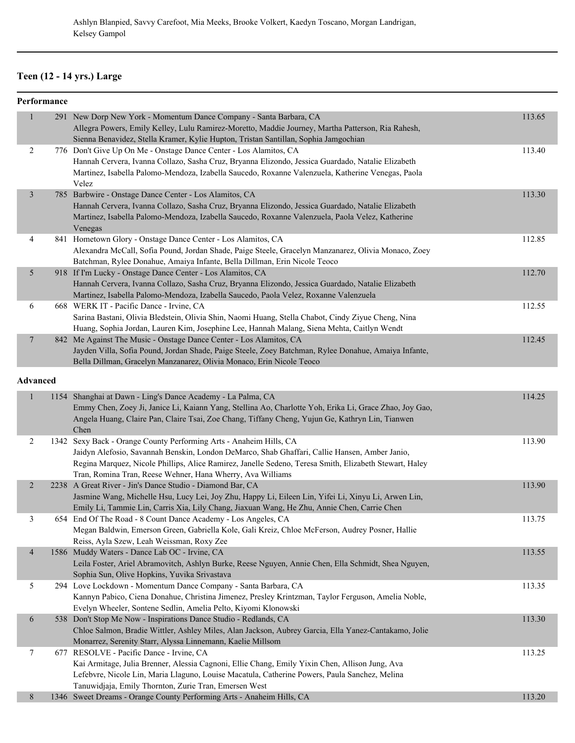Ashlyn Blanpied, Savvy Carefoot, Mia Meeks, Brooke Volkert, Kaedyn Toscano, Morgan Landrigan, Kelsey Gampol

---

## Teen (12 - 14 yrs.) Large

### Performance

| Place | No. | Entry | Score |
|---|---|---|---|
| 1 | 291 | New Dorp New York - Momentum Dance Company - Santa Barbara, CA<br>Allegra Powers, Emily Kelley, Lulu Ramirez-Moretto, Maddie Journey, Martha Patterson, Ria Rahesh, Sienna Benavidez, Stella Kramer, Kylie Hupton, Tristan Santillan, Sophia Jamgochian | 113.65 |
| 2 | 776 | Don't Give Up On Me - Onstage Dance Center - Los Alamitos, CA<br>Hannah Cervera, Ivanna Collazo, Sasha Cruz, Bryanna Elizondo, Jessica Guardado, Natalie Elizabeth Martinez, Isabella Palomo-Mendoza, Izabella Saucedo, Roxanne Valenzuela, Katherine Venegas, Paola Velez | 113.40 |
| 3 | 785 | Barbwire - Onstage Dance Center - Los Alamitos, CA<br>Hannah Cervera, Ivanna Collazo, Sasha Cruz, Bryanna Elizondo, Jessica Guardado, Natalie Elizabeth Martinez, Isabella Palomo-Mendoza, Izabella Saucedo, Roxanne Valenzuela, Paola Velez, Katherine Venegas | 113.30 |
| 4 | 841 | Hometown Glory - Onstage Dance Center - Los Alamitos, CA<br>Alexandra McCall, Sofia Pound, Jordan Shade, Paige Steele, Gracelyn Manzanarez, Olivia Monaco, Zoey Batchman, Rylee Donahue, Amaiya Infante, Bella Dillman, Erin Nicole Teoco | 112.85 |
| 5 | 918 | If I'm Lucky - Onstage Dance Center - Los Alamitos, CA<br>Hannah Cervera, Ivanna Collazo, Sasha Cruz, Bryanna Elizondo, Jessica Guardado, Natalie Elizabeth Martinez, Isabella Palomo-Mendoza, Izabella Saucedo, Paola Velez, Roxanne Valenzuela | 112.70 |
| 6 | 668 | WERK IT - Pacific Dance - Irvine, CA<br>Sarina Bastani, Olivia Bledstein, Olivia Shin, Naomi Huang, Stella Chabot, Cindy Ziyue Cheng, Nina Huang, Sophia Jordan, Lauren Kim, Josephine Lee, Hannah Malang, Siena Mehta, Caitlyn Wendt | 112.55 |
| 7 | 842 | Me Against The Music - Onstage Dance Center - Los Alamitos, CA<br>Jayden Villa, Sofia Pound, Jordan Shade, Paige Steele, Zoey Batchman, Rylee Donahue, Amaiya Infante, Bella Dillman, Gracelyn Manzanarez, Olivia Monaco, Erin Nicole Teoco | 112.45 |

### Advanced

| Place | No. | Entry | Score |
|---|---|---|---|
| 1 | 1154 | Shanghai at Dawn - Ling's Dance Academy - La Palma, CA<br>Emmy Chen, Zoey Ji, Janice Li, Kaiann Yang, Stellina Ao, Charlotte Yoh, Erika Li, Grace Zhao, Joy Gao, Angela Huang, Claire Pan, Claire Tsai, Zoe Chang, Tiffany Cheng, Yujun Ge, Kathryn Lin, Tianwen Chen | 114.25 |
| 2 | 1342 | Sexy Back - Orange County Performing Arts - Anaheim Hills, CA<br>Jaidyn Alefosio, Savannah Benskin, London DeMarco, Shab Ghaffari, Callie Hansen, Amber Janio, Regina Marquez, Nicole Phillips, Alice Ramirez, Janelle Sedeno, Teresa Smith, Elizabeth Stewart, Haley Tran, Romina Tran, Reese Wehner, Hana Wherry, Ava Williams | 113.90 |
| 2 | 2238 | A Great River - Jin's Dance Studio - Diamond Bar, CA<br>Jasmine Wang, Michelle Hsu, Lucy Lei, Joy Zhu, Happy Li, Eileen Lin, Yifei Li, Xinyu Li, Arwen Lin, Emily Li, Tammie Lin, Carris Xia, Lily Chang, Jiaxuan Wang, He Zhu, Annie Chen, Carrie Chen | 113.90 |
| 3 | 654 | End Of The Road - 8 Count Dance Academy - Los Angeles, CA<br>Megan Baldwin, Emerson Green, Gabriella Kole, Gali Kreiz, Chloe McFerson, Audrey Posner, Hallie Reiss, Ayla Szew, Leah Weissman, Roxy Zee | 113.75 |
| 4 | 1586 | Muddy Waters - Dance Lab OC - Irvine, CA<br>Leila Foster, Ariel Abramovitch, Ashlyn Burke, Reese Nguyen, Annie Chen, Ella Schmidt, Shea Nguyen, Sophia Sun, Olive Hopkins, Yuvika Srivastava | 113.55 |
| 5 | 294 | Love Lockdown - Momentum Dance Company - Santa Barbara, CA<br>Kannyn Pabico, Ciena Donahue, Christina Jimenez, Presley Krintzman, Taylor Ferguson, Amelia Noble, Evelyn Wheeler, Sontene Sedlin, Amelia Pelto, Kiyomi Klonowski | 113.35 |
| 6 | 538 | Don't Stop Me Now - Inspirations Dance Studio - Redlands, CA<br>Chloe Salmon, Bradie Wittler, Ashley Miles, Alan Jackson, Aubrey Garcia, Ella Yanez-Cantakamo, Jolie Monarrez, Serenity Starr, Alyssa Linnemann, Kaelie Millsom | 113.30 |
| 7 | 677 | RESOLVE - Pacific Dance - Irvine, CA<br>Kai Armitage, Julia Brenner, Alessia Cagnoni, Ellie Chang, Emily Yixin Chen, Allison Jung, Ava Lefebvre, Nicole Lin, Maria Llaguno, Louise Macatula, Catherine Powers, Paula Sanchez, Melina Tanuwidjaja, Emily Thornton, Zurie Tran, Emersen West | 113.25 |
| 8 | 1346 | Sweet Dreams - Orange County Performing Arts - Anaheim Hills, CA | 113.20 |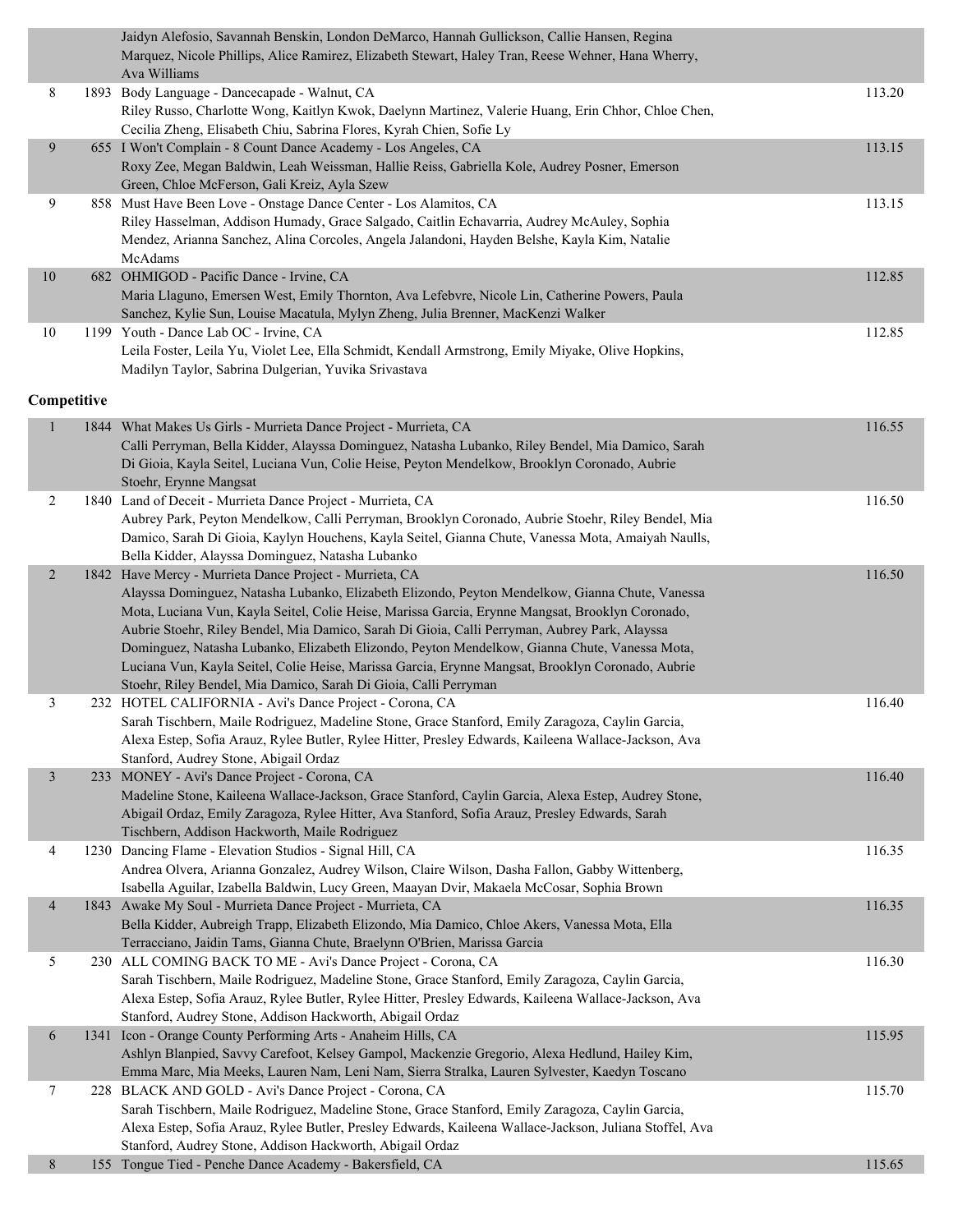| Place | No. | Entry | Score |
|---|---|---|---|
| | | Jaidyn Alefosio, Savannah Benskin, London DeMarco, Hannah Gullickson, Callie Hansen, Regina Marquez, Nicole Phillips, Alice Ramirez, Elizabeth Stewart, Haley Tran, Reese Wehner, Hana Wherry, Ava Williams | |
| 8 | 1893 | Body Language - Dancecapade - Walnut, CA<br>Riley Russo, Charlotte Wong, Kaitlyn Kwok, Daelynn Martinez, Valerie Huang, Erin Chhor, Chloe Chen, Cecilia Zheng, Elisabeth Chiu, Sabrina Flores, Kyrah Chien, Sofie Ly | 113.20 |
| 9 | 655 | I Won't Complain - 8 Count Dance Academy - Los Angeles, CA<br>Roxy Zee, Megan Baldwin, Leah Weissman, Hallie Reiss, Gabriella Kole, Audrey Posner, Emerson Green, Chloe McFerson, Gali Kreiz, Ayla Szew | 113.15 |
| 9 | 858 | Must Have Been Love - Onstage Dance Center - Los Alamitos, CA<br>Riley Hasselman, Addison Humady, Grace Salgado, Caitlin Echavarria, Audrey McAuley, Sophia Mendez, Arianna Sanchez, Alina Corcoles, Angela Jalandoni, Hayden Belshe, Kayla Kim, Natalie McAdams | 113.15 |
| 10 | 682 | OHMIGOD - Pacific Dance - Irvine, CA<br>Maria Llaguno, Emersen West, Emily Thornton, Ava Lefebvre, Nicole Lin, Catherine Powers, Paula Sanchez, Kylie Sun, Louise Macatula, Mylyn Zheng, Julia Brenner, MacKenzi Walker | 112.85 |
| 10 | 1199 | Youth - Dance Lab OC - Irvine, CA<br>Leila Foster, Leila Yu, Violet Lee, Ella Schmidt, Kendall Armstrong, Emily Miyake, Olive Hopkins, Madilyn Taylor, Sabrina Dulgerian, Yuvika Srivastava | 112.85 |

**Competitive**

| Place | No. | Entry | Score |
|---|---|---|---|
| 1 | 1844 | What Makes Us Girls - Murrieta Dance Project - Murrieta, CA<br>Calli Perryman, Bella Kidder, Alayssa Dominguez, Natasha Lubanko, Riley Bendel, Mia Damico, Sarah Di Gioia, Kayla Seitel, Luciana Vun, Colie Heise, Peyton Mendelkow, Brooklyn Coronado, Aubrie Stoehr, Erynne Mangsat | 116.55 |
| 2 | 1840 | Land of Deceit - Murrieta Dance Project - Murrieta, CA<br>Aubrey Park, Peyton Mendelkow, Calli Perryman, Brooklyn Coronado, Aubrie Stoehr, Riley Bendel, Mia Damico, Sarah Di Gioia, Kaylyn Houchens, Kayla Seitel, Gianna Chute, Vanessa Mota, Amaiyah Naulls, Bella Kidder, Alayssa Dominguez, Natasha Lubanko | 116.50 |
| 2 | 1842 | Have Mercy - Murrieta Dance Project - Murrieta, CA<br>Alayssa Dominguez, Natasha Lubanko, Elizabeth Elizondo, Peyton Mendelkow, Gianna Chute, Vanessa Mota, Luciana Vun, Kayla Seitel, Colie Heise, Marissa Garcia, Erynne Mangsat, Brooklyn Coronado, Aubrie Stoehr, Riley Bendel, Mia Damico, Sarah Di Gioia, Calli Perryman, Aubrey Park, Alayssa Dominguez, Natasha Lubanko, Elizabeth Elizondo, Peyton Mendelkow, Gianna Chute, Vanessa Mota, Luciana Vun, Kayla Seitel, Colie Heise, Marissa Garcia, Erynne Mangsat, Brooklyn Coronado, Aubrie Stoehr, Riley Bendel, Mia Damico, Sarah Di Gioia, Calli Perryman | 116.50 |
| 3 | 232 | HOTEL CALIFORNIA - Avi's Dance Project - Corona, CA<br>Sarah Tischbern, Maile Rodriguez, Madeline Stone, Grace Stanford, Emily Zaragoza, Caylin Garcia, Alexa Estep, Sofia Arauz, Rylee Butler, Rylee Hitter, Presley Edwards, Kaileena Wallace-Jackson, Ava Stanford, Audrey Stone, Abigail Ordaz | 116.40 |
| 3 | 233 | MONEY - Avi's Dance Project - Corona, CA<br>Madeline Stone, Kaileena Wallace-Jackson, Grace Stanford, Caylin Garcia, Alexa Estep, Audrey Stone, Abigail Ordaz, Emily Zaragoza, Rylee Hitter, Ava Stanford, Sofia Arauz, Presley Edwards, Sarah Tischbern, Addison Hackworth, Maile Rodriguez | 116.40 |
| 4 | 1230 | Dancing Flame - Elevation Studios - Signal Hill, CA<br>Andrea Olvera, Arianna Gonzalez, Audrey Wilson, Claire Wilson, Dasha Fallon, Gabby Wittenberg, Isabella Aguilar, Izabella Baldwin, Lucy Green, Maayan Dvir, Makaela McCosar, Sophia Brown | 116.35 |
| 4 | 1843 | Awake My Soul - Murrieta Dance Project - Murrieta, CA<br>Bella Kidder, Aubreigh Trapp, Elizabeth Elizondo, Mia Damico, Chloe Akers, Vanessa Mota, Ella Terracciano, Jaidin Tams, Gianna Chute, Braelynn O'Brien, Marissa Garcia | 116.35 |
| 5 | 230 | ALL COMING BACK TO ME - Avi's Dance Project - Corona, CA<br>Sarah Tischbern, Maile Rodriguez, Madeline Stone, Grace Stanford, Emily Zaragoza, Caylin Garcia, Alexa Estep, Sofia Arauz, Rylee Butler, Rylee Hitter, Presley Edwards, Kaileena Wallace-Jackson, Ava Stanford, Audrey Stone, Addison Hackworth, Abigail Ordaz | 116.30 |
| 6 | 1341 | Icon - Orange County Performing Arts - Anaheim Hills, CA<br>Ashlyn Blanpied, Savvy Carefoot, Kelsey Gampol, Mackenzie Gregorio, Alexa Hedlund, Hailey Kim, Emma Marc, Mia Meeks, Lauren Nam, Leni Nam, Sierra Stralka, Lauren Sylvester, Kaedyn Toscano | 115.95 |
| 7 | 228 | BLACK AND GOLD - Avi's Dance Project - Corona, CA<br>Sarah Tischbern, Maile Rodriguez, Madeline Stone, Grace Stanford, Emily Zaragoza, Caylin Garcia, Alexa Estep, Sofia Arauz, Rylee Butler, Presley Edwards, Kaileena Wallace-Jackson, Juliana Stoffel, Ava Stanford, Audrey Stone, Addison Hackworth, Abigail Ordaz | 115.70 |
| 8 | 155 | Tongue Tied - Penche Dance Academy - Bakersfield, CA | 115.65 |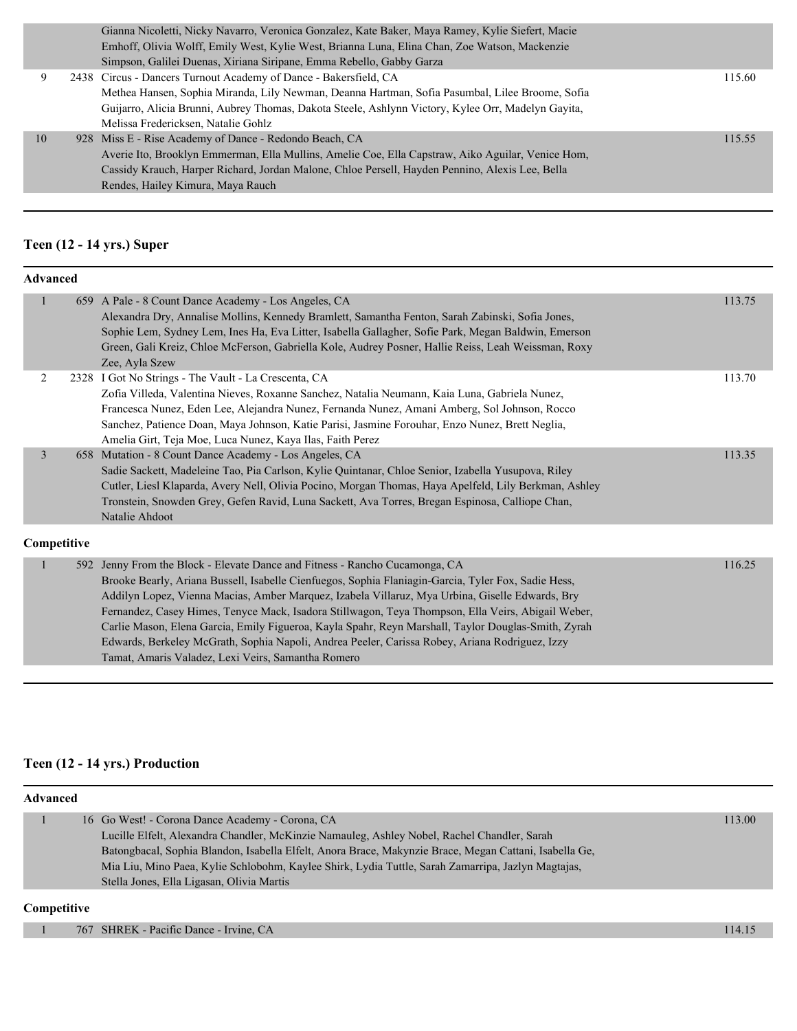| | | | |
|---|---|---|---|
| | | Gianna Nicoletti, Nicky Navarro, Veronica Gonzalez, Kate Baker, Maya Ramey, Kylie Siefert, Macie Emhoff, Olivia Wolff, Emily West, Kylie West, Brianna Luna, Elina Chan, Zoe Watson, Mackenzie Simpson, Galilei Duenas, Xiriana Siripane, Emma Rebello, Gabby Garza | |
| 9 | 2438 | Circus - Dancers Turnout Academy of Dance - Bakersfield, CA<br>Methea Hansen, Sophia Miranda, Lily Newman, Deanna Hartman, Sofia Pasumbal, Lilee Broome, Sofia Guijarro, Alicia Brunni, Aubrey Thomas, Dakota Steele, Ashlynn Victory, Kylee Orr, Madelyn Gayita, Melissa Fredericksen, Natalie Gohlz | 115.60 |
| 10 | 928 | Miss E - Rise Academy of Dance - Redondo Beach, CA<br>Averie Ito, Brooklyn Emmerman, Ella Mullins, Amelie Coe, Ella Capstraw, Aiko Aguilar, Venice Hom, Cassidy Krauch, Harper Richard, Jordan Malone, Chloe Persell, Hayden Pennino, Alexis Lee, Bella Rendes, Hailey Kimura, Maya Rauch | 115.55 |

## Teen (12 - 14 yrs.) Super

### Advanced

| | | | |
|---|---|---|---|
| 1 | 659 | A Pale - 8 Count Dance Academy - Los Angeles, CA<br>Alexandra Dry, Annalise Mollins, Kennedy Bramlett, Samantha Fenton, Sarah Zabinski, Sofia Jones, Sophie Lem, Sydney Lem, Ines Ha, Eva Litter, Isabella Gallagher, Sofie Park, Megan Baldwin, Emerson Green, Gali Kreiz, Chloe McFerson, Gabriella Kole, Audrey Posner, Hallie Reiss, Leah Weissman, Roxy Zee, Ayla Szew | 113.75 |
| 2 | 2328 | I Got No Strings - The Vault - La Crescenta, CA<br>Zofia Villeda, Valentina Nieves, Roxanne Sanchez, Natalia Neumann, Kaia Luna, Gabriela Nunez, Francesca Nunez, Eden Lee, Alejandra Nunez, Fernanda Nunez, Amani Amberg, Sol Johnson, Rocco Sanchez, Patience Doan, Maya Johnson, Katie Parisi, Jasmine Forouhar, Enzo Nunez, Brett Neglia, Amelia Girt, Teja Moe, Luca Nunez, Kaya Ilas, Faith Perez | 113.70 |
| 3 | 658 | Mutation - 8 Count Dance Academy - Los Angeles, CA<br>Sadie Sackett, Madeleine Tao, Pia Carlson, Kylie Quintanar, Chloe Senior, Izabella Yusupova, Riley Cutler, Liesl Klaparda, Avery Nell, Olivia Pocino, Morgan Thomas, Haya Apelfeld, Lily Berkman, Ashley Tronstein, Snowden Grey, Gefen Ravid, Luna Sackett, Ava Torres, Bregan Espinosa, Calliope Chan, Natalie Ahdoot | 113.35 |

### Competitive

| | | | |
|---|---|---|---|
| 1 | 592 | Jenny From the Block - Elevate Dance and Fitness - Rancho Cucamonga, CA<br>Brooke Bearly, Ariana Bussell, Isabelle Cienfuegos, Sophia Flaniagin-Garcia, Tyler Fox, Sadie Hess, Addilyn Lopez, Vienna Macias, Amber Marquez, Izabela Villaruz, Mya Urbina, Giselle Edwards, Bry Fernandez, Casey Himes, Tenyce Mack, Isadora Stillwagon, Teya Thompson, Ella Veirs, Abigail Weber, Carlie Mason, Elena Garcia, Emily Figueroa, Kayla Spahr, Reyn Marshall, Taylor Douglas-Smith, Zyrah Edwards, Berkeley McGrath, Sophia Napoli, Andrea Peeler, Carissa Robey, Ariana Rodriguez, Izzy Tamat, Amaris Valadez, Lexi Veirs, Samantha Romero | 116.25 |

## Teen (12 - 14 yrs.) Production

### Advanced

| | | | |
|---|---|---|---|
| 1 | 16 | Go West! - Corona Dance Academy - Corona, CA<br>Lucille Elfelt, Alexandra Chandler, McKinzie Namauleg, Ashley Nobel, Rachel Chandler, Sarah Batongbacal, Sophia Blandon, Isabella Elfelt, Anora Brace, Makynzie Brace, Megan Cattani, Isabella Ge, Mia Liu, Mino Paea, Kylie Schlobohm, Kaylee Shirk, Lydia Tuttle, Sarah Zamarripa, Jazlyn Magtajas, Stella Jones, Ella Ligasan, Olivia Martis | 113.00 |

### Competitive

| | | | |
|---|---|---|---|
| 1 | 767 | SHREK - Pacific Dance - Irvine, CA | 114.15 |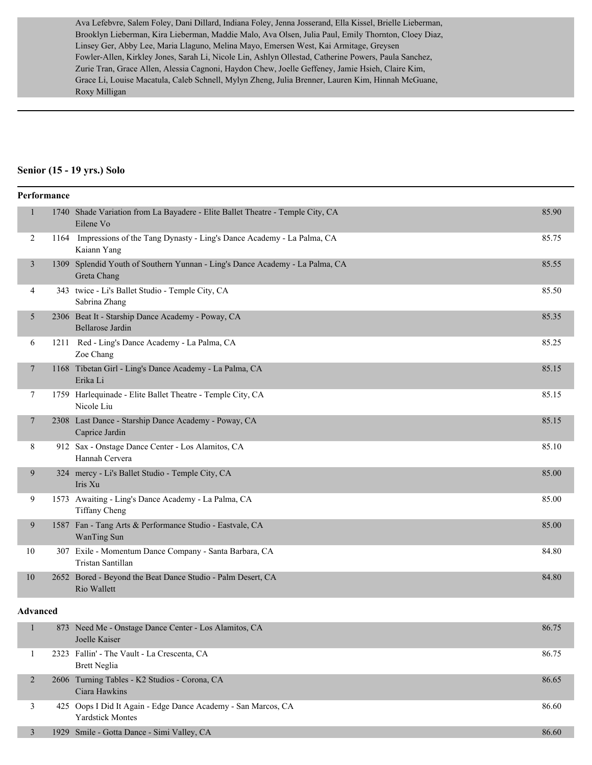Ava Lefebvre, Salem Foley, Dani Dillard, Indiana Foley, Jenna Josserand, Ella Kissel, Brielle Lieberman, Brooklyn Lieberman, Kira Lieberman, Maddie Malo, Ava Olsen, Julia Paul, Emily Thornton, Cloey Diaz, Linsey Ger, Abby Lee, Maria Llaguno, Melina Mayo, Emersen West, Kai Armitage, Greysen Fowler-Allen, Kirkley Jones, Sarah Li, Nicole Lin, Ashlyn Ollestad, Catherine Powers, Paula Sanchez, Zurie Tran, Grace Allen, Alessia Cagnoni, Haydon Chew, Joelle Geffeney, Jamie Hsieh, Claire Kim, Grace Li, Louise Macatula, Caleb Schnell, Mylyn Zheng, Julia Brenner, Lauren Kim, Hinnah McGuane, Roxy Milligan

---

## Senior (15 - 19 yrs.) Solo

### Performance

| Place | # | Routine | Score |
|---|---|---|---|
| 1 | 1740 | Shade Variation from La Bayadere - Elite Ballet Theatre - Temple City, CA<br>Eilene Vo | 85.90 |
| 2 | 1164 | Impressions of the Tang Dynasty - Ling's Dance Academy - La Palma, CA<br>Kaiann Yang | 85.75 |
| 3 | 1309 | Splendid Youth of Southern Yunnan - Ling's Dance Academy - La Palma, CA<br>Greta Chang | 85.55 |
| 4 | 343 | twice - Li's Ballet Studio - Temple City, CA<br>Sabrina Zhang | 85.50 |
| 5 | 2306 | Beat It - Starship Dance Academy - Poway, CA<br>Bellarose Jardin | 85.35 |
| 6 | 1211 | Red - Ling's Dance Academy - La Palma, CA<br>Zoe Chang | 85.25 |
| 7 | 1168 | Tibetan Girl - Ling's Dance Academy - La Palma, CA<br>Erika Li | 85.15 |
| 7 | 1759 | Harlequinade - Elite Ballet Theatre - Temple City, CA<br>Nicole Liu | 85.15 |
| 7 | 2308 | Last Dance - Starship Dance Academy - Poway, CA<br>Caprice Jardin | 85.15 |
| 8 | 912 | Sax - Onstage Dance Center - Los Alamitos, CA<br>Hannah Cervera | 85.10 |
| 9 | 324 | mercy - Li's Ballet Studio - Temple City, CA<br>Iris Xu | 85.00 |
| 9 | 1573 | Awaiting - Ling's Dance Academy - La Palma, CA<br>Tiffany Cheng | 85.00 |
| 9 | 1587 | Fan - Tang Arts & Performance Studio - Eastvale, CA<br>WanTing Sun | 85.00 |
| 10 | 307 | Exile - Momentum Dance Company - Santa Barbara, CA<br>Tristan Santillan | 84.80 |
| 10 | 2652 | Bored - Beyond the Beat Dance Studio - Palm Desert, CA<br>Rio Wallett | 84.80 |

### Advanced

| Place | # | Routine | Score |
|---|---|---|---|
| 1 | 873 | Need Me - Onstage Dance Center - Los Alamitos, CA<br>Joelle Kaiser | 86.75 |
| 1 | 2323 | Fallin' - The Vault - La Crescenta, CA<br>Brett Neglia | 86.75 |
| 2 | 2606 | Turning Tables - K2 Studios - Corona, CA<br>Ciara Hawkins | 86.65 |
| 3 | 425 | Oops I Did It Again - Edge Dance Academy - San Marcos, CA<br>Yardstick Montes | 86.60 |
| 3 | 1929 | Smile - Gotta Dance - Simi Valley, CA | 86.60 |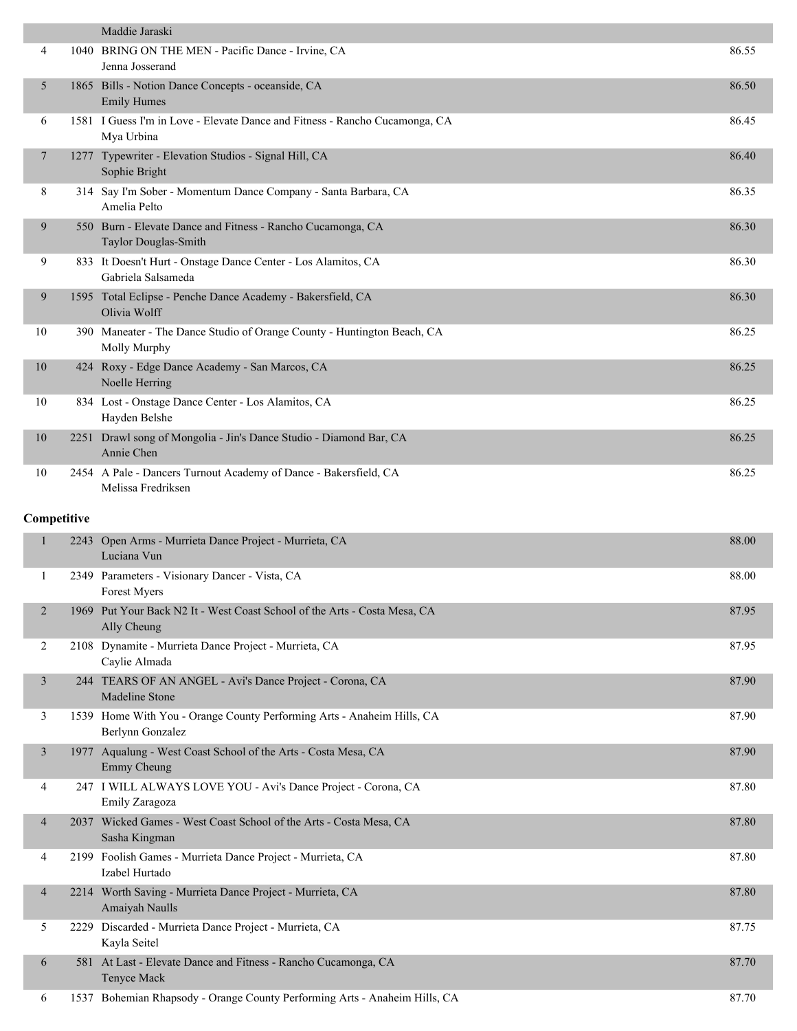| | | | |
|---|---|---|---|
| | | Maddie Jaraski | |
| 4 | 1040 | BRING ON THE MEN - Pacific Dance - Irvine, CA<br>Jenna Josserand | 86.55 |
| 5 | 1865 | Bills - Notion Dance Concepts - oceanside, CA<br>Emily Humes | 86.50 |
| 6 | 1581 | I Guess I'm in Love - Elevate Dance and Fitness - Rancho Cucamonga, CA<br>Mya Urbina | 86.45 |
| 7 | 1277 | Typewriter - Elevation Studios - Signal Hill, CA<br>Sophie Bright | 86.40 |
| 8 | 314 | Say I'm Sober - Momentum Dance Company - Santa Barbara, CA<br>Amelia Pelto | 86.35 |
| 9 | 550 | Burn - Elevate Dance and Fitness - Rancho Cucamonga, CA<br>Taylor Douglas-Smith | 86.30 |
| 9 | 833 | It Doesn't Hurt - Onstage Dance Center - Los Alamitos, CA<br>Gabriela Salsameda | 86.30 |
| 9 | 1595 | Total Eclipse - Penche Dance Academy - Bakersfield, CA<br>Olivia Wolff | 86.30 |
| 10 | 390 | Maneater - The Dance Studio of Orange County - Huntington Beach, CA<br>Molly Murphy | 86.25 |
| 10 | 424 | Roxy - Edge Dance Academy - San Marcos, CA<br>Noelle Herring | 86.25 |
| 10 | 834 | Lost - Onstage Dance Center - Los Alamitos, CA<br>Hayden Belshe | 86.25 |
| 10 | 2251 | Drawl song of Mongolia - Jin's Dance Studio - Diamond Bar, CA<br>Annie Chen | 86.25 |
| 10 | 2454 | A Pale - Dancers Turnout Academy of Dance - Bakersfield, CA<br>Melissa Fredriksen | 86.25 |

**Competitive**

| | | | |
|---|---|---|---|
| 1 | 2243 | Open Arms - Murrieta Dance Project - Murrieta, CA<br>Luciana Vun | 88.00 |
| 1 | 2349 | Parameters - Visionary Dancer - Vista, CA<br>Forest Myers | 88.00 |
| 2 | 1969 | Put Your Back N2 It - West Coast School of the Arts - Costa Mesa, CA<br>Ally Cheung | 87.95 |
| 2 | 2108 | Dynamite - Murrieta Dance Project - Murrieta, CA<br>Caylie Almada | 87.95 |
| 3 | 244 | TEARS OF AN ANGEL - Avi's Dance Project - Corona, CA<br>Madeline Stone | 87.90 |
| 3 | 1539 | Home With You - Orange County Performing Arts - Anaheim Hills, CA<br>Berlynn Gonzalez | 87.90 |
| 3 | 1977 | Aqualung - West Coast School of the Arts - Costa Mesa, CA<br>Emmy Cheung | 87.90 |
| 4 | 247 | I WILL ALWAYS LOVE YOU - Avi's Dance Project - Corona, CA<br>Emily Zaragoza | 87.80 |
| 4 | 2037 | Wicked Games - West Coast School of the Arts - Costa Mesa, CA<br>Sasha Kingman | 87.80 |
| 4 | 2199 | Foolish Games - Murrieta Dance Project - Murrieta, CA<br>Izabel Hurtado | 87.80 |
| 4 | 2214 | Worth Saving - Murrieta Dance Project - Murrieta, CA<br>Amaiyah Naulls | 87.80 |
| 5 | 2229 | Discarded - Murrieta Dance Project - Murrieta, CA<br>Kayla Seitel | 87.75 |
| 6 | 581 | At Last - Elevate Dance and Fitness - Rancho Cucamonga, CA<br>Tenyce Mack | 87.70 |
| 6 | 1537 | Bohemian Rhapsody - Orange County Performing Arts - Anaheim Hills, CA | 87.70 |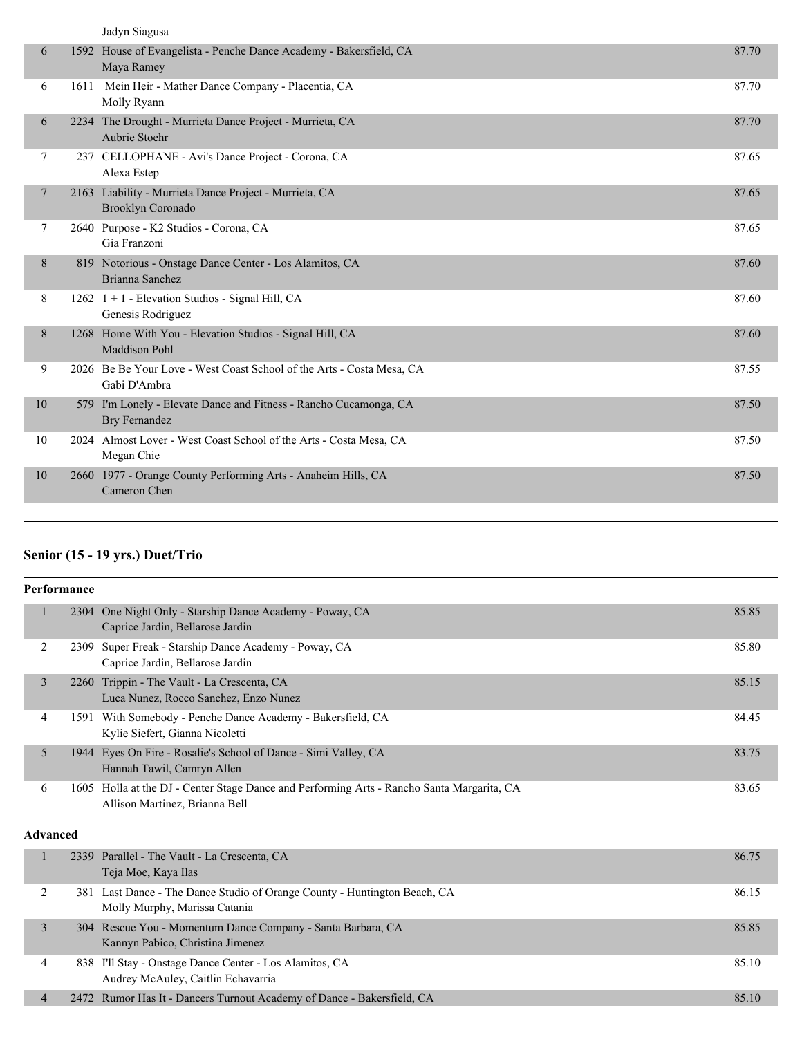| | | | |
|---|---|---|---|
| | | Jadyn Siagusa | |
| 6 | 1592 | House of Evangelista - Penche Dance Academy - Bakersfield, CA<br>Maya Ramey | 87.70 |
| 6 | 1611 | Mein Heir - Mather Dance Company - Placentia, CA<br>Molly Ryann | 87.70 |
| 6 | 2234 | The Drought - Murrieta Dance Project - Murrieta, CA<br>Aubrie Stoehr | 87.70 |
| 7 | 237 | CELLOPHANE - Avi's Dance Project - Corona, CA<br>Alexa Estep | 87.65 |
| 7 | 2163 | Liability - Murrieta Dance Project - Murrieta, CA<br>Brooklyn Coronado | 87.65 |
| 7 | 2640 | Purpose - K2 Studios - Corona, CA<br>Gia Franzoni | 87.65 |
| 8 | 819 | Notorious - Onstage Dance Center - Los Alamitos, CA<br>Brianna Sanchez | 87.60 |
| 8 | 1262 | 1 + 1 - Elevation Studios - Signal Hill, CA<br>Genesis Rodriguez | 87.60 |
| 8 | 1268 | Home With You - Elevation Studios - Signal Hill, CA<br>Maddison Pohl | 87.60 |
| 9 | 2026 | Be Be Your Love - West Coast School of the Arts - Costa Mesa, CA<br>Gabi D'Ambra | 87.55 |
| 10 | 579 | I'm Lonely - Elevate Dance and Fitness - Rancho Cucamonga, CA<br>Bry Fernandez | 87.50 |
| 10 | 2024 | Almost Lover - West Coast School of the Arts - Costa Mesa, CA<br>Megan Chie | 87.50 |
| 10 | 2660 | 1977 - Orange County Performing Arts - Anaheim Hills, CA<br>Cameron Chen | 87.50 |

## Senior (15 - 19 yrs.) Duet/Trio

**Performance**

| | | | |
|---|---|---|---|
| 1 | 2304 | One Night Only - Starship Dance Academy - Poway, CA<br>Caprice Jardin, Bellarose Jardin | 85.85 |
| 2 | 2309 | Super Freak - Starship Dance Academy - Poway, CA<br>Caprice Jardin, Bellarose Jardin | 85.80 |
| 3 | 2260 | Trippin - The Vault - La Crescenta, CA<br>Luca Nunez, Rocco Sanchez, Enzo Nunez | 85.15 |
| 4 | 1591 | With Somebody - Penche Dance Academy - Bakersfield, CA<br>Kylie Siefert, Gianna Nicoletti | 84.45 |
| 5 | 1944 | Eyes On Fire - Rosalie's School of Dance - Simi Valley, CA<br>Hannah Tawil, Camryn Allen | 83.75 |
| 6 | 1605 | Holla at the DJ - Center Stage Dance and Performing Arts - Rancho Santa Margarita, CA<br>Allison Martinez, Brianna Bell | 83.65 |

**Advanced**

| | | | |
|---|---|---|---|
| 1 | 2339 | Parallel - The Vault - La Crescenta, CA<br>Teja Moe, Kaya Ilas | 86.75 |
| 2 | 381 | Last Dance - The Dance Studio of Orange County - Huntington Beach, CA<br>Molly Murphy, Marissa Catania | 86.15 |
| 3 | 304 | Rescue You - Momentum Dance Company - Santa Barbara, CA<br>Kannyn Pabico, Christina Jimenez | 85.85 |
| 4 | 838 | I'll Stay - Onstage Dance Center - Los Alamitos, CA<br>Audrey McAuley, Caitlin Echavarria | 85.10 |
| 4 | 2472 | Rumor Has It - Dancers Turnout Academy of Dance - Bakersfield, CA | 85.10 |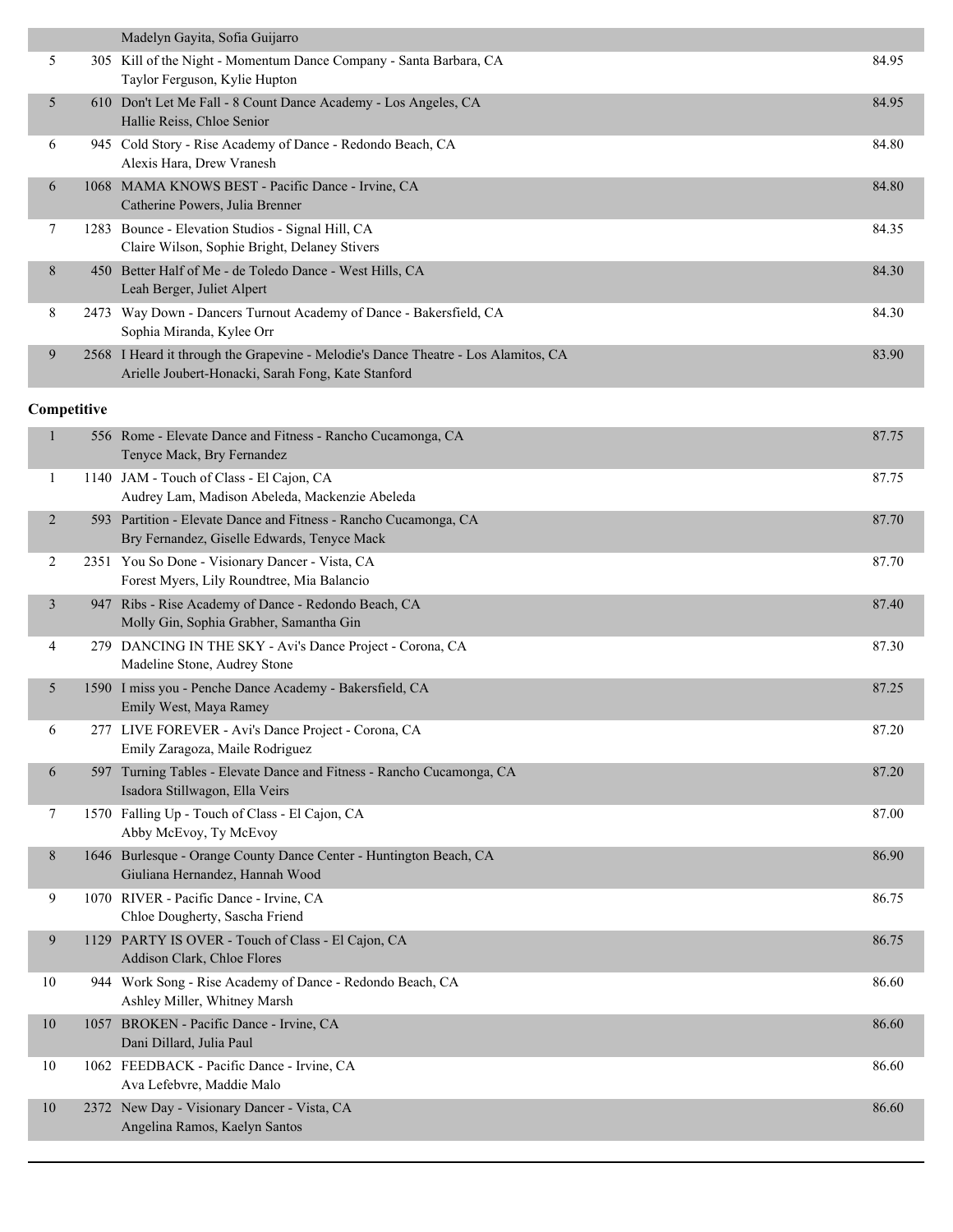| Place | No. | Entry | Score |
|---|---|---|---|
| | | Madelyn Gayita, Sofia Guijarro | |
| 5 | 305 | Kill of the Night - Momentum Dance Company - Santa Barbara, CA<br>Taylor Ferguson, Kylie Hupton | 84.95 |
| 5 | 610 | Don't Let Me Fall - 8 Count Dance Academy - Los Angeles, CA<br>Hallie Reiss, Chloe Senior | 84.95 |
| 6 | 945 | Cold Story - Rise Academy of Dance - Redondo Beach, CA<br>Alexis Hara, Drew Vranesh | 84.80 |
| 6 | 1068 | MAMA KNOWS BEST - Pacific Dance - Irvine, CA<br>Catherine Powers, Julia Brenner | 84.80 |
| 7 | 1283 | Bounce - Elevation Studios - Signal Hill, CA<br>Claire Wilson, Sophie Bright, Delaney Stivers | 84.35 |
| 8 | 450 | Better Half of Me - de Toledo Dance - West Hills, CA<br>Leah Berger, Juliet Alpert | 84.30 |
| 8 | 2473 | Way Down - Dancers Turnout Academy of Dance - Bakersfield, CA<br>Sophia Miranda, Kylee Orr | 84.30 |
| 9 | 2568 | I Heard it through the Grapevine - Melodie's Dance Theatre - Los Alamitos, CA<br>Arielle Joubert-Honacki, Sarah Fong, Kate Stanford | 83.90 |

**Competitive**

| Place | No. | Entry | Score |
|---|---|---|---|
| 1 | 556 | Rome - Elevate Dance and Fitness - Rancho Cucamonga, CA<br>Tenyce Mack, Bry Fernandez | 87.75 |
| 1 | 1140 | JAM - Touch of Class - El Cajon, CA<br>Audrey Lam, Madison Abeleda, Mackenzie Abeleda | 87.75 |
| 2 | 593 | Partition - Elevate Dance and Fitness - Rancho Cucamonga, CA<br>Bry Fernandez, Giselle Edwards, Tenyce Mack | 87.70 |
| 2 | 2351 | You So Done - Visionary Dancer - Vista, CA<br>Forest Myers, Lily Roundtree, Mia Balancio | 87.70 |
| 3 | 947 | Ribs - Rise Academy of Dance - Redondo Beach, CA<br>Molly Gin, Sophia Grabher, Samantha Gin | 87.40 |
| 4 | 279 | DANCING IN THE SKY - Avi's Dance Project - Corona, CA<br>Madeline Stone, Audrey Stone | 87.30 |
| 5 | 1590 | I miss you - Penche Dance Academy - Bakersfield, CA<br>Emily West, Maya Ramey | 87.25 |
| 6 | 277 | LIVE FOREVER - Avi's Dance Project - Corona, CA<br>Emily Zaragoza, Maile Rodriguez | 87.20 |
| 6 | 597 | Turning Tables - Elevate Dance and Fitness - Rancho Cucamonga, CA<br>Isadora Stillwagon, Ella Veirs | 87.20 |
| 7 | 1570 | Falling Up - Touch of Class - El Cajon, CA<br>Abby McEvoy, Ty McEvoy | 87.00 |
| 8 | 1646 | Burlesque - Orange County Dance Center - Huntington Beach, CA<br>Giuliana Hernandez, Hannah Wood | 86.90 |
| 9 | 1070 | RIVER - Pacific Dance - Irvine, CA<br>Chloe Dougherty, Sascha Friend | 86.75 |
| 9 | 1129 | PARTY IS OVER - Touch of Class - El Cajon, CA<br>Addison Clark, Chloe Flores | 86.75 |
| 10 | 944 | Work Song - Rise Academy of Dance - Redondo Beach, CA<br>Ashley Miller, Whitney Marsh | 86.60 |
| 10 | 1057 | BROKEN - Pacific Dance - Irvine, CA<br>Dani Dillard, Julia Paul | 86.60 |
| 10 | 1062 | FEEDBACK - Pacific Dance - Irvine, CA<br>Ava Lefebvre, Maddie Malo | 86.60 |
| 10 | 2372 | New Day - Visionary Dancer - Vista, CA<br>Angelina Ramos, Kaelyn Santos | 86.60 |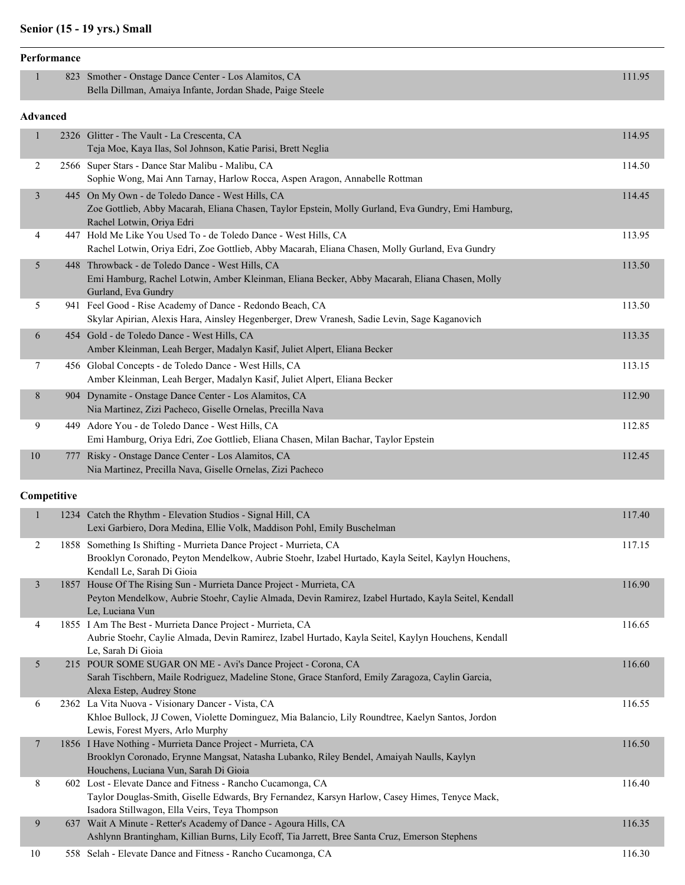## Senior (15 - 19 yrs.) Small

### Performance

| Place | No. | Routine / Dancers | Score |
|---|---|---|---|
| 1 | 823 | Smother - Onstage Dance Center - Los Alamitos, CA<br>Bella Dillman, Amaiya Infante, Jordan Shade, Paige Steele | 111.95 |

### Advanced

| Place | No. | Routine / Dancers | Score |
|---|---|---|---|
| 1 | 2326 | Glitter - The Vault - La Crescenta, CA<br>Teja Moe, Kaya Ilas, Sol Johnson, Katie Parisi, Brett Neglia | 114.95 |
| 2 | 2566 | Super Stars - Dance Star Malibu - Malibu, CA<br>Sophie Wong, Mai Ann Tarnay, Harlow Rocca, Aspen Aragon, Annabelle Rottman | 114.50 |
| 3 | 445 | On My Own - de Toledo Dance - West Hills, CA<br>Zoe Gottlieb, Abby Macarah, Eliana Chasen, Taylor Epstein, Molly Gurland, Eva Gundry, Emi Hamburg, Rachel Lotwin, Oriya Edri | 114.45 |
| 4 | 447 | Hold Me Like You Used To - de Toledo Dance - West Hills, CA<br>Rachel Lotwin, Oriya Edri, Zoe Gottlieb, Abby Macarah, Eliana Chasen, Molly Gurland, Eva Gundry | 113.95 |
| 5 | 448 | Throwback - de Toledo Dance - West Hills, CA<br>Emi Hamburg, Rachel Lotwin, Amber Kleinman, Eliana Becker, Abby Macarah, Eliana Chasen, Molly Gurland, Eva Gundry | 113.50 |
| 5 | 941 | Feel Good - Rise Academy of Dance - Redondo Beach, CA<br>Skylar Apirian, Alexis Hara, Ainsley Hegenberger, Drew Vranesh, Sadie Levin, Sage Kaganovich | 113.50 |
| 6 | 454 | Gold - de Toledo Dance - West Hills, CA<br>Amber Kleinman, Leah Berger, Madalyn Kasif, Juliet Alpert, Eliana Becker | 113.35 |
| 7 | 456 | Global Concepts - de Toledo Dance - West Hills, CA<br>Amber Kleinman, Leah Berger, Madalyn Kasif, Juliet Alpert, Eliana Becker | 113.15 |
| 8 | 904 | Dynamite - Onstage Dance Center - Los Alamitos, CA<br>Nia Martinez, Zizi Pacheco, Giselle Ornelas, Precilla Nava | 112.90 |
| 9 | 449 | Adore You - de Toledo Dance - West Hills, CA<br>Emi Hamburg, Oriya Edri, Zoe Gottlieb, Eliana Chasen, Milan Bachar, Taylor Epstein | 112.85 |
| 10 | 777 | Risky - Onstage Dance Center - Los Alamitos, CA<br>Nia Martinez, Precilla Nava, Giselle Ornelas, Zizi Pacheco | 112.45 |

### Competitive

| Place | No. | Routine / Dancers | Score |
|---|---|---|---|
| 1 | 1234 | Catch the Rhythm - Elevation Studios - Signal Hill, CA<br>Lexi Garbiero, Dora Medina, Ellie Volk, Maddison Pohl, Emily Buschelman | 117.40 |
| 2 | 1858 | Something Is Shifting - Murrieta Dance Project - Murrieta, CA<br>Brooklyn Coronado, Peyton Mendelkow, Aubrie Stoehr, Izabel Hurtado, Kayla Seitel, Kaylyn Houchens, Kendall Le, Sarah Di Gioia | 117.15 |
| 3 | 1857 | House Of The Rising Sun - Murrieta Dance Project - Murrieta, CA<br>Peyton Mendelkow, Aubrie Stoehr, Caylie Almada, Devin Ramirez, Izabel Hurtado, Kayla Seitel, Kendall Le, Luciana Vun | 116.90 |
| 4 | 1855 | I Am The Best - Murrieta Dance Project - Murrieta, CA<br>Aubrie Stoehr, Caylie Almada, Devin Ramirez, Izabel Hurtado, Kayla Seitel, Kaylyn Houchens, Kendall Le, Sarah Di Gioia | 116.65 |
| 5 | 215 | POUR SOME SUGAR ON ME - Avi's Dance Project - Corona, CA<br>Sarah Tischbern, Maile Rodriguez, Madeline Stone, Grace Stanford, Emily Zaragoza, Caylin Garcia, Alexa Estep, Audrey Stone | 116.60 |
| 6 | 2362 | La Vita Nuova - Visionary Dancer - Vista, CA<br>Khloe Bullock, JJ Cowen, Violette Dominguez, Mia Balancio, Lily Roundtree, Kaelyn Santos, Jordon Lewis, Forest Myers, Arlo Murphy | 116.55 |
| 7 | 1856 | I Have Nothing - Murrieta Dance Project - Murrieta, CA<br>Brooklyn Coronado, Erynne Mangsat, Natasha Lubanko, Riley Bendel, Amaiyah Naulls, Kaylyn Houchens, Luciana Vun, Sarah Di Gioia | 116.50 |
| 8 | 602 | Lost - Elevate Dance and Fitness - Rancho Cucamonga, CA<br>Taylor Douglas-Smith, Giselle Edwards, Bry Fernandez, Karsyn Harlow, Casey Himes, Tenyce Mack, Isadora Stillwagon, Ella Veirs, Teya Thompson | 116.40 |
| 9 | 637 | Wait A Minute - Retter's Academy of Dance - Agoura Hills, CA<br>Ashlynn Brantingham, Killian Burns, Lily Ecoff, Tia Jarrett, Bree Santa Cruz, Emerson Stephens | 116.35 |
| 10 | 558 | Selah - Elevate Dance and Fitness - Rancho Cucamonga, CA | 116.30 |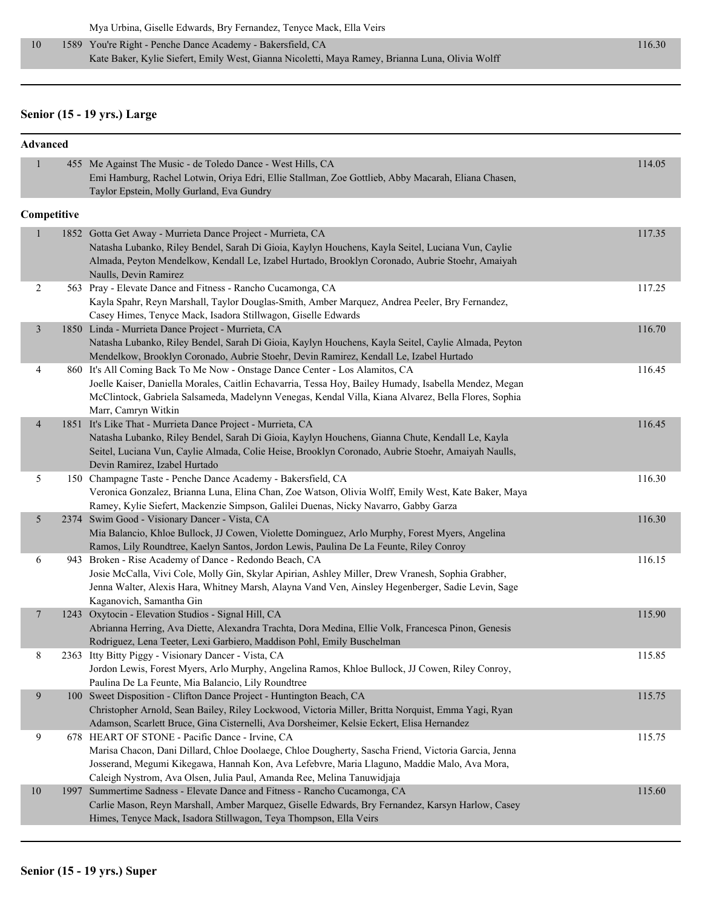| | | | |
|---|---|---|---|
| | | Mya Urbina, Giselle Edwards, Bry Fernandez, Tenyce Mack, Ella Veirs | |
| 10 | 1589 | You're Right - Penche Dance Academy - Bakersfield, CA<br>Kate Baker, Kylie Siefert, Emily West, Gianna Nicoletti, Maya Ramey, Brianna Luna, Olivia Wolff | 116.30 |

## Senior (15 - 19 yrs.) Large

### Advanced

| | | | |
|---|---|---|---|
| 1 | 455 | Me Against The Music - de Toledo Dance - West Hills, CA<br>Emi Hamburg, Rachel Lotwin, Oriya Edri, Ellie Stallman, Zoe Gottlieb, Abby Macarah, Eliana Chasen, Taylor Epstein, Molly Gurland, Eva Gundry | 114.05 |

### Competitive

| | | | |
|---|---|---|---|
| 1 | 1852 | Gotta Get Away - Murrieta Dance Project - Murrieta, CA<br>Natasha Lubanko, Riley Bendel, Sarah Di Gioia, Kaylyn Houchens, Kayla Seitel, Luciana Vun, Caylie Almada, Peyton Mendelkow, Kendall Le, Izabel Hurtado, Brooklyn Coronado, Aubrie Stoehr, Amaiyah Naulls, Devin Ramirez | 117.35 |
| 2 | 563 | Pray - Elevate Dance and Fitness - Rancho Cucamonga, CA<br>Kayla Spahr, Reyn Marshall, Taylor Douglas-Smith, Amber Marquez, Andrea Peeler, Bry Fernandez, Casey Himes, Tenyce Mack, Isadora Stillwagon, Giselle Edwards | 117.25 |
| 3 | 1850 | Linda - Murrieta Dance Project - Murrieta, CA<br>Natasha Lubanko, Riley Bendel, Sarah Di Gioia, Kaylyn Houchens, Kayla Seitel, Caylie Almada, Peyton Mendelkow, Brooklyn Coronado, Aubrie Stoehr, Devin Ramirez, Kendall Le, Izabel Hurtado | 116.70 |
| 4 | 860 | It's All Coming Back To Me Now - Onstage Dance Center - Los Alamitos, CA<br>Joelle Kaiser, Daniella Morales, Caitlin Echavarria, Tessa Hoy, Bailey Humady, Isabella Mendez, Megan McClintock, Gabriela Salsameda, Madelynn Venegas, Kendal Villa, Kiana Alvarez, Bella Flores, Sophia Marr, Camryn Witkin | 116.45 |
| 4 | 1851 | It's Like That - Murrieta Dance Project - Murrieta, CA<br>Natasha Lubanko, Riley Bendel, Sarah Di Gioia, Kaylyn Houchens, Gianna Chute, Kendall Le, Kayla Seitel, Luciana Vun, Caylie Almada, Colie Heise, Brooklyn Coronado, Aubrie Stoehr, Amaiyah Naulls, Devin Ramirez, Izabel Hurtado | 116.45 |
| 5 | 150 | Champagne Taste - Penche Dance Academy - Bakersfield, CA<br>Veronica Gonzalez, Brianna Luna, Elina Chan, Zoe Watson, Olivia Wolff, Emily West, Kate Baker, Maya Ramey, Kylie Siefert, Mackenzie Simpson, Galilei Duenas, Nicky Navarro, Gabby Garza | 116.30 |
| 5 | 2374 | Swim Good - Visionary Dancer - Vista, CA<br>Mia Balancio, Khloe Bullock, JJ Cowen, Violette Dominguez, Arlo Murphy, Forest Myers, Angelina Ramos, Lily Roundtree, Kaelyn Santos, Jordon Lewis, Paulina De La Feunte, Riley Conroy | 116.30 |
| 6 | 943 | Broken - Rise Academy of Dance - Redondo Beach, CA<br>Josie McCalla, Vivi Cole, Molly Gin, Skylar Apirian, Ashley Miller, Drew Vranesh, Sophia Grabher, Jenna Walter, Alexis Hara, Whitney Marsh, Alayna Vand Ven, Ainsley Hegenberger, Sadie Levin, Sage Kaganovich, Samantha Gin | 116.15 |
| 7 | 1243 | Oxytocin - Elevation Studios - Signal Hill, CA<br>Abrianna Herring, Ava Diette, Alexandra Trachta, Dora Medina, Ellie Volk, Francesca Pinon, Genesis Rodriguez, Lena Teeter, Lexi Garbiero, Maddison Pohl, Emily Buschelman | 115.90 |
| 8 | 2363 | Itty Bitty Piggy - Visionary Dancer - Vista, CA<br>Jordon Lewis, Forest Myers, Arlo Murphy, Angelina Ramos, Khloe Bullock, JJ Cowen, Riley Conroy, Paulina De La Feunte, Mia Balancio, Lily Roundtree | 115.85 |
| 9 | 100 | Sweet Disposition - Clifton Dance Project - Huntington Beach, CA<br>Christopher Arnold, Sean Bailey, Riley Lockwood, Victoria Miller, Britta Norquist, Emma Yagi, Ryan Adamson, Scarlett Bruce, Gina Cisternelli, Ava Dorsheimer, Kelsie Eckert, Elisa Hernandez | 115.75 |
| 9 | 678 | HEART OF STONE - Pacific Dance - Irvine, CA<br>Marisa Chacon, Dani Dillard, Chloe Doolaege, Chloe Dougherty, Sascha Friend, Victoria Garcia, Jenna Josserand, Megumi Kikegawa, Hannah Kon, Ava Lefebvre, Maria Llaguno, Maddie Malo, Ava Mora, Caleigh Nystrom, Ava Olsen, Julia Paul, Amanda Ree, Melina Tanuwidjaja | 115.75 |
| 10 | 1997 | Summertime Sadness - Elevate Dance and Fitness - Rancho Cucamonga, CA<br>Carlie Mason, Reyn Marshall, Amber Marquez, Giselle Edwards, Bry Fernandez, Karsyn Harlow, Casey Himes, Tenyce Mack, Isadora Stillwagon, Teya Thompson, Ella Veirs | 115.60 |

## Senior (15 - 19 yrs.) Super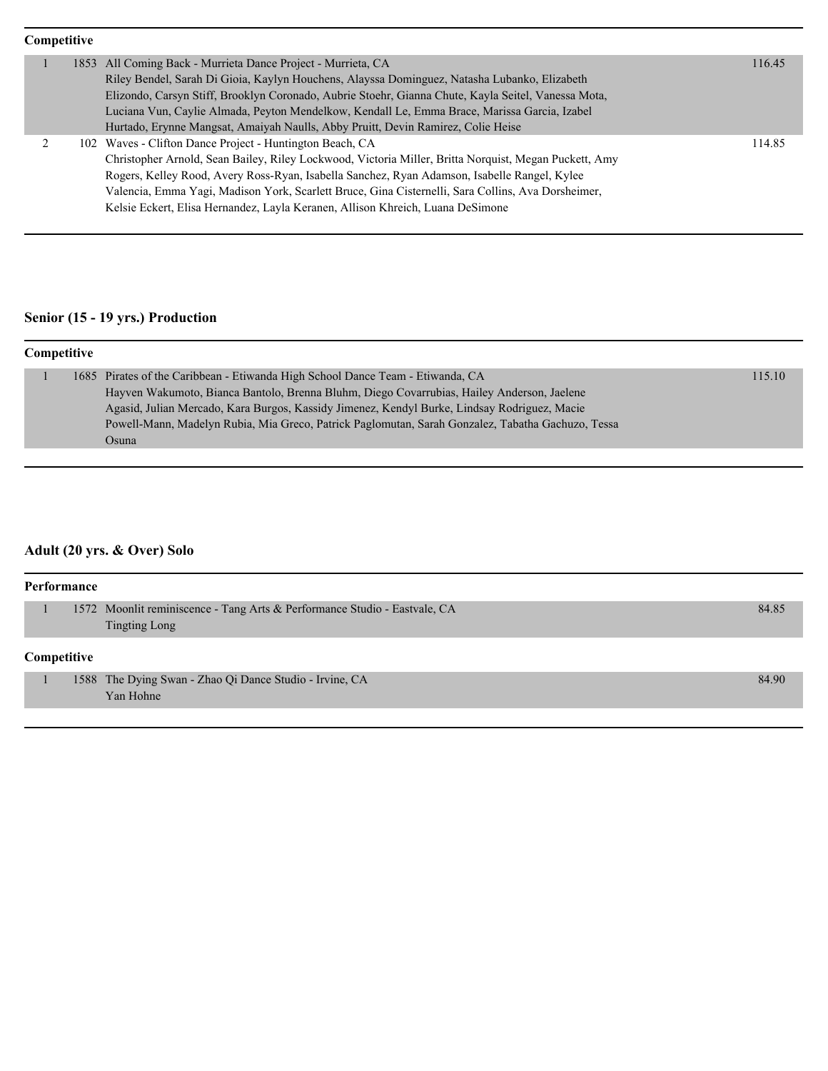**Competitive**

| | | | |
|---|---|---|---|
| 1 | 1853 | All Coming Back - Murrieta Dance Project - Murrieta, CA<br>Riley Bendel, Sarah Di Gioia, Kaylyn Houchens, Alayssa Dominguez, Natasha Lubanko, Elizabeth Elizondo, Carsyn Stiff, Brooklyn Coronado, Aubrie Stoehr, Gianna Chute, Kayla Seitel, Vanessa Mota, Luciana Vun, Caylie Almada, Peyton Mendelkow, Kendall Le, Emma Brace, Marissa Garcia, Izabel Hurtado, Erynne Mangsat, Amaiyah Naulls, Abby Pruitt, Devin Ramirez, Colie Heise | 116.45 |
| 2 | 102 | Waves - Clifton Dance Project - Huntington Beach, CA<br>Christopher Arnold, Sean Bailey, Riley Lockwood, Victoria Miller, Britta Norquist, Megan Puckett, Amy Rogers, Kelley Rood, Avery Ross-Ryan, Isabella Sanchez, Ryan Adamson, Isabelle Rangel, Kylee Valencia, Emma Yagi, Madison York, Scarlett Bruce, Gina Cisternelli, Sara Collins, Ava Dorsheimer, Kelsie Eckert, Elisa Hernandez, Layla Keranen, Allison Khreich, Luana DeSimone | 114.85 |

## Senior (15 - 19 yrs.) Production

**Competitive**

| | | | |
|---|---|---|---|
| 1 | 1685 | Pirates of the Caribbean - Etiwanda High School Dance Team - Etiwanda, CA<br>Hayven Wakumoto, Bianca Bantolo, Brenna Bluhm, Diego Covarrubias, Hailey Anderson, Jaelene Agasid, Julian Mercado, Kara Burgos, Kassidy Jimenez, Kendyl Burke, Lindsay Rodriguez, Macie Powell-Mann, Madelyn Rubia, Mia Greco, Patrick Paglomutan, Sarah Gonzalez, Tabatha Gachuzo, Tessa Osuna | 115.10 |

## Adult (20 yrs. & Over) Solo

**Performance**

| | | | |
|---|---|---|---|
| 1 | 1572 | Moonlit reminiscence - Tang Arts & Performance Studio - Eastvale, CA<br>Tingting Long | 84.85 |

**Competitive**

| | | | |
|---|---|---|---|
| 1 | 1588 | The Dying Swan - Zhao Qi Dance Studio - Irvine, CA<br>Yan Hohne | 84.90 |